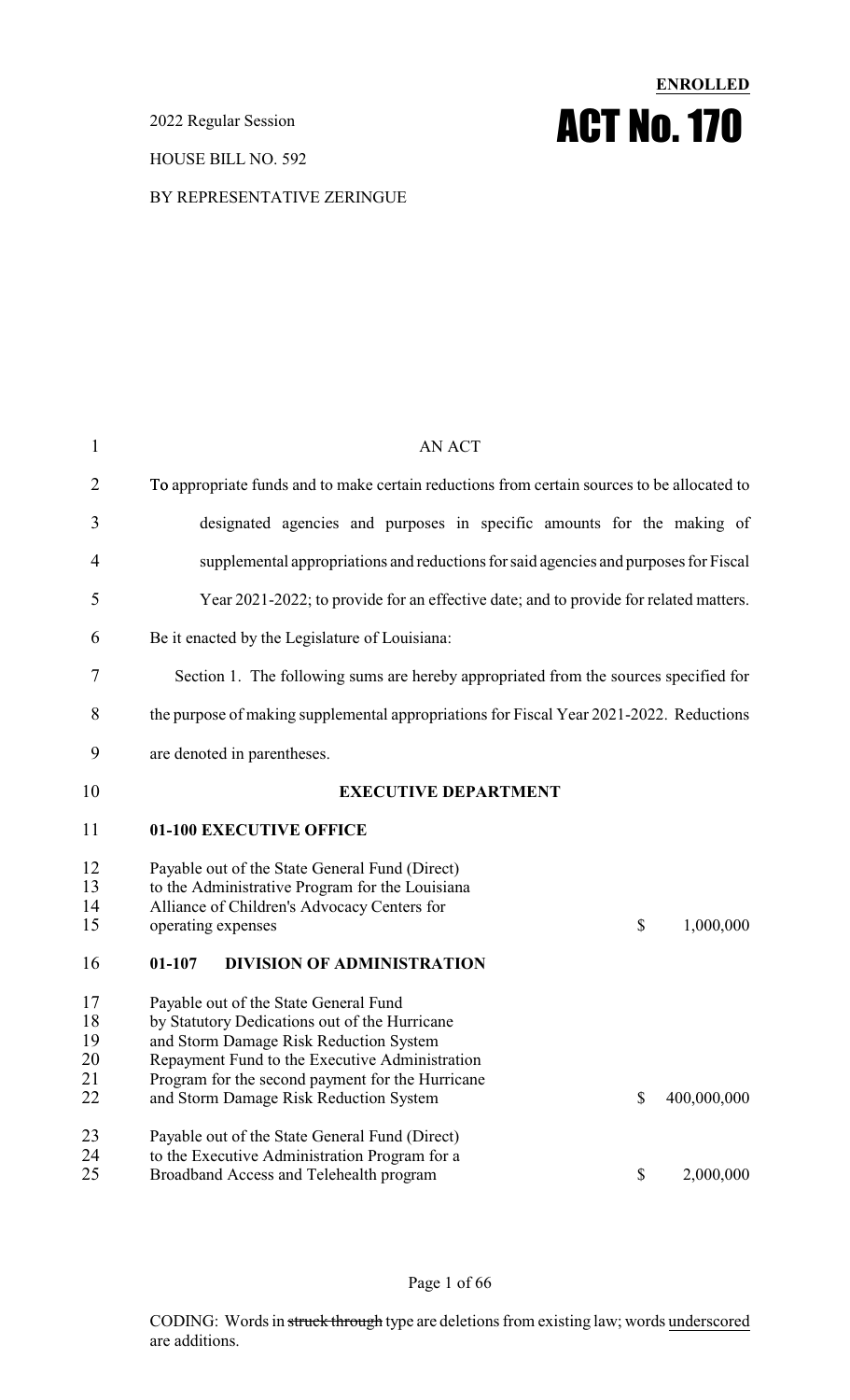**ENROLLED**

2022 Regular Session

# ACT No. 170

HOUSE BILL NO. 592

BY REPRESENTATIVE ZERINGUE

AN ACT

To appropriate funds and to make certain reductions from certain sources to be allocated to designated agencies and purposes in specific amounts for the making of supplemental appropriations and reductions for said agencies and purposes for Fiscal Year 2021-2022; to provide for an effective date; and to provide for related matters.

Be it enacted by the Legislature of Louisiana:

Section 1. The following sums are hereby appropriated from the sources specified for the purpose of making supplemental appropriations for Fiscal Year 2021-2022. Reductions are denoted in parentheses.

## EXECUTIVE DEPARTMENT

### 01-100 EXECUTIVE OFFICE

| | | |
|---|---|---|
| Payable out of the State General Fund (Direct) to the Administrative Program for the Louisiana Alliance of Children's Advocacy Centers for operating expenses | $ | 1,000,000 |

### 01-107 DIVISION OF ADMINISTRATION

| | | |
|---|---|---|
| Payable out of the State General Fund by Statutory Dedications out of the Hurricane and Storm Damage Risk Reduction System Repayment Fund to the Executive Administration Program for the second payment for the Hurricane and Storm Damage Risk Reduction System | $ | 400,000,000 |
| Payable out of the State General Fund (Direct) to the Executive Administration Program for a Broadband Access and Telehealth program | $ | 2,000,000 |

CODING: Words in ~~struck through~~ type are deletions from existing law; words underscored are additions.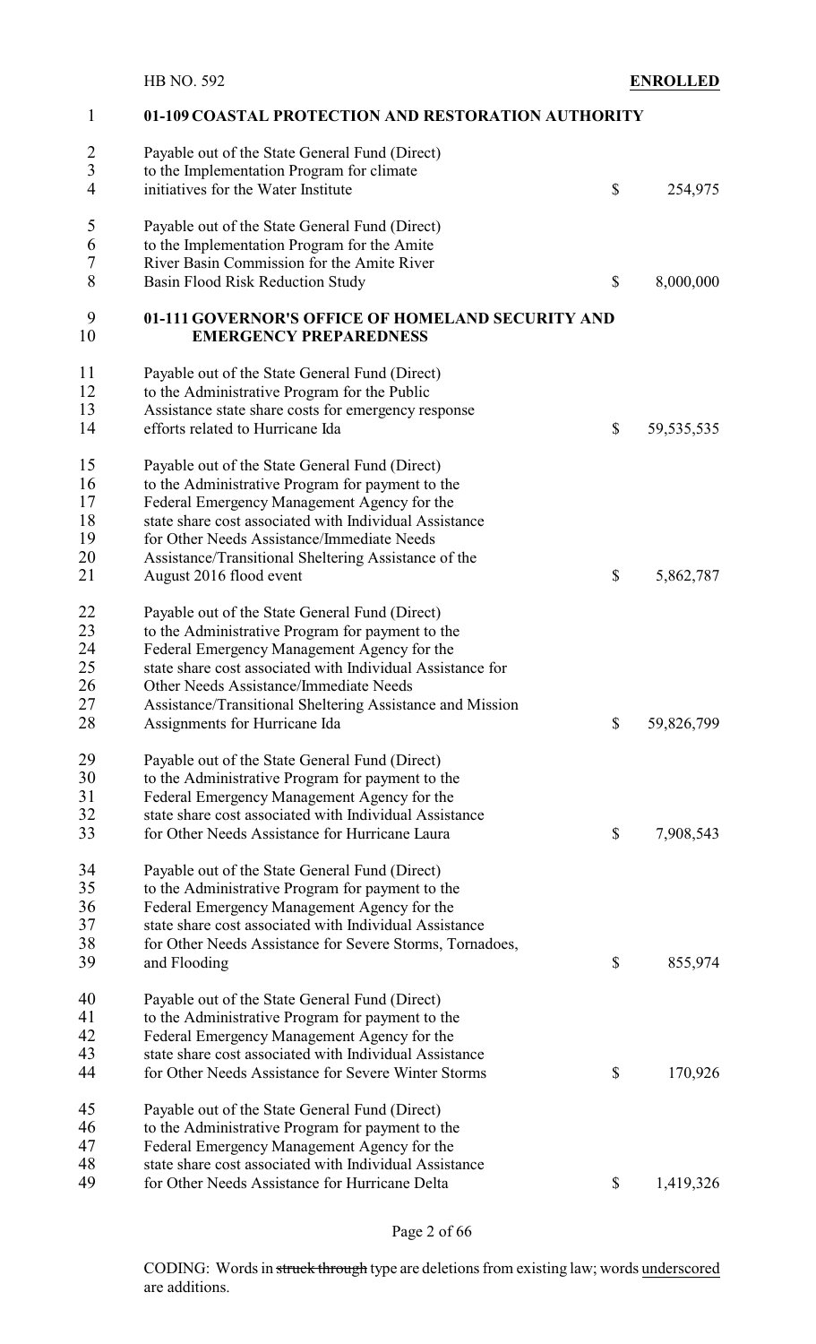### 01-109 COASTAL PROTECTION AND RESTORATION AUTHORITY

| | | |
|---|---|---|
| Payable out of the State General Fund (Direct) to the Implementation Program for climate initiatives for the Water Institute | $ | 254,975 |
| Payable out of the State General Fund (Direct) to the Implementation Program for the Amite River Basin Commission for the Amite River Basin Flood Risk Reduction Study | $ | 8,000,000 |

### 01-111 GOVERNOR'S OFFICE OF HOMELAND SECURITY AND EMERGENCY PREPAREDNESS

| | | |
|---|---|---|
| Payable out of the State General Fund (Direct) to the Administrative Program for the Public Assistance state share costs for emergency response efforts related to Hurricane Ida | $ | 59,535,535 |
| Payable out of the State General Fund (Direct) to the Administrative Program for payment to the Federal Emergency Management Agency for the state share cost associated with Individual Assistance for Other Needs Assistance/Immediate Needs Assistance/Transitional Sheltering Assistance of the August 2016 flood event | $ | 5,862,787 |
| Payable out of the State General Fund (Direct) to the Administrative Program for payment to the Federal Emergency Management Agency for the state share cost associated with Individual Assistance for Other Needs Assistance/Immediate Needs Assistance/Transitional Sheltering Assistance and Mission Assignments for Hurricane Ida | $ | 59,826,799 |
| Payable out of the State General Fund (Direct) to the Administrative Program for payment to the Federal Emergency Management Agency for the state share cost associated with Individual Assistance for Other Needs Assistance for Hurricane Laura | $ | 7,908,543 |
| Payable out of the State General Fund (Direct) to the Administrative Program for payment to the Federal Emergency Management Agency for the state share cost associated with Individual Assistance for Other Needs Assistance for Severe Storms, Tornadoes, and Flooding | $ | 855,974 |
| Payable out of the State General Fund (Direct) to the Administrative Program for payment to the Federal Emergency Management Agency for the state share cost associated with Individual Assistance for Other Needs Assistance for Severe Winter Storms | $ | 170,926 |
| Payable out of the State General Fund (Direct) to the Administrative Program for payment to the Federal Emergency Management Agency for the state share cost associated with Individual Assistance for Other Needs Assistance for Hurricane Delta | $ | 1,419,326 |

CODING: Words in struck through type are deletions from existing law; words underscored are additions.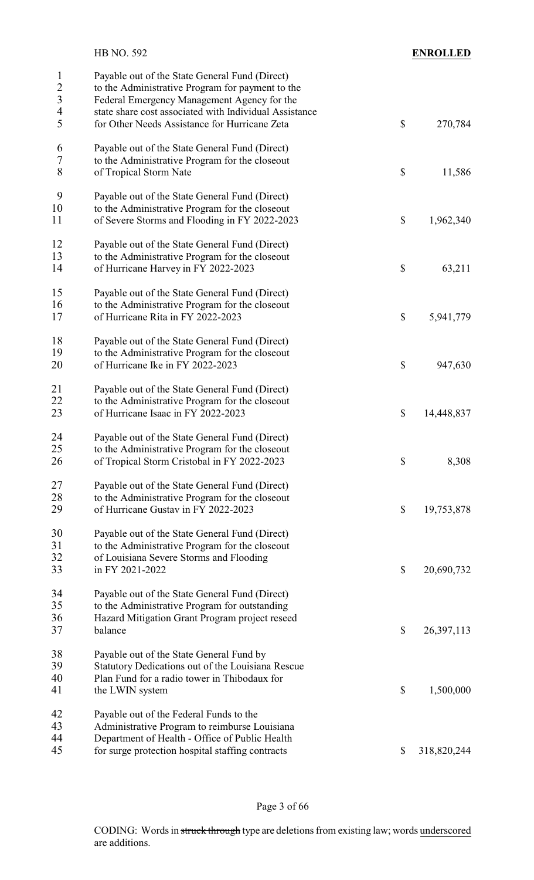| | |
|---|---|
| Payable out of the State General Fund (Direct) to the Administrative Program for payment to the Federal Emergency Management Agency for the state share cost associated with Individual Assistance for Other Needs Assistance for Hurricane Zeta | $ 270,784 |
| Payable out of the State General Fund (Direct) to the Administrative Program for the closeout of Tropical Storm Nate | $ 11,586 |
| Payable out of the State General Fund (Direct) to the Administrative Program for the closeout of Severe Storms and Flooding in FY 2022-2023 | $ 1,962,340 |
| Payable out of the State General Fund (Direct) to the Administrative Program for the closeout of Hurricane Harvey in FY 2022-2023 | $ 63,211 |
| Payable out of the State General Fund (Direct) to the Administrative Program for the closeout of Hurricane Rita in FY 2022-2023 | $ 5,941,779 |
| Payable out of the State General Fund (Direct) to the Administrative Program for the closeout of Hurricane Ike in FY 2022-2023 | $ 947,630 |
| Payable out of the State General Fund (Direct) to the Administrative Program for the closeout of Hurricane Isaac in FY 2022-2023 | $ 14,448,837 |
| Payable out of the State General Fund (Direct) to the Administrative Program for the closeout of Tropical Storm Cristobal in FY 2022-2023 | $ 8,308 |
| Payable out of the State General Fund (Direct) to the Administrative Program for the closeout of Hurricane Gustav in FY 2022-2023 | $ 19,753,878 |
| Payable out of the State General Fund (Direct) to the Administrative Program for the closeout of Louisiana Severe Storms and Flooding in FY 2021-2022 | $ 20,690,732 |
| Payable out of the State General Fund (Direct) to the Administrative Program for outstanding Hazard Mitigation Grant Program project reseed balance | $ 26,397,113 |
| Payable out of the State General Fund by Statutory Dedications out of the Louisiana Rescue Plan Fund for a radio tower in Thibodaux for the LWIN system | $ 1,500,000 |
| Payable out of the Federal Funds to the Administrative Program to reimburse Louisiana Department of Health - Office of Public Health for surge protection hospital staffing contracts | $ 318,820,244 |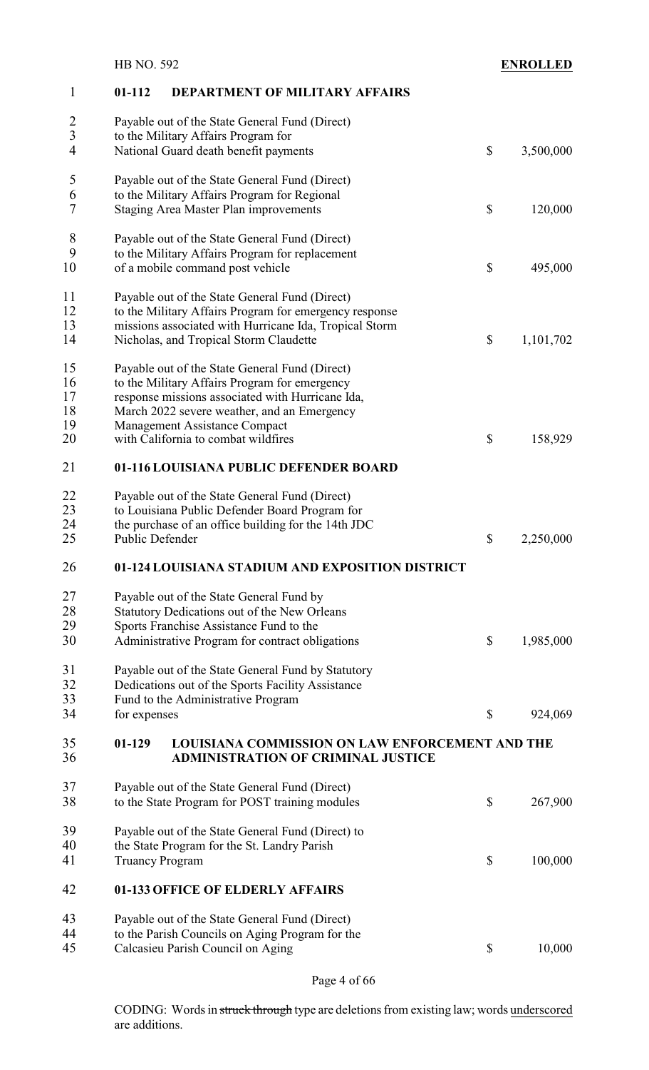**01-112 DEPARTMENT OF MILITARY AFFAIRS**

| | | |
|---|---|---|
| Payable out of the State General Fund (Direct) to the Military Affairs Program for National Guard death benefit payments | $ | 3,500,000 |
| Payable out of the State General Fund (Direct) to the Military Affairs Program for Regional Staging Area Master Plan improvements | $ | 120,000 |
| Payable out of the State General Fund (Direct) to the Military Affairs Program for replacement of a mobile command post vehicle | $ | 495,000 |
| Payable out of the State General Fund (Direct) to the Military Affairs Program for emergency response missions associated with Hurricane Ida, Tropical Storm Nicholas, and Tropical Storm Claudette | $ | 1,101,702 |
| Payable out of the State General Fund (Direct) to the Military Affairs Program for emergency response missions associated with Hurricane Ida, March 2022 severe weather, and an Emergency Management Assistance Compact with California to combat wildfires | $ | 158,929 |

**01-116 LOUISIANA PUBLIC DEFENDER BOARD**

| | | |
|---|---|---|
| Payable out of the State General Fund (Direct) to Louisiana Public Defender Board Program for the purchase of an office building for the 14th JDC Public Defender | $ | 2,250,000 |

**01-124 LOUISIANA STADIUM AND EXPOSITION DISTRICT**

| | | |
|---|---|---|
| Payable out of the State General Fund by Statutory Dedications out of the New Orleans Sports Franchise Assistance Fund to the Administrative Program for contract obligations | $ | 1,985,000 |
| Payable out of the State General Fund by Statutory Dedications out of the Sports Facility Assistance Fund to the Administrative Program for expenses | $ | 924,069 |

**01-129 LOUISIANA COMMISSION ON LAW ENFORCEMENT AND THE ADMINISTRATION OF CRIMINAL JUSTICE**

| | | |
|---|---|---|
| Payable out of the State General Fund (Direct) to the State Program for POST training modules | $ | 267,900 |
| Payable out of the State General Fund (Direct) to the State Program for the St. Landry Parish Truancy Program | $ | 100,000 |

**01-133 OFFICE OF ELDERLY AFFAIRS**

| | | |
|---|---|---|
| Payable out of the State General Fund (Direct) to the Parish Councils on Aging Program for the Calcasieu Parish Council on Aging | $ | 10,000 |

CODING: Words in ~~struck through~~ type are deletions from existing law; words underscored are additions.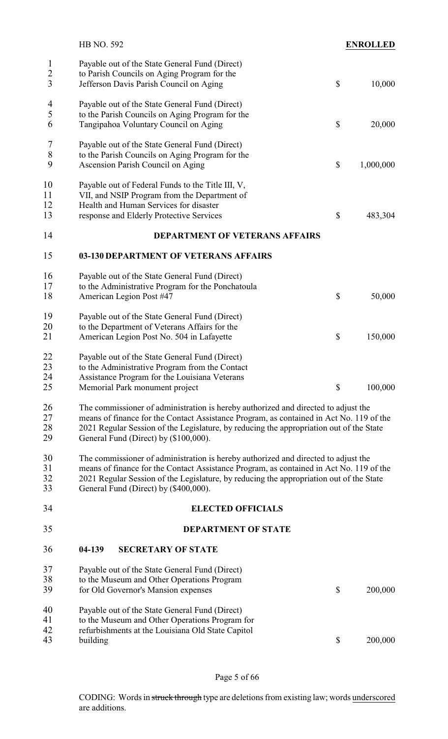Payable out of the State General Fund (Direct)
to Parish Councils on Aging Program for the
Jefferson Davis Parish Council on Aging $ 10,000

Payable out of the State General Fund (Direct)
to the Parish Councils on Aging Program for the
Tangipahoa Voluntary Council on Aging $ 20,000

Payable out of the State General Fund (Direct)
to the Parish Councils on Aging Program for the
Ascension Parish Council on Aging $ 1,000,000

Payable out of Federal Funds to the Title III, V,
VII, and NSIP Program from the Department of
Health and Human Services for disaster
response and Elderly Protective Services $ 483,304

## DEPARTMENT OF VETERANS AFFAIRS

### 03-130 DEPARTMENT OF VETERANS AFFAIRS

Payable out of the State General Fund (Direct)
to the Administrative Program for the Ponchatoula
American Legion Post #47 $ 50,000

Payable out of the State General Fund (Direct)
to the Department of Veterans Affairs for the
American Legion Post No. 504 in Lafayette $ 150,000

Payable out of the State General Fund (Direct)
to the Administrative Program from the Contact
Assistance Program for the Louisiana Veterans
Memorial Park monument project $ 100,000

The commissioner of administration is hereby authorized and directed to adjust the means of finance for the Contact Assistance Program, as contained in Act No. 119 of the 2021 Regular Session of the Legislature, by reducing the appropriation out of the State General Fund (Direct) by ($100,000).

The commissioner of administration is hereby authorized and directed to adjust the means of finance for the Contact Assistance Program, as contained in Act No. 119 of the 2021 Regular Session of the Legislature, by reducing the appropriation out of the State General Fund (Direct) by ($400,000).

## ELECTED OFFICIALS

## DEPARTMENT OF STATE

### 04-139 SECRETARY OF STATE

Payable out of the State General Fund (Direct)
to the Museum and Other Operations Program
for Old Governor's Mansion expenses $ 200,000

Payable out of the State General Fund (Direct)
to the Museum and Other Operations Program for
refurbishments at the Louisiana Old State Capitol
building $ 200,000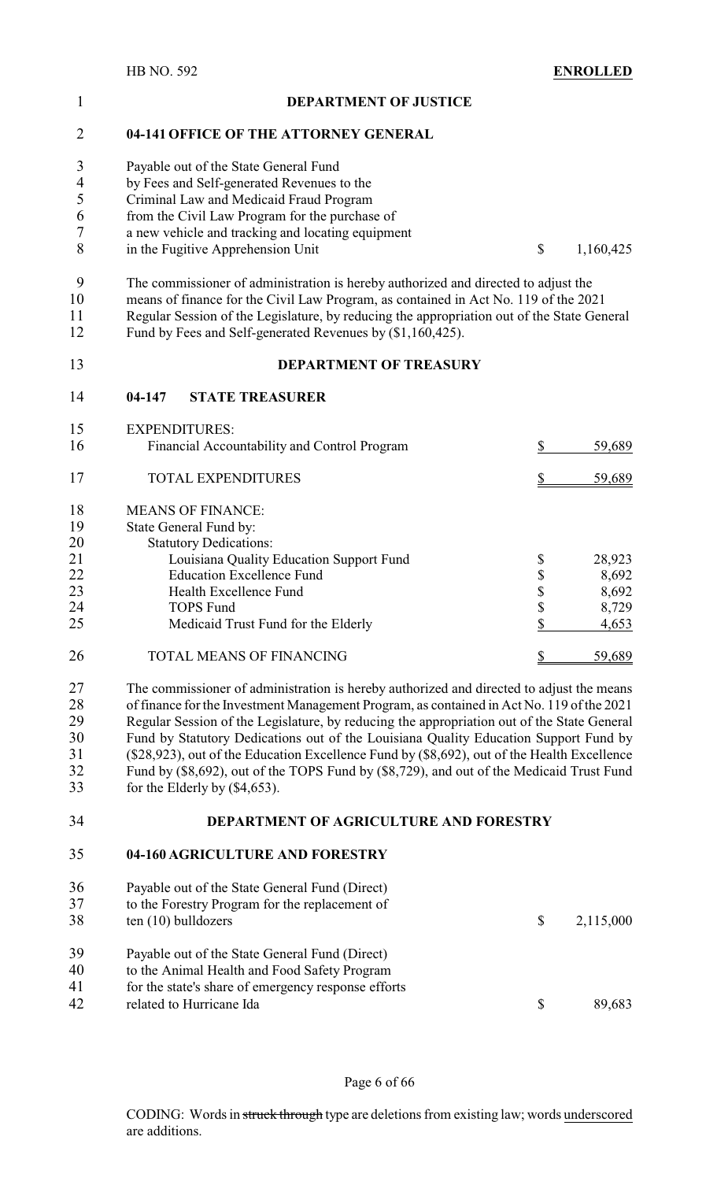## DEPARTMENT OF JUSTICE

### 04-141 OFFICE OF THE ATTORNEY GENERAL

| | | |
|---|---|---|
| Payable out of the State General Fund by Fees and Self-generated Revenues to the Criminal Law and Medicaid Fraud Program from the Civil Law Program for the purchase of a new vehicle and tracking and locating equipment in the Fugitive Apprehension Unit | $ | 1,160,425 |

The commissioner of administration is hereby authorized and directed to adjust the means of finance for the Civil Law Program, as contained in Act No. 119 of the 2021 Regular Session of the Legislature, by reducing the appropriation out of the State General Fund by Fees and Self-generated Revenues by ($1,160,425).

## DEPARTMENT OF TREASURY

### 04-147 STATE TREASURER

| | | |
|---|---|---|
| EXPENDITURES: | | |
| Financial Accountability and Control Program | $ | 59,689 |
| TOTAL EXPENDITURES | $ | 59,689 |
| MEANS OF FINANCE: | | |
| State General Fund by: | | |
| Statutory Dedications: | | |
| Louisiana Quality Education Support Fund | $ | 28,923 |
| Education Excellence Fund | $ | 8,692 |
| Health Excellence Fund | $ | 8,692 |
| TOPS Fund | $ | 8,729 |
| Medicaid Trust Fund for the Elderly | $ | 4,653 |
| TOTAL MEANS OF FINANCING | $ | 59,689 |

The commissioner of administration is hereby authorized and directed to adjust the means of finance for the Investment Management Program, as contained in Act No. 119 of the 2021 Regular Session of the Legislature, by reducing the appropriation out of the State General Fund by Statutory Dedications out of the Louisiana Quality Education Support Fund by ($28,923), out of the Education Excellence Fund by ($8,692), out of the Health Excellence Fund by ($8,692), out of the TOPS Fund by ($8,729), and out of the Medicaid Trust Fund for the Elderly by ($4,653).

## DEPARTMENT OF AGRICULTURE AND FORESTRY

### 04-160 AGRICULTURE AND FORESTRY

| | | |
|---|---|---|
| Payable out of the State General Fund (Direct) to the Forestry Program for the replacement of ten (10) bulldozers | $ | 2,115,000 |
| Payable out of the State General Fund (Direct) to the Animal Health and Food Safety Program for the state's share of emergency response efforts related to Hurricane Ida | $ | 89,683 |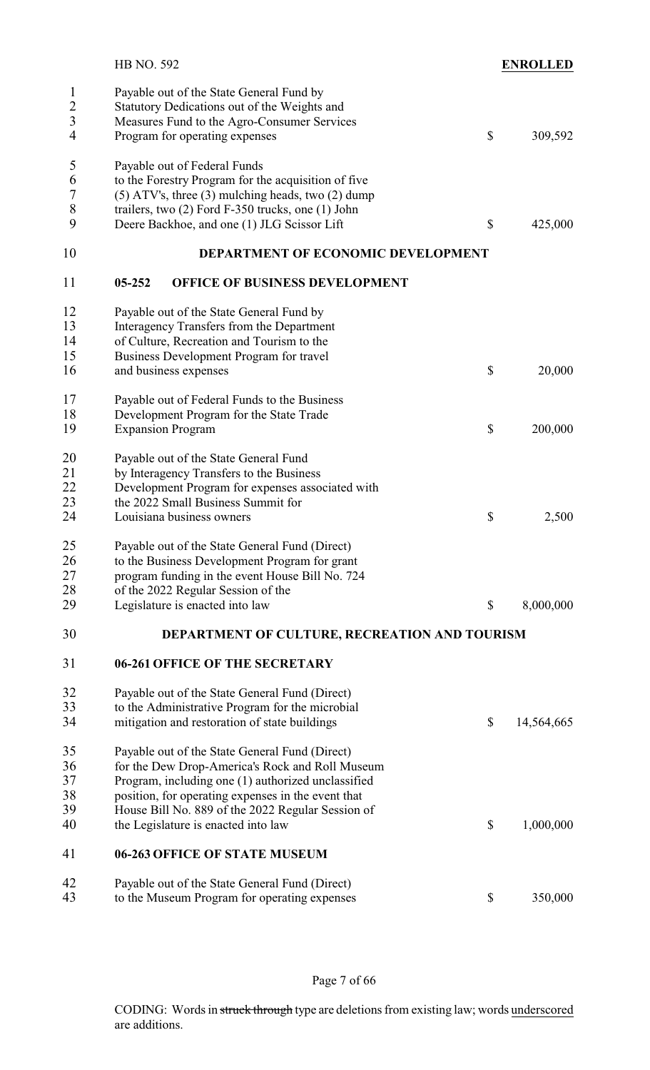Payable out of the State General Fund by Statutory Dedications out of the Weights and Measures Fund to the Agro-Consumer Services Program for operating expenses $ 309,592

Payable out of Federal Funds to the Forestry Program for the acquisition of five (5) ATV's, three (3) mulching heads, two (2) dump trailers, two (2) Ford F-350 trucks, one (1) John Deere Backhoe, and one (1) JLG Scissor Lift $ 425,000

## DEPARTMENT OF ECONOMIC DEVELOPMENT

### 05-252 OFFICE OF BUSINESS DEVELOPMENT

Payable out of the State General Fund by Interagency Transfers from the Department of Culture, Recreation and Tourism to the Business Development Program for travel and business expenses $ 20,000

Payable out of Federal Funds to the Business Development Program for the State Trade Expansion Program $ 200,000

Payable out of the State General Fund by Interagency Transfers to the Business Development Program for expenses associated with the 2022 Small Business Summit for Louisiana business owners $ 2,500

Payable out of the State General Fund (Direct) to the Business Development Program for grant program funding in the event House Bill No. 724 of the 2022 Regular Session of the Legislature is enacted into law $ 8,000,000

## DEPARTMENT OF CULTURE, RECREATION AND TOURISM

### 06-261 OFFICE OF THE SECRETARY

Payable out of the State General Fund (Direct) to the Administrative Program for the microbial mitigation and restoration of state buildings $ 14,564,665

Payable out of the State General Fund (Direct) for the Dew Drop-America's Rock and Roll Museum Program, including one (1) authorized unclassified position, for operating expenses in the event that House Bill No. 889 of the 2022 Regular Session of the Legislature is enacted into law $ 1,000,000

### 06-263 OFFICE OF STATE MUSEUM

Payable out of the State General Fund (Direct) to the Museum Program for operating expenses $ 350,000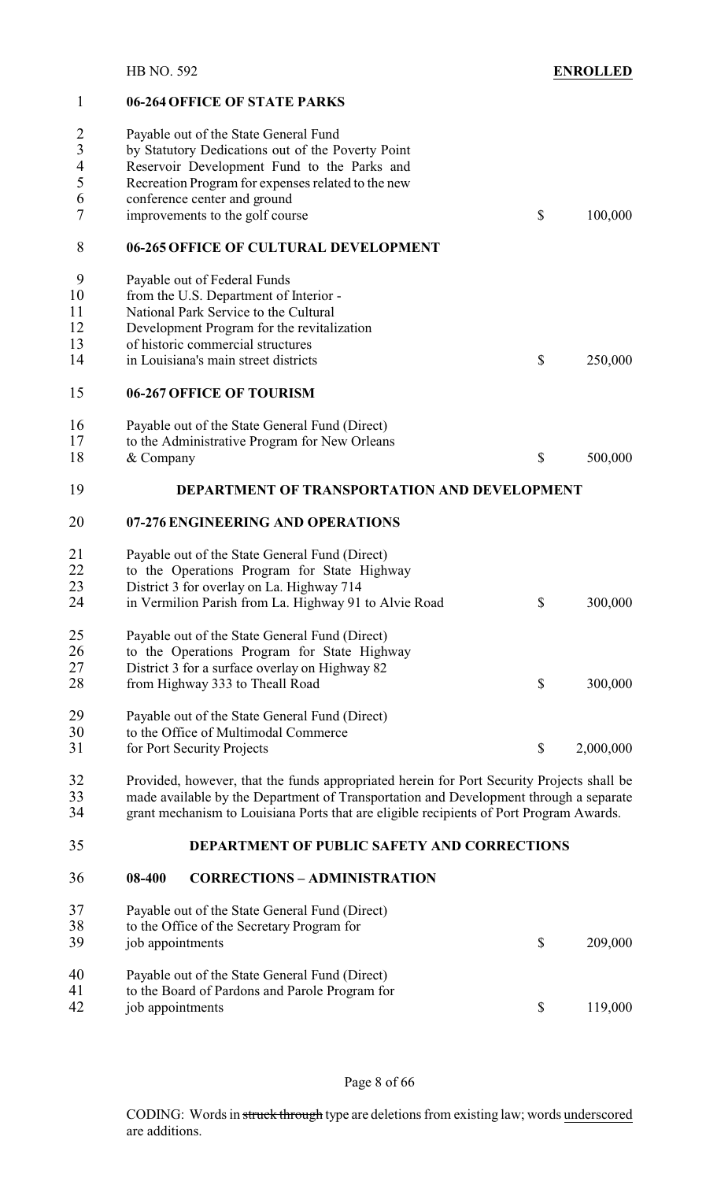**06-264 OFFICE OF STATE PARKS**

Payable out of the State General Fund by Statutory Dedications out of the Poverty Point Reservoir Development Fund to the Parks and Recreation Program for expenses related to the new conference center and ground improvements to the golf course $ 100,000

**06-265 OFFICE OF CULTURAL DEVELOPMENT**

Payable out of Federal Funds from the U.S. Department of Interior - National Park Service to the Cultural Development Program for the revitalization of historic commercial structures in Louisiana's main street districts $ 250,000

**06-267 OFFICE OF TOURISM**

Payable out of the State General Fund (Direct) to the Administrative Program for New Orleans & Company $ 500,000

**DEPARTMENT OF TRANSPORTATION AND DEVELOPMENT**

**07-276 ENGINEERING AND OPERATIONS**

Payable out of the State General Fund (Direct) to the Operations Program for State Highway District 3 for overlay on La. Highway 714 in Vermilion Parish from La. Highway 91 to Alvie Road $ 300,000

Payable out of the State General Fund (Direct) to the Operations Program for State Highway District 3 for a surface overlay on Highway 82 from Highway 333 to Theall Road $ 300,000

Payable out of the State General Fund (Direct) to the Office of Multimodal Commerce for Port Security Projects $ 2,000,000

Provided, however, that the funds appropriated herein for Port Security Projects shall be made available by the Department of Transportation and Development through a separate grant mechanism to Louisiana Ports that are eligible recipients of Port Program Awards.

**DEPARTMENT OF PUBLIC SAFETY AND CORRECTIONS**

**08-400 CORRECTIONS – ADMINISTRATION**

Payable out of the State General Fund (Direct) to the Office of the Secretary Program for job appointments $ 209,000

Payable out of the State General Fund (Direct) to the Board of Pardons and Parole Program for job appointments $ 119,000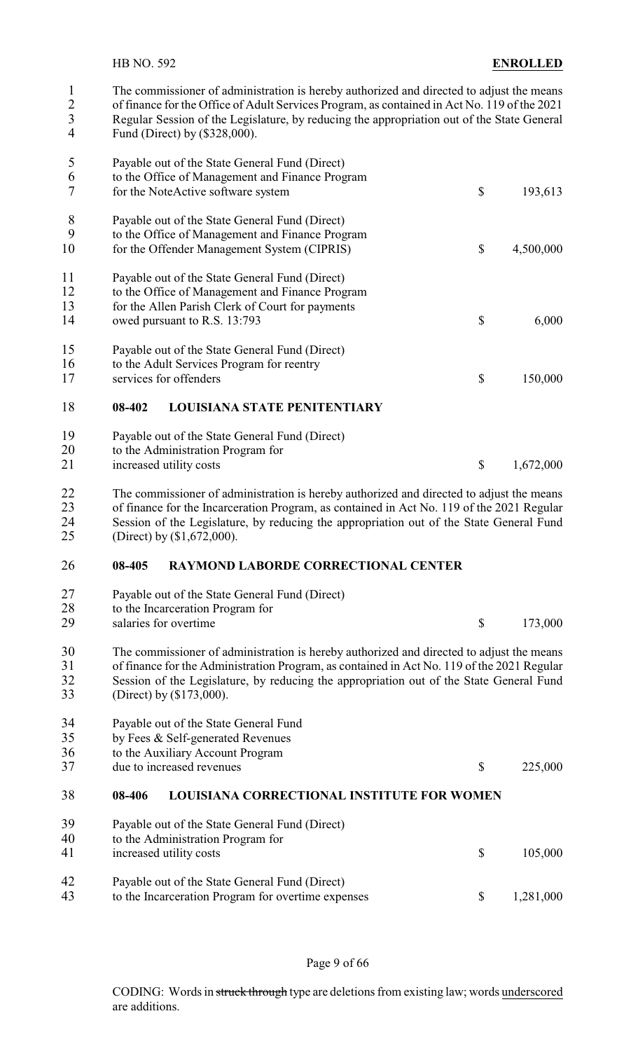The commissioner of administration is hereby authorized and directed to adjust the means of finance for the Office of Adult Services Program, as contained in Act No. 119 of the 2021 Regular Session of the Legislature, by reducing the appropriation out of the State General Fund (Direct) by ($328,000).

| | | |
|---|---|---|
| Payable out of the State General Fund (Direct) to the Office of Management and Finance Program for the NoteActive software system | $ | 193,613 |
| Payable out of the State General Fund (Direct) to the Office of Management and Finance Program for the Offender Management System (CIPRIS) | $ | 4,500,000 |
| Payable out of the State General Fund (Direct) to the Office of Management and Finance Program for the Allen Parish Clerk of Court for payments owed pursuant to R.S. 13:793 | $ | 6,000 |
| Payable out of the State General Fund (Direct) to the Adult Services Program for reentry services for offenders | $ | 150,000 |

**08-402 LOUISIANA STATE PENITENTIARY**

| | | |
|---|---|---|
| Payable out of the State General Fund (Direct) to the Administration Program for increased utility costs | $ | 1,672,000 |

The commissioner of administration is hereby authorized and directed to adjust the means of finance for the Incarceration Program, as contained in Act No. 119 of the 2021 Regular Session of the Legislature, by reducing the appropriation out of the State General Fund (Direct) by ($1,672,000).

**08-405 RAYMOND LABORDE CORRECTIONAL CENTER**

| | | |
|---|---|---|
| Payable out of the State General Fund (Direct) to the Incarceration Program for salaries for overtime | $ | 173,000 |

The commissioner of administration is hereby authorized and directed to adjust the means of finance for the Administration Program, as contained in Act No. 119 of the 2021 Regular Session of the Legislature, by reducing the appropriation out of the State General Fund (Direct) by ($173,000).

| | | |
|---|---|---|
| Payable out of the State General Fund by Fees & Self-generated Revenues to the Auxiliary Account Program due to increased revenues | $ | 225,000 |

**08-406 LOUISIANA CORRECTIONAL INSTITUTE FOR WOMEN**

| | | |
|---|---|---|
| Payable out of the State General Fund (Direct) to the Administration Program for increased utility costs | $ | 105,000 |
| Payable out of the State General Fund (Direct) to the Incarceration Program for overtime expenses | $ | 1,281,000 |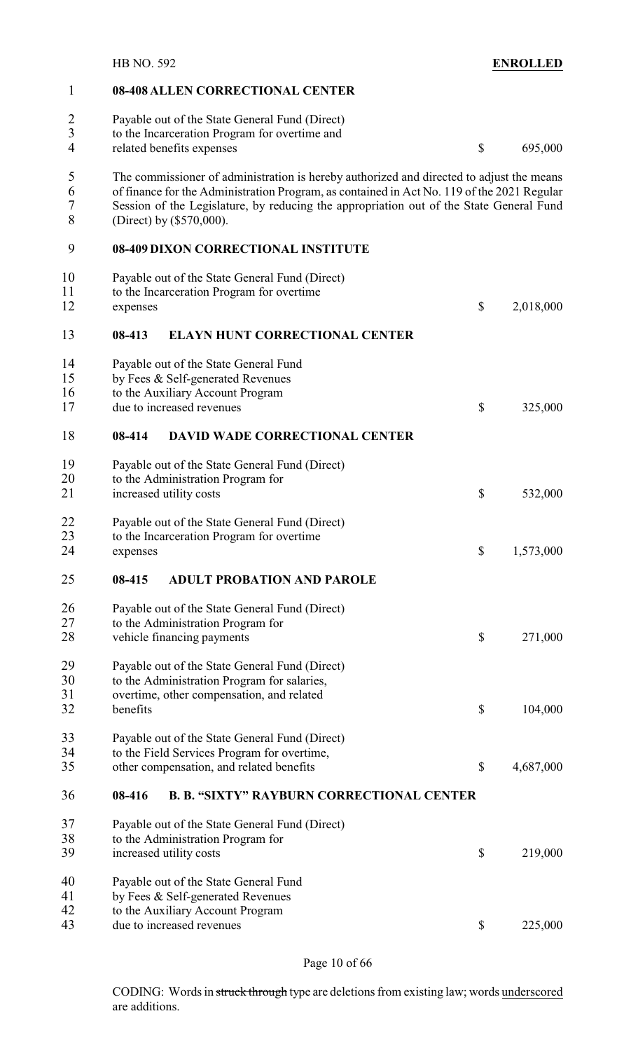**08-408 ALLEN CORRECTIONAL CENTER**

Payable out of the State General Fund (Direct) to the Incarceration Program for overtime and related benefits expenses $ 695,000

The commissioner of administration is hereby authorized and directed to adjust the means of finance for the Administration Program, as contained in Act No. 119 of the 2021 Regular Session of the Legislature, by reducing the appropriation out of the State General Fund (Direct) by ($570,000).

**08-409 DIXON CORRECTIONAL INSTITUTE**

Payable out of the State General Fund (Direct) to the Incarceration Program for overtime expenses $ 2,018,000

**08-413 ELAYN HUNT CORRECTIONAL CENTER**

Payable out of the State General Fund by Fees & Self-generated Revenues to the Auxiliary Account Program due to increased revenues $ 325,000

**08-414 DAVID WADE CORRECTIONAL CENTER**

Payable out of the State General Fund (Direct) to the Administration Program for increased utility costs $ 532,000

Payable out of the State General Fund (Direct) to the Incarceration Program for overtime expenses $ 1,573,000

**08-415 ADULT PROBATION AND PAROLE**

Payable out of the State General Fund (Direct) to the Administration Program for vehicle financing payments $ 271,000

Payable out of the State General Fund (Direct) to the Administration Program for salaries, overtime, other compensation, and related benefits $ 104,000

Payable out of the State General Fund (Direct) to the Field Services Program for overtime, other compensation, and related benefits $ 4,687,000

**08-416 B. B. "SIXTY" RAYBURN CORRECTIONAL CENTER**

Payable out of the State General Fund (Direct) to the Administration Program for increased utility costs $ 219,000

Payable out of the State General Fund by Fees & Self-generated Revenues to the Auxiliary Account Program due to increased revenues $ 225,000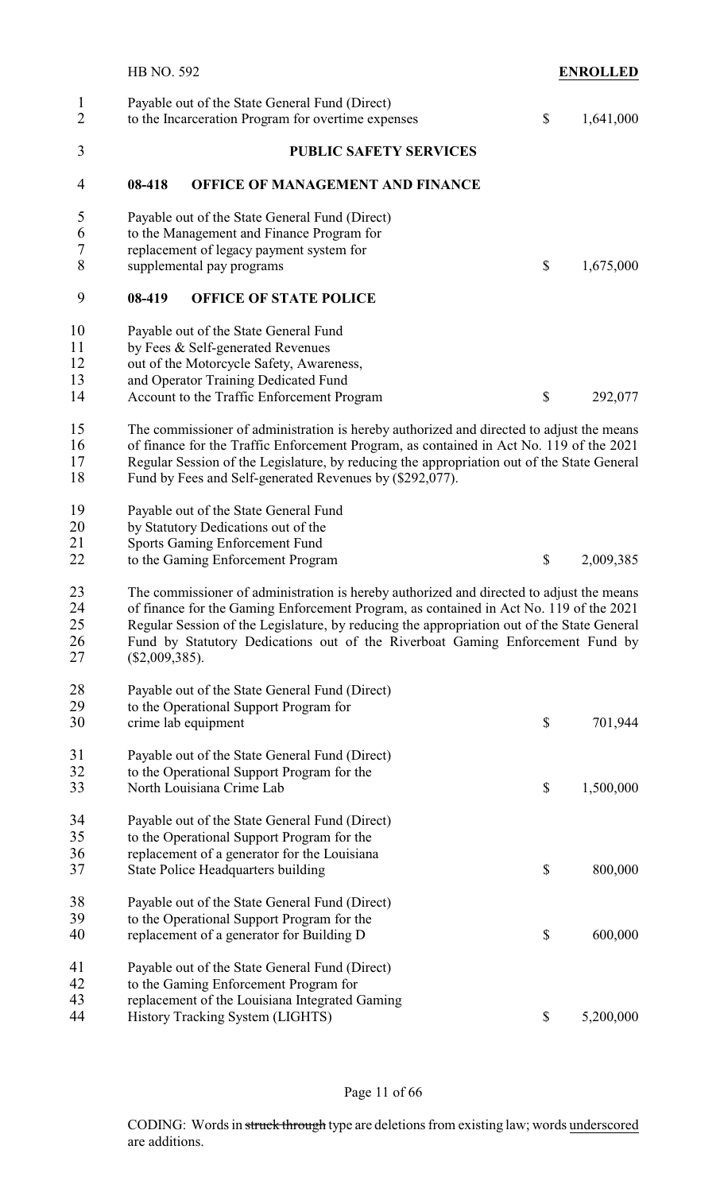Payable out of the State General Fund (Direct) to the Incarceration Program for overtime expenses $ 1,641,000

### PUBLIC SAFETY SERVICES

### 08-418 OFFICE OF MANAGEMENT AND FINANCE

Payable out of the State General Fund (Direct) to the Management and Finance Program for replacement of legacy payment system for supplemental pay programs $ 1,675,000

### 08-419 OFFICE OF STATE POLICE

Payable out of the State General Fund by Fees & Self-generated Revenues out of the Motorcycle Safety, Awareness, and Operator Training Dedicated Fund Account to the Traffic Enforcement Program $ 292,077

The commissioner of administration is hereby authorized and directed to adjust the means of finance for the Traffic Enforcement Program, as contained in Act No. 119 of the 2021 Regular Session of the Legislature, by reducing the appropriation out of the State General Fund by Fees and Self-generated Revenues by ($292,077).

Payable out of the State General Fund by Statutory Dedications out of the Sports Gaming Enforcement Fund to the Gaming Enforcement Program $ 2,009,385

The commissioner of administration is hereby authorized and directed to adjust the means of finance for the Gaming Enforcement Program, as contained in Act No. 119 of the 2021 Regular Session of the Legislature, by reducing the appropriation out of the State General Fund by Statutory Dedications out of the Riverboat Gaming Enforcement Fund by ($2,009,385).

Payable out of the State General Fund (Direct) to the Operational Support Program for crime lab equipment $ 701,944

Payable out of the State General Fund (Direct) to the Operational Support Program for the North Louisiana Crime Lab $ 1,500,000

Payable out of the State General Fund (Direct) to the Operational Support Program for the replacement of a generator for the Louisiana State Police Headquarters building $ 800,000

Payable out of the State General Fund (Direct) to the Operational Support Program for the replacement of a generator for Building D $ 600,000

Payable out of the State General Fund (Direct) to the Gaming Enforcement Program for replacement of the Louisiana Integrated Gaming History Tracking System (LIGHTS) $ 5,200,000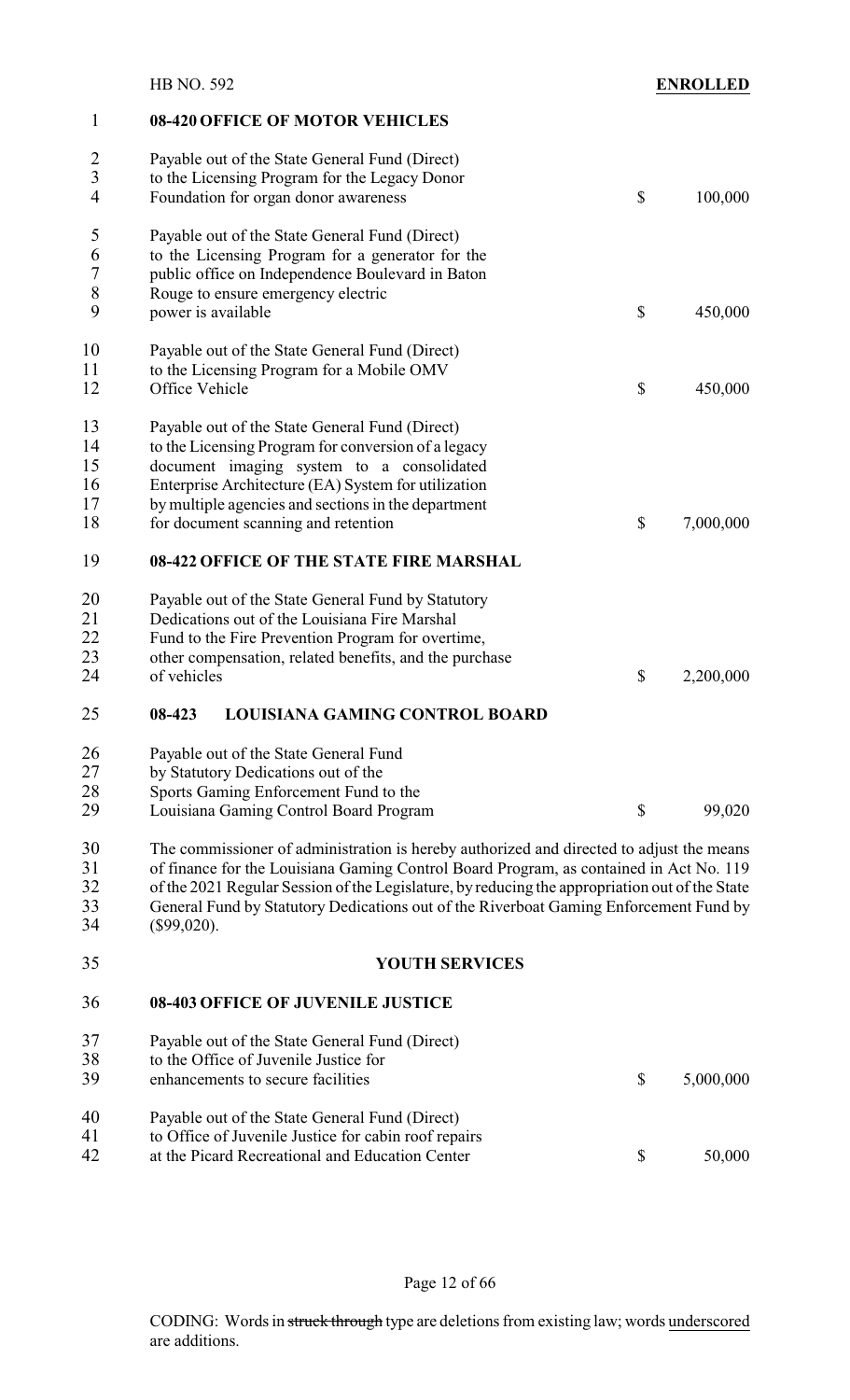**08-420 OFFICE OF MOTOR VEHICLES**

Payable out of the State General Fund (Direct) to the Licensing Program for the Legacy Donor Foundation for organ donor awareness $ 100,000

Payable out of the State General Fund (Direct) to the Licensing Program for a generator for the public office on Independence Boulevard in Baton Rouge to ensure emergency electric power is available $ 450,000

Payable out of the State General Fund (Direct) to the Licensing Program for a Mobile OMV Office Vehicle $ 450,000

Payable out of the State General Fund (Direct) to the Licensing Program for conversion of a legacy document imaging system to a consolidated Enterprise Architecture (EA) System for utilization by multiple agencies and sections in the department for document scanning and retention $ 7,000,000

**08-422 OFFICE OF THE STATE FIRE MARSHAL**

Payable out of the State General Fund by Statutory Dedications out of the Louisiana Fire Marshal Fund to the Fire Prevention Program for overtime, other compensation, related benefits, and the purchase of vehicles $ 2,200,000

**08-423 LOUISIANA GAMING CONTROL BOARD**

Payable out of the State General Fund by Statutory Dedications out of the Sports Gaming Enforcement Fund to the Louisiana Gaming Control Board Program $ 99,020

The commissioner of administration is hereby authorized and directed to adjust the means of finance for the Louisiana Gaming Control Board Program, as contained in Act No. 119 of the 2021 Regular Session of the Legislature, by reducing the appropriation out of the State General Fund by Statutory Dedications out of the Riverboat Gaming Enforcement Fund by ($99,020).

**YOUTH SERVICES**

**08-403 OFFICE OF JUVENILE JUSTICE**

Payable out of the State General Fund (Direct) to the Office of Juvenile Justice for enhancements to secure facilities $ 5,000,000

Payable out of the State General Fund (Direct) to Office of Juvenile Justice for cabin roof repairs at the Picard Recreational and Education Center $ 50,000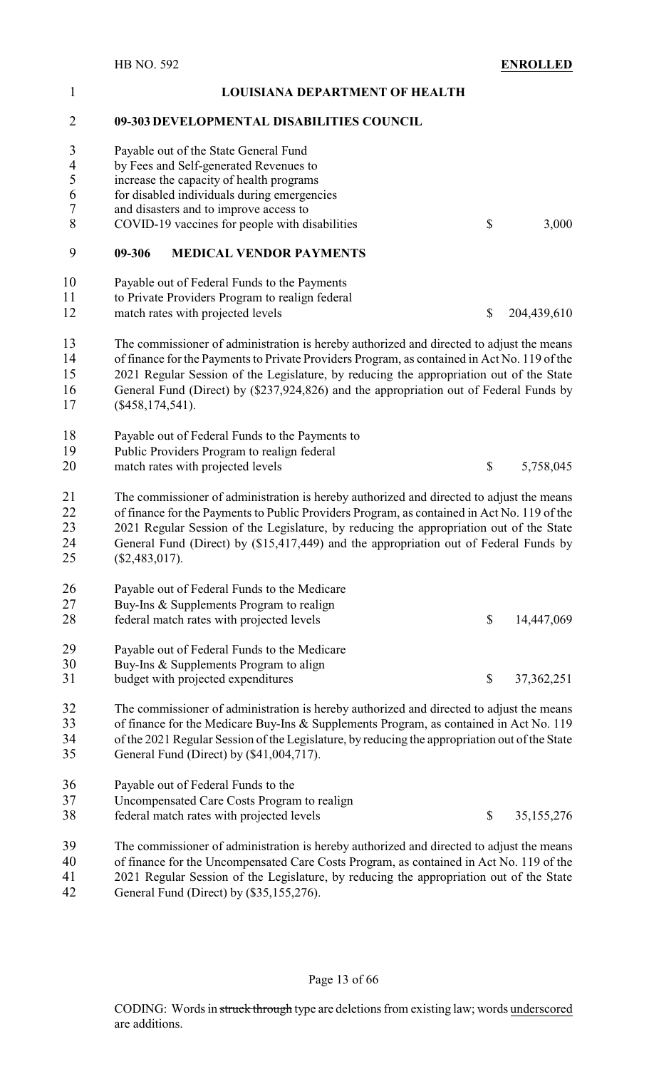## LOUISIANA DEPARTMENT OF HEALTH

### 09-303 DEVELOPMENTAL DISABILITIES COUNCIL

Payable out of the State General Fund by Fees and Self-generated Revenues to increase the capacity of health programs for disabled individuals during emergencies and disasters and to improve access to COVID-19 vaccines for people with disabilities $ 3,000

### 09-306 MEDICAL VENDOR PAYMENTS

Payable out of Federal Funds to the Payments to Private Providers Program to realign federal match rates with projected levels $ 204,439,610

The commissioner of administration is hereby authorized and directed to adjust the means of finance for the Payments to Private Providers Program, as contained in Act No. 119 of the 2021 Regular Session of the Legislature, by reducing the appropriation out of the State General Fund (Direct) by ($237,924,826) and the appropriation out of Federal Funds by ($458,174,541).

Payable out of Federal Funds to the Payments to Public Providers Program to realign federal match rates with projected levels $ 5,758,045

The commissioner of administration is hereby authorized and directed to adjust the means of finance for the Payments to Public Providers Program, as contained in Act No. 119 of the 2021 Regular Session of the Legislature, by reducing the appropriation out of the State General Fund (Direct) by ($15,417,449) and the appropriation out of Federal Funds by ($2,483,017).

Payable out of Federal Funds to the Medicare Buy-Ins & Supplements Program to realign federal match rates with projected levels $ 14,447,069

Payable out of Federal Funds to the Medicare Buy-Ins & Supplements Program to align budget with projected expenditures $ 37,362,251

The commissioner of administration is hereby authorized and directed to adjust the means of finance for the Medicare Buy-Ins & Supplements Program, as contained in Act No. 119 of the 2021 Regular Session of the Legislature, by reducing the appropriation out of the State General Fund (Direct) by ($41,004,717).

Payable out of Federal Funds to the Uncompensated Care Costs Program to realign federal match rates with projected levels $ 35,155,276

The commissioner of administration is hereby authorized and directed to adjust the means of finance for the Uncompensated Care Costs Program, as contained in Act No. 119 of the 2021 Regular Session of the Legislature, by reducing the appropriation out of the State General Fund (Direct) by ($35,155,276).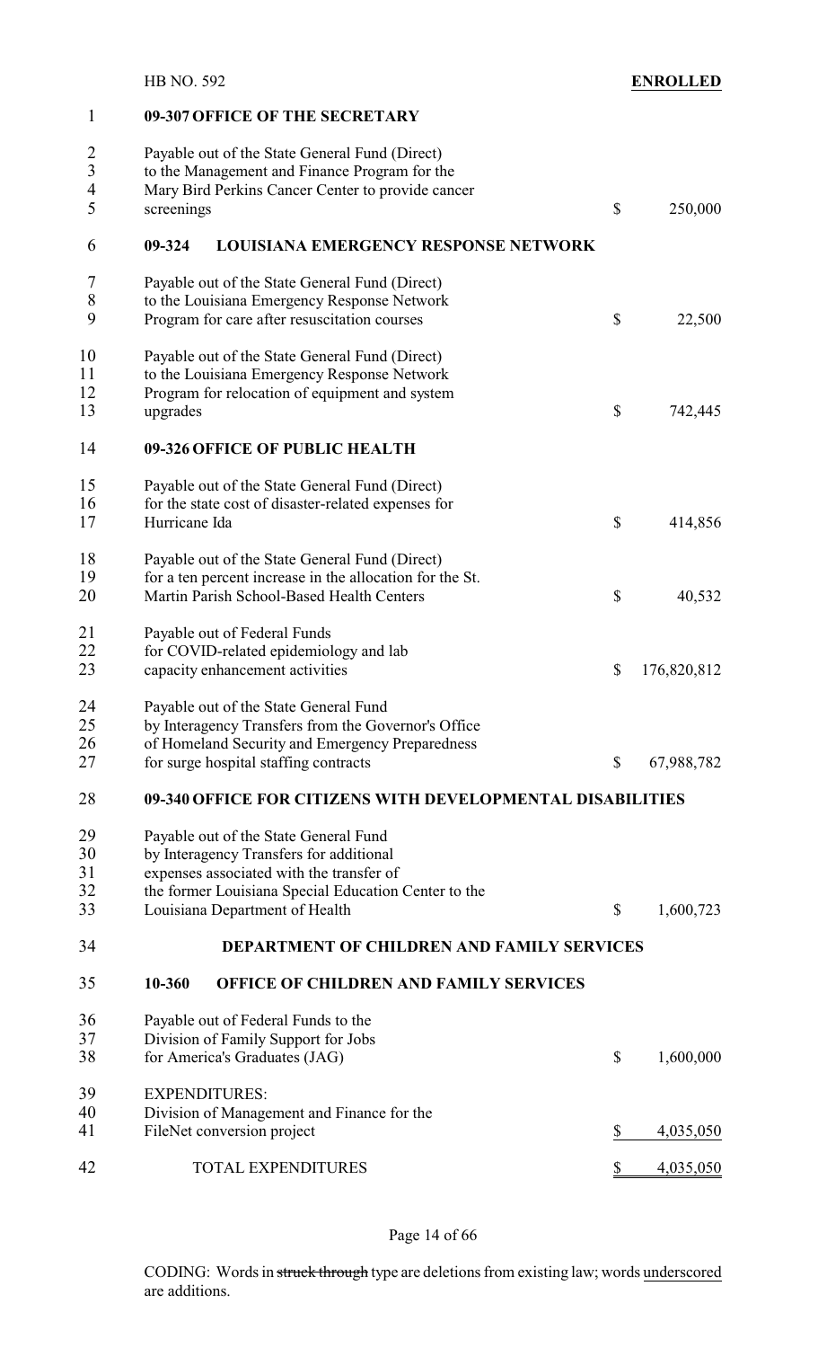**09-307 OFFICE OF THE SECRETARY**

Payable out of the State General Fund (Direct) to the Management and Finance Program for the Mary Bird Perkins Cancer Center to provide cancer screenings $ 250,000

**09-324 LOUISIANA EMERGENCY RESPONSE NETWORK**

Payable out of the State General Fund (Direct) to the Louisiana Emergency Response Network Program for care after resuscitation courses $ 22,500

Payable out of the State General Fund (Direct) to the Louisiana Emergency Response Network Program for relocation of equipment and system upgrades $ 742,445

**09-326 OFFICE OF PUBLIC HEALTH**

Payable out of the State General Fund (Direct) for the state cost of disaster-related expenses for Hurricane Ida $ 414,856

Payable out of the State General Fund (Direct) for a ten percent increase in the allocation for the St. Martin Parish School-Based Health Centers $ 40,532

Payable out of Federal Funds for COVID-related epidemiology and lab capacity enhancement activities $ 176,820,812

Payable out of the State General Fund by Interagency Transfers from the Governor's Office of Homeland Security and Emergency Preparedness for surge hospital staffing contracts $ 67,988,782

**09-340 OFFICE FOR CITIZENS WITH DEVELOPMENTAL DISABILITIES**

Payable out of the State General Fund by Interagency Transfers for additional expenses associated with the transfer of the former Louisiana Special Education Center to the Louisiana Department of Health $ 1,600,723

**DEPARTMENT OF CHILDREN AND FAMILY SERVICES**

**10-360 OFFICE OF CHILDREN AND FAMILY SERVICES**

Payable out of Federal Funds to the Division of Family Support for Jobs for America's Graduates (JAG) $ 1,600,000

EXPENDITURES:

Division of Management and Finance for the FileNet conversion project $ 4,035,050

TOTAL EXPENDITURES $ 4,035,050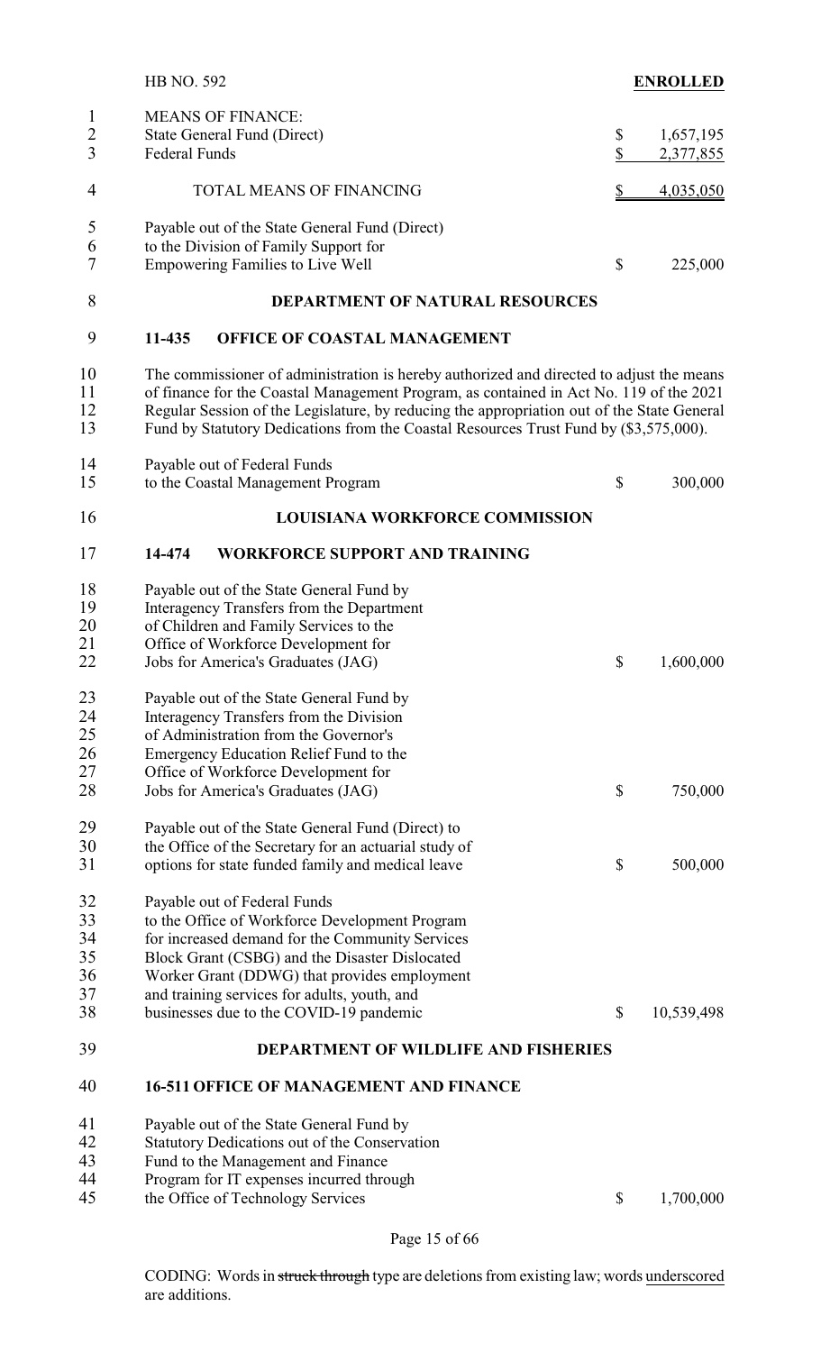HB NO. 592 **ENROLLED**

MEANS OF FINANCE:

| | | |
|---|---|---|
| State General Fund (Direct) | $ | 1,657,195 |
| Federal Funds | $ | 2,377,855 |
| TOTAL MEANS OF FINANCING | $ | 4,035,050 |

Payable out of the State General Fund (Direct) to the Division of Family Support for Empowering Families to Live Well $ 225,000

## DEPARTMENT OF NATURAL RESOURCES

### 11-435 OFFICE OF COASTAL MANAGEMENT

The commissioner of administration is hereby authorized and directed to adjust the means of finance for the Coastal Management Program, as contained in Act No. 119 of the 2021 Regular Session of the Legislature, by reducing the appropriation out of the State General Fund by Statutory Dedications from the Coastal Resources Trust Fund by ($3,575,000).

Payable out of Federal Funds to the Coastal Management Program $ 300,000

## LOUISIANA WORKFORCE COMMISSION

### 14-474 WORKFORCE SUPPORT AND TRAINING

Payable out of the State General Fund by Interagency Transfers from the Department of Children and Family Services to the Office of Workforce Development for Jobs for America's Graduates (JAG) $ 1,600,000

Payable out of the State General Fund by Interagency Transfers from the Division of Administration from the Governor's Emergency Education Relief Fund to the Office of Workforce Development for Jobs for America's Graduates (JAG) $ 750,000

Payable out of the State General Fund (Direct) to the Office of the Secretary for an actuarial study of options for state funded family and medical leave $ 500,000

Payable out of Federal Funds to the Office of Workforce Development Program for increased demand for the Community Services Block Grant (CSBG) and the Disaster Dislocated Worker Grant (DDWG) that provides employment and training services for adults, youth, and businesses due to the COVID-19 pandemic $ 10,539,498

## DEPARTMENT OF WILDLIFE AND FISHERIES

### 16-511 OFFICE OF MANAGEMENT AND FINANCE

Payable out of the State General Fund by Statutory Dedications out of the Conservation Fund to the Management and Finance Program for IT expenses incurred through the Office of Technology Services $ 1,700,000

CODING: Words in ~~struck through~~ type are deletions from existing law; words underscored are additions.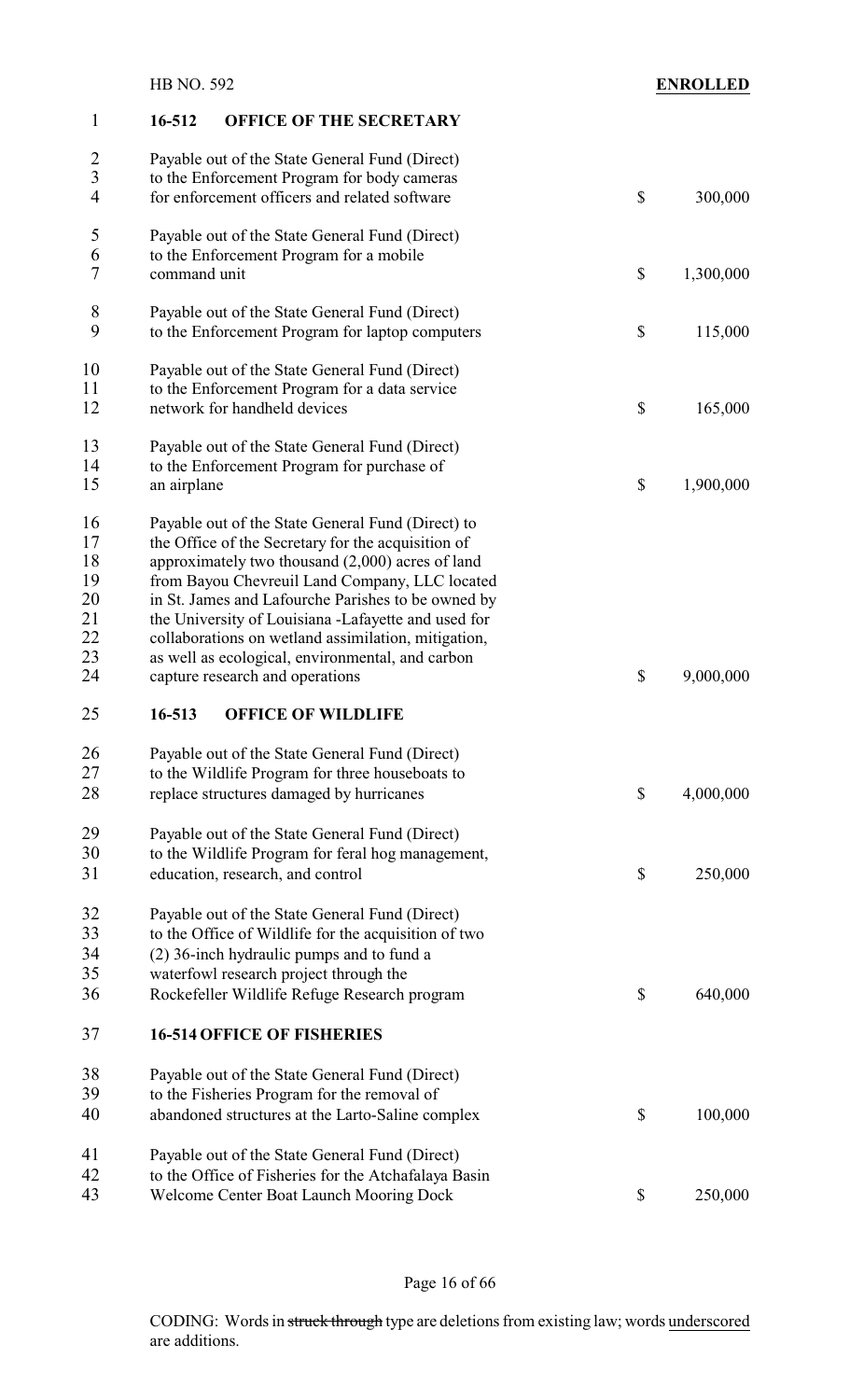**16-512 OFFICE OF THE SECRETARY**

| | | |
|---|---|---|
| Payable out of the State General Fund (Direct) to the Enforcement Program for body cameras for enforcement officers and related software | $ | 300,000 |
| Payable out of the State General Fund (Direct) to the Enforcement Program for a mobile command unit | $ | 1,300,000 |
| Payable out of the State General Fund (Direct) to the Enforcement Program for laptop computers | $ | 115,000 |
| Payable out of the State General Fund (Direct) to the Enforcement Program for a data service network for handheld devices | $ | 165,000 |
| Payable out of the State General Fund (Direct) to the Enforcement Program for purchase of an airplane | $ | 1,900,000 |
| Payable out of the State General Fund (Direct) to the Office of the Secretary for the acquisition of approximately two thousand (2,000) acres of land from Bayou Chevreuil Land Company, LLC located in St. James and Lafourche Parishes to be owned by the University of Louisiana -Lafayette and used for collaborations on wetland assimilation, mitigation, as well as ecological, environmental, and carbon capture research and operations | $ | 9,000,000 |

**16-513 OFFICE OF WILDLIFE**

| | | |
|---|---|---|
| Payable out of the State General Fund (Direct) to the Wildlife Program for three houseboats to replace structures damaged by hurricanes | $ | 4,000,000 |
| Payable out of the State General Fund (Direct) to the Wildlife Program for feral hog management, education, research, and control | $ | 250,000 |
| Payable out of the State General Fund (Direct) to the Office of Wildlife for the acquisition of two (2) 36-inch hydraulic pumps and to fund a waterfowl research project through the Rockefeller Wildlife Refuge Research program | $ | 640,000 |

**16-514 OFFICE OF FISHERIES**

| | | |
|---|---|---|
| Payable out of the State General Fund (Direct) to the Fisheries Program for the removal of abandoned structures at the Larto-Saline complex | $ | 100,000 |
| Payable out of the State General Fund (Direct) to the Office of Fisheries for the Atchafalaya Basin Welcome Center Boat Launch Mooring Dock | $ | 250,000 |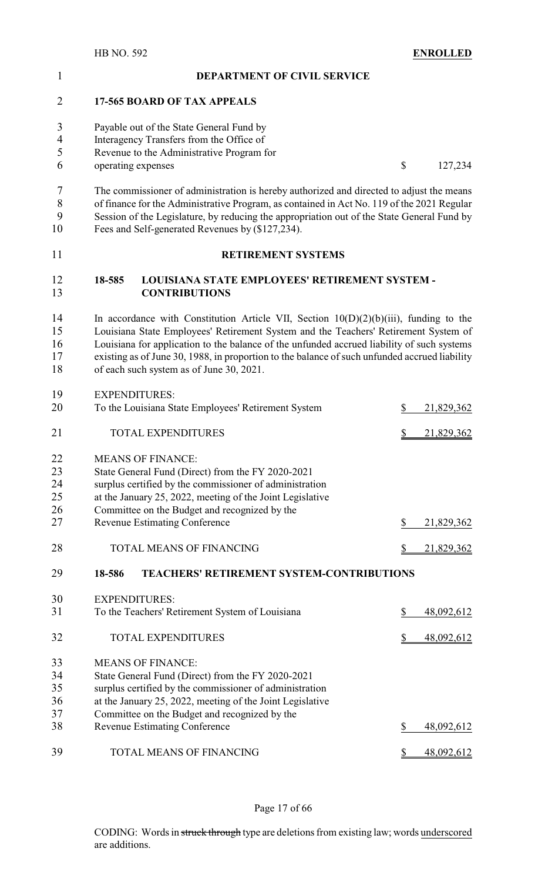## DEPARTMENT OF CIVIL SERVICE

### 17-565 BOARD OF TAX APPEALS

| | |
|---|---|
| Payable out of the State General Fund by Interagency Transfers from the Office of Revenue to the Administrative Program for operating expenses | $ 127,234 |

The commissioner of administration is hereby authorized and directed to adjust the means of finance for the Administrative Program, as contained in Act No. 119 of the 2021 Regular Session of the Legislature, by reducing the appropriation out of the State General Fund by Fees and Self-generated Revenues by ($127,234).

## RETIREMENT SYSTEMS

### 18-585 LOUISIANA STATE EMPLOYEES' RETIREMENT SYSTEM - CONTRIBUTIONS

In accordance with Constitution Article VII, Section 10(D)(2)(b)(iii), funding to the Louisiana State Employees' Retirement System and the Teachers' Retirement System of Louisiana for application to the balance of the unfunded accrued liability of such systems existing as of June 30, 1988, in proportion to the balance of such unfunded accrued liability of each such system as of June 30, 2021.

| | |
|---|---|
| EXPENDITURES: | |
| To the Louisiana State Employees' Retirement System | $ 21,829,362 |
| TOTAL EXPENDITURES | $ 21,829,362 |
| MEANS OF FINANCE: | |
| State General Fund (Direct) from the FY 2020-2021 surplus certified by the commissioner of administration at the January 25, 2022, meeting of the Joint Legislative Committee on the Budget and recognized by the Revenue Estimating Conference | $ 21,829,362 |
| TOTAL MEANS OF FINANCING | $ 21,829,362 |

### 18-586 TEACHERS' RETIREMENT SYSTEM-CONTRIBUTIONS

| | |
|---|---|
| EXPENDITURES: | |
| To the Teachers' Retirement System of Louisiana | $ 48,092,612 |
| TOTAL EXPENDITURES | $ 48,092,612 |
| MEANS OF FINANCE: | |
| State General Fund (Direct) from the FY 2020-2021 surplus certified by the commissioner of administration at the January 25, 2022, meeting of the Joint Legislative Committee on the Budget and recognized by the Revenue Estimating Conference | $ 48,092,612 |
| TOTAL MEANS OF FINANCING | $ 48,092,612 |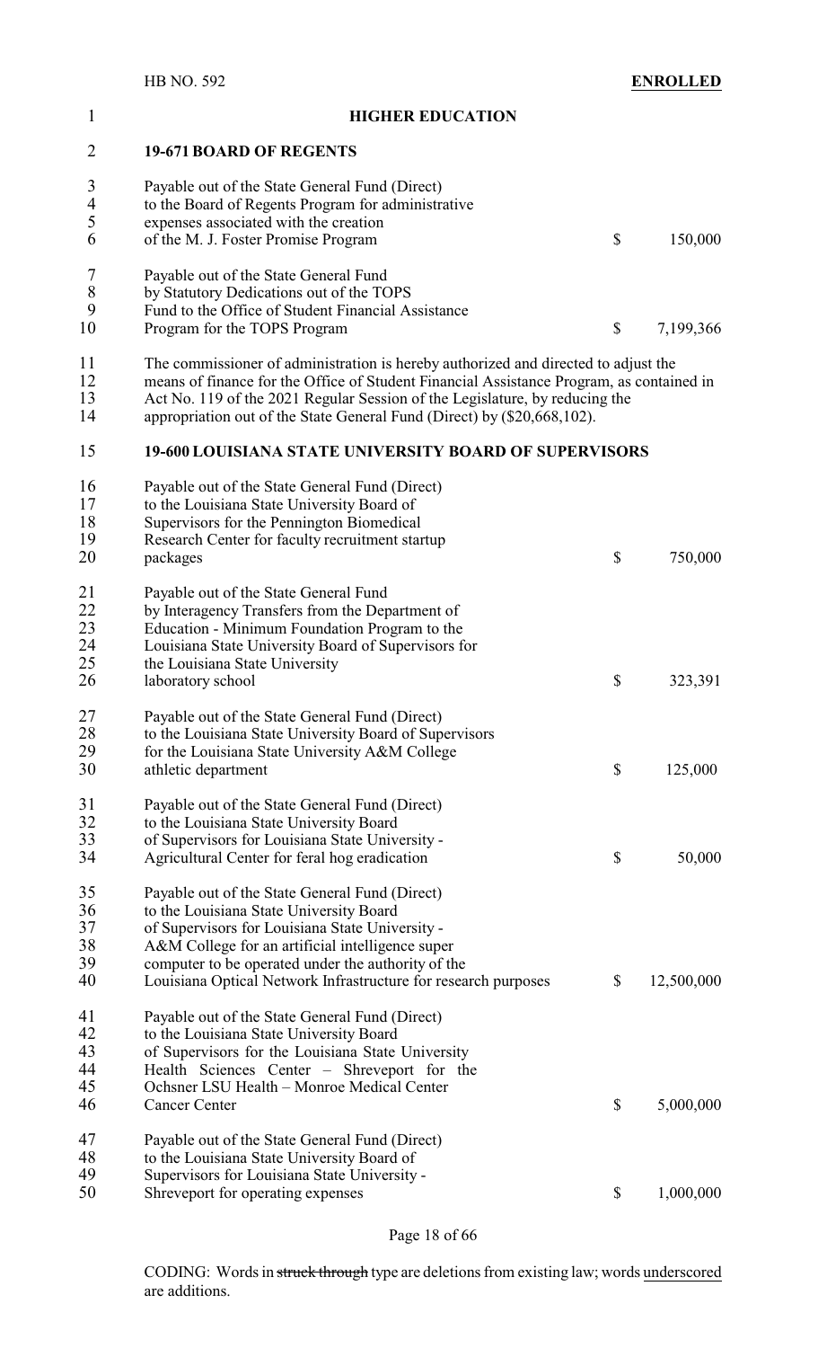## HIGHER EDUCATION

### 19-671 BOARD OF REGENTS

Payable out of the State General Fund (Direct) to the Board of Regents Program for administrative expenses associated with the creation of the M. J. Foster Promise Program $ 150,000

Payable out of the State General Fund by Statutory Dedications out of the TOPS Fund to the Office of Student Financial Assistance Program for the TOPS Program $ 7,199,366

The commissioner of administration is hereby authorized and directed to adjust the means of finance for the Office of Student Financial Assistance Program, as contained in Act No. 119 of the 2021 Regular Session of the Legislature, by reducing the appropriation out of the State General Fund (Direct) by ($20,668,102).

### 19-600 LOUISIANA STATE UNIVERSITY BOARD OF SUPERVISORS

Payable out of the State General Fund (Direct) to the Louisiana State University Board of Supervisors for the Pennington Biomedical Research Center for faculty recruitment startup packages $ 750,000

Payable out of the State General Fund by Interagency Transfers from the Department of Education - Minimum Foundation Program to the Louisiana State University Board of Supervisors for the Louisiana State University laboratory school $ 323,391

Payable out of the State General Fund (Direct) to the Louisiana State University Board of Supervisors for the Louisiana State University A&M College athletic department $ 125,000

Payable out of the State General Fund (Direct) to the Louisiana State University Board of Supervisors for Louisiana State University - Agricultural Center for feral hog eradication $ 50,000

Payable out of the State General Fund (Direct) to the Louisiana State University Board of Supervisors for Louisiana State University - A&M College for an artificial intelligence super computer to be operated under the authority of the Louisiana Optical Network Infrastructure for research purposes $ 12,500,000

Payable out of the State General Fund (Direct) to the Louisiana State University Board of Supervisors for the Louisiana State University Health Sciences Center – Shreveport for the Ochsner LSU Health – Monroe Medical Center Cancer Center $ 5,000,000

Payable out of the State General Fund (Direct) to the Louisiana State University Board of Supervisors for Louisiana State University - Shreveport for operating expenses $ 1,000,000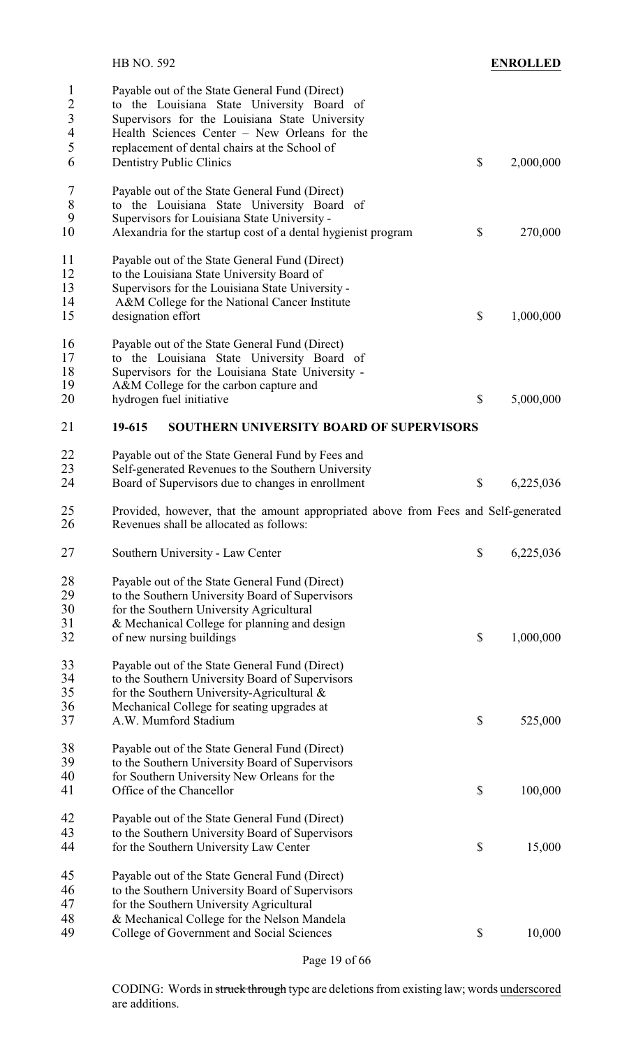Payable out of the State General Fund (Direct) to the Louisiana State University Board of Supervisors for the Louisiana State University Health Sciences Center – New Orleans for the replacement of dental chairs at the School of Dentistry Public Clinics $ 2,000,000

Payable out of the State General Fund (Direct) to the Louisiana State University Board of Supervisors for Louisiana State University - Alexandria for the startup cost of a dental hygienist program $ 270,000

Payable out of the State General Fund (Direct) to the Louisiana State University Board of Supervisors for the Louisiana State University - A&M College for the National Cancer Institute designation effort $ 1,000,000

Payable out of the State General Fund (Direct) to the Louisiana State University Board of Supervisors for the Louisiana State University - A&M College for the carbon capture and hydrogen fuel initiative $ 5,000,000

**19-615 SOUTHERN UNIVERSITY BOARD OF SUPERVISORS**

Payable out of the State General Fund by Fees and Self-generated Revenues to the Southern University Board of Supervisors due to changes in enrollment $ 6,225,036

Provided, however, that the amount appropriated above from Fees and Self-generated Revenues shall be allocated as follows:

Southern University - Law Center $ 6,225,036

Payable out of the State General Fund (Direct) to the Southern University Board of Supervisors for the Southern University Agricultural & Mechanical College for planning and design of new nursing buildings $ 1,000,000

Payable out of the State General Fund (Direct) to the Southern University Board of Supervisors for the Southern University-Agricultural & Mechanical College for seating upgrades at A.W. Mumford Stadium $ 525,000

Payable out of the State General Fund (Direct) to the Southern University Board of Supervisors for Southern University New Orleans for the Office of the Chancellor $ 100,000

Payable out of the State General Fund (Direct) to the Southern University Board of Supervisors for the Southern University Law Center $ 15,000

Payable out of the State General Fund (Direct) to the Southern University Board of Supervisors for the Southern University Agricultural & Mechanical College for the Nelson Mandela College of Government and Social Sciences $ 10,000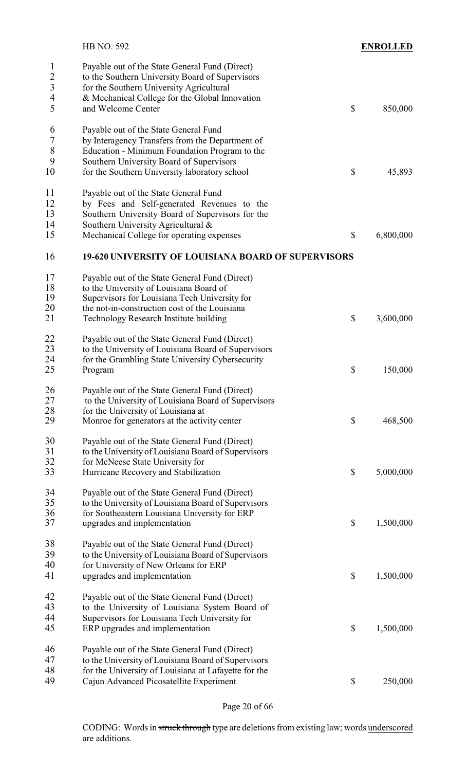Payable out of the State General Fund (Direct) to the Southern University Board of Supervisors for the Southern University Agricultural & Mechanical College for the Global Innovation and Welcome Center $ 850,000

Payable out of the State General Fund by Interagency Transfers from the Department of Education - Minimum Foundation Program to the Southern University Board of Supervisors for the Southern University laboratory school $ 45,893

Payable out of the State General Fund by Fees and Self-generated Revenues to the Southern University Board of Supervisors for the Southern University Agricultural & Mechanical College for operating expenses $ 6,800,000

**19-620 UNIVERSITY OF LOUISIANA BOARD OF SUPERVISORS**

Payable out of the State General Fund (Direct) to the University of Louisiana Board of Supervisors for Louisiana Tech University for the not-in-construction cost of the Louisiana Technology Research Institute building $ 3,600,000

Payable out of the State General Fund (Direct) to the University of Louisiana Board of Supervisors for the Grambling State University Cybersecurity Program $ 150,000

Payable out of the State General Fund (Direct) to the University of Louisiana Board of Supervisors for the University of Louisiana at Monroe for generators at the activity center $ 468,500

Payable out of the State General Fund (Direct) to the University of Louisiana Board of Supervisors for McNeese State University for Hurricane Recovery and Stabilization $ 5,000,000

Payable out of the State General Fund (Direct) to the University of Louisiana Board of Supervisors for Southeastern Louisiana University for ERP upgrades and implementation $ 1,500,000

Payable out of the State General Fund (Direct) to the University of Louisiana Board of Supervisors for University of New Orleans for ERP upgrades and implementation $ 1,500,000

Payable out of the State General Fund (Direct) to the University of Louisiana System Board of Supervisors for Louisiana Tech University for ERP upgrades and implementation $ 1,500,000

Payable out of the State General Fund (Direct) to the University of Louisiana Board of Supervisors for the University of Louisiana at Lafayette for the Cajun Advanced Picosatellite Experiment $ 250,000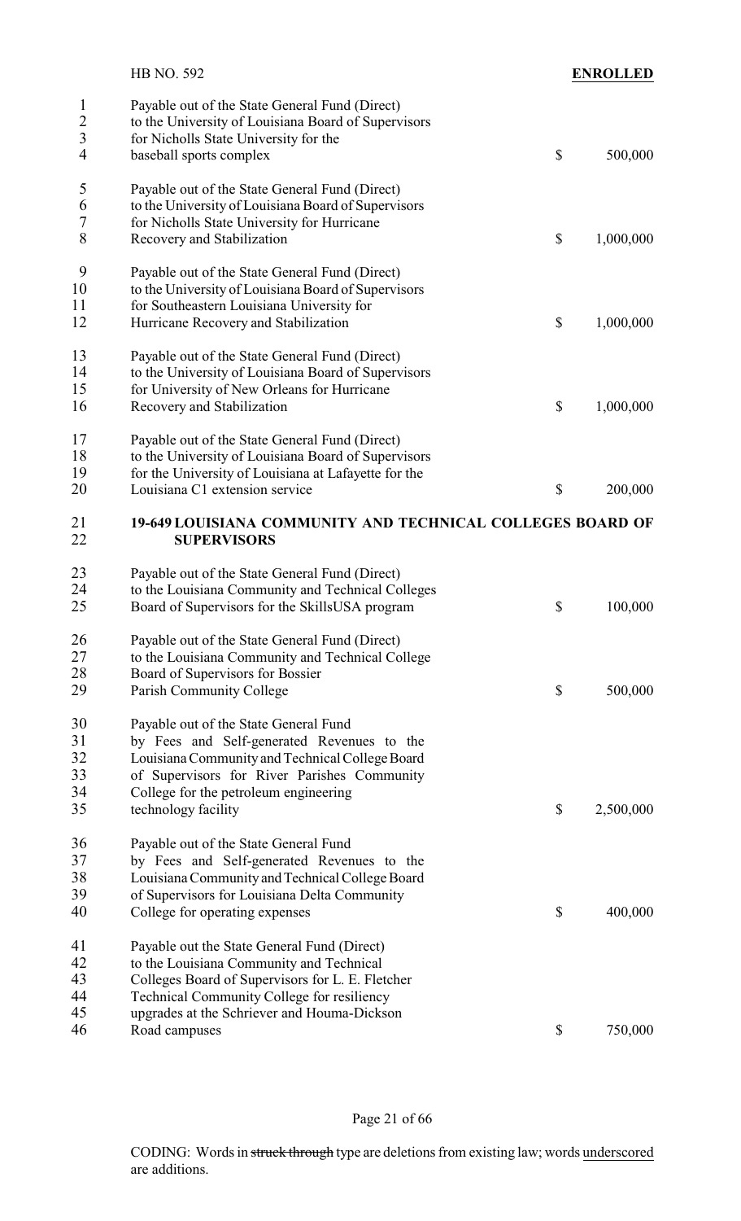Payable out of the State General Fund (Direct) to the University of Louisiana Board of Supervisors for Nicholls State University for the baseball sports complex $ 500,000

Payable out of the State General Fund (Direct) to the University of Louisiana Board of Supervisors for Nicholls State University for Hurricane Recovery and Stabilization $ 1,000,000

Payable out of the State General Fund (Direct) to the University of Louisiana Board of Supervisors for Southeastern Louisiana University for Hurricane Recovery and Stabilization $ 1,000,000

Payable out of the State General Fund (Direct) to the University of Louisiana Board of Supervisors for University of New Orleans for Hurricane Recovery and Stabilization $ 1,000,000

Payable out of the State General Fund (Direct) to the University of Louisiana Board of Supervisors for the University of Louisiana at Lafayette for the Louisiana C1 extension service $ 200,000

**19-649 LOUISIANA COMMUNITY AND TECHNICAL COLLEGES BOARD OF SUPERVISORS**

Payable out of the State General Fund (Direct) to the Louisiana Community and Technical Colleges Board of Supervisors for the SkillsUSA program $ 100,000

Payable out of the State General Fund (Direct) to the Louisiana Community and Technical College Board of Supervisors for Bossier Parish Community College $ 500,000

Payable out of the State General Fund by Fees and Self-generated Revenues to the Louisiana Community and Technical College Board of Supervisors for River Parishes Community College for the petroleum engineering technology facility $ 2,500,000

Payable out of the State General Fund by Fees and Self-generated Revenues to the Louisiana Community and Technical College Board of Supervisors for Louisiana Delta Community College for operating expenses $ 400,000

Payable out the State General Fund (Direct) to the Louisiana Community and Technical Colleges Board of Supervisors for L. E. Fletcher Technical Community College for resiliency upgrades at the Schriever and Houma-Dickson Road campuses $ 750,000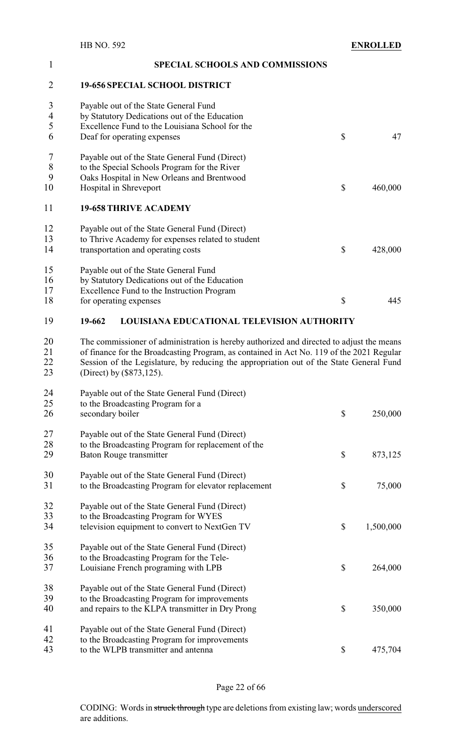## SPECIAL SCHOOLS AND COMMISSIONS

### 19-656 SPECIAL SCHOOL DISTRICT

Payable out of the State General Fund by Statutory Dedications out of the Education Excellence Fund to the Louisiana School for the Deaf for operating expenses $ 47

Payable out of the State General Fund (Direct) to the Special Schools Program for the River Oaks Hospital in New Orleans and Brentwood Hospital in Shreveport $ 460,000

### 19-658 THRIVE ACADEMY

Payable out of the State General Fund (Direct) to Thrive Academy for expenses related to student transportation and operating costs $ 428,000

Payable out of the State General Fund by Statutory Dedications out of the Education Excellence Fund to the Instruction Program for operating expenses $ 445

### 19-662 LOUISIANA EDUCATIONAL TELEVISION AUTHORITY

The commissioner of administration is hereby authorized and directed to adjust the means of finance for the Broadcasting Program, as contained in Act No. 119 of the 2021 Regular Session of the Legislature, by reducing the appropriation out of the State General Fund (Direct) by ($873,125).

Payable out of the State General Fund (Direct) to the Broadcasting Program for a secondary boiler $ 250,000

Payable out of the State General Fund (Direct) to the Broadcasting Program for replacement of the Baton Rouge transmitter $ 873,125

Payable out of the State General Fund (Direct) to the Broadcasting Program for elevator replacement $ 75,000

Payable out of the State General Fund (Direct) to the Broadcasting Program for WYES television equipment to convert to NextGen TV $ 1,500,000

Payable out of the State General Fund (Direct) to the Broadcasting Program for the Tele-Louisiane French programing with LPB $ 264,000

Payable out of the State General Fund (Direct) to the Broadcasting Program for improvements and repairs to the KLPA transmitter in Dry Prong $ 350,000

Payable out of the State General Fund (Direct) to the Broadcasting Program for improvements to the WLPB transmitter and antenna $ 475,704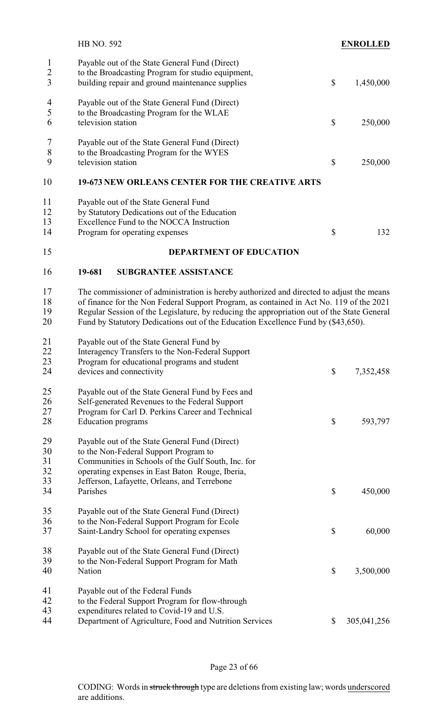Payable out of the State General Fund (Direct) to the Broadcasting Program for studio equipment, building repair and ground maintenance supplies $ 1,450,000

Payable out of the State General Fund (Direct) to the Broadcasting Program for the WLAE television station $ 250,000

Payable out of the State General Fund (Direct) to the Broadcasting Program for the WYES television station $ 250,000

**19-673 NEW ORLEANS CENTER FOR THE CREATIVE ARTS**

Payable out of the State General Fund by Statutory Dedications out of the Education Excellence Fund to the NOCCA Instruction Program for operating expenses $ 132

**DEPARTMENT OF EDUCATION**

**19-681 SUBGRANTEE ASSISTANCE**

The commissioner of administration is hereby authorized and directed to adjust the means of finance for the Non Federal Support Program, as contained in Act No. 119 of the 2021 Regular Session of the Legislature, by reducing the appropriation out of the State General Fund by Statutory Dedications out of the Education Excellence Fund by ($43,650).

Payable out of the State General Fund by Interagency Transfers to the Non-Federal Support Program for educational programs and student devices and connectivity $ 7,352,458

Payable out of the State General Fund by Fees and Self-generated Revenues to the Federal Support Program for Carl D. Perkins Career and Technical Education programs $ 593,797

Payable out of the State General Fund (Direct) to the Non-Federal Support Program to Communities in Schools of the Gulf South, Inc. for operating expenses in East Baton Rouge, Iberia, Jefferson, Lafayette, Orleans, and Terrebone Parishes $ 450,000

Payable out of the State General Fund (Direct) to the Non-Federal Support Program for Ecole Saint-Landry School for operating expenses $ 60,000

Payable out of the State General Fund (Direct) to the Non-Federal Support Program for Math Nation $ 3,500,000

Payable out of the Federal Funds to the Federal Support Program for flow-through expenditures related to Covid-19 and U.S. Department of Agriculture, Food and Nutrition Services $ 305,041,256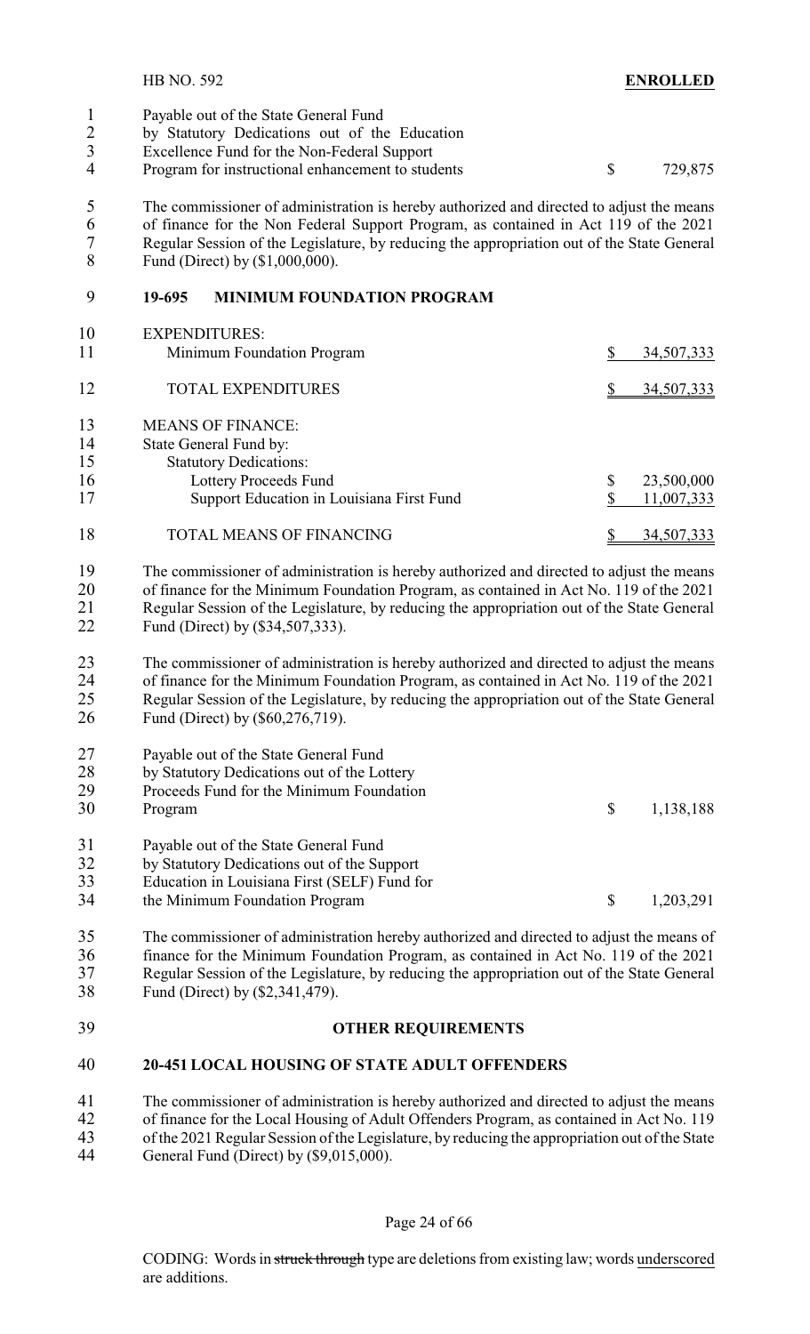Payable out of the State General Fund by Statutory Dedications out of the Education Excellence Fund for the Non-Federal Support Program for instructional enhancement to students $ 729,875

The commissioner of administration is hereby authorized and directed to adjust the means of finance for the Non Federal Support Program, as contained in Act 119 of the 2021 Regular Session of the Legislature, by reducing the appropriation out of the State General Fund (Direct) by ($1,000,000).

## 19-695 MINIMUM FOUNDATION PROGRAM

| | |
|---|---|
| EXPENDITURES: | |
| Minimum Foundation Program | $ 34,507,333 |
| TOTAL EXPENDITURES | $ 34,507,333 |
| MEANS OF FINANCE: | |
| State General Fund by: | |
| Statutory Dedications: | |
| Lottery Proceeds Fund | $ 23,500,000 |
| Support Education in Louisiana First Fund | $ 11,007,333 |
| TOTAL MEANS OF FINANCING | $ 34,507,333 |

The commissioner of administration is hereby authorized and directed to adjust the means of finance for the Minimum Foundation Program, as contained in Act No. 119 of the 2021 Regular Session of the Legislature, by reducing the appropriation out of the State General Fund (Direct) by ($34,507,333).

The commissioner of administration is hereby authorized and directed to adjust the means of finance for the Minimum Foundation Program, as contained in Act No. 119 of the 2021 Regular Session of the Legislature, by reducing the appropriation out of the State General Fund (Direct) by ($60,276,719).

Payable out of the State General Fund by Statutory Dedications out of the Lottery Proceeds Fund for the Minimum Foundation Program $ 1,138,188

Payable out of the State General Fund by Statutory Dedications out of the Support Education in Louisiana First (SELF) Fund for the Minimum Foundation Program $ 1,203,291

The commissioner of administration hereby authorized and directed to adjust the means of finance for the Minimum Foundation Program, as contained in Act No. 119 of the 2021 Regular Session of the Legislature, by reducing the appropriation out of the State General Fund (Direct) by ($2,341,479).

## OTHER REQUIREMENTS

## 20-451 LOCAL HOUSING OF STATE ADULT OFFENDERS

The commissioner of administration is hereby authorized and directed to adjust the means of finance for the Local Housing of Adult Offenders Program, as contained in Act No. 119 of the 2021 Regular Session of the Legislature, by reducing the appropriation out of the State General Fund (Direct) by ($9,015,000).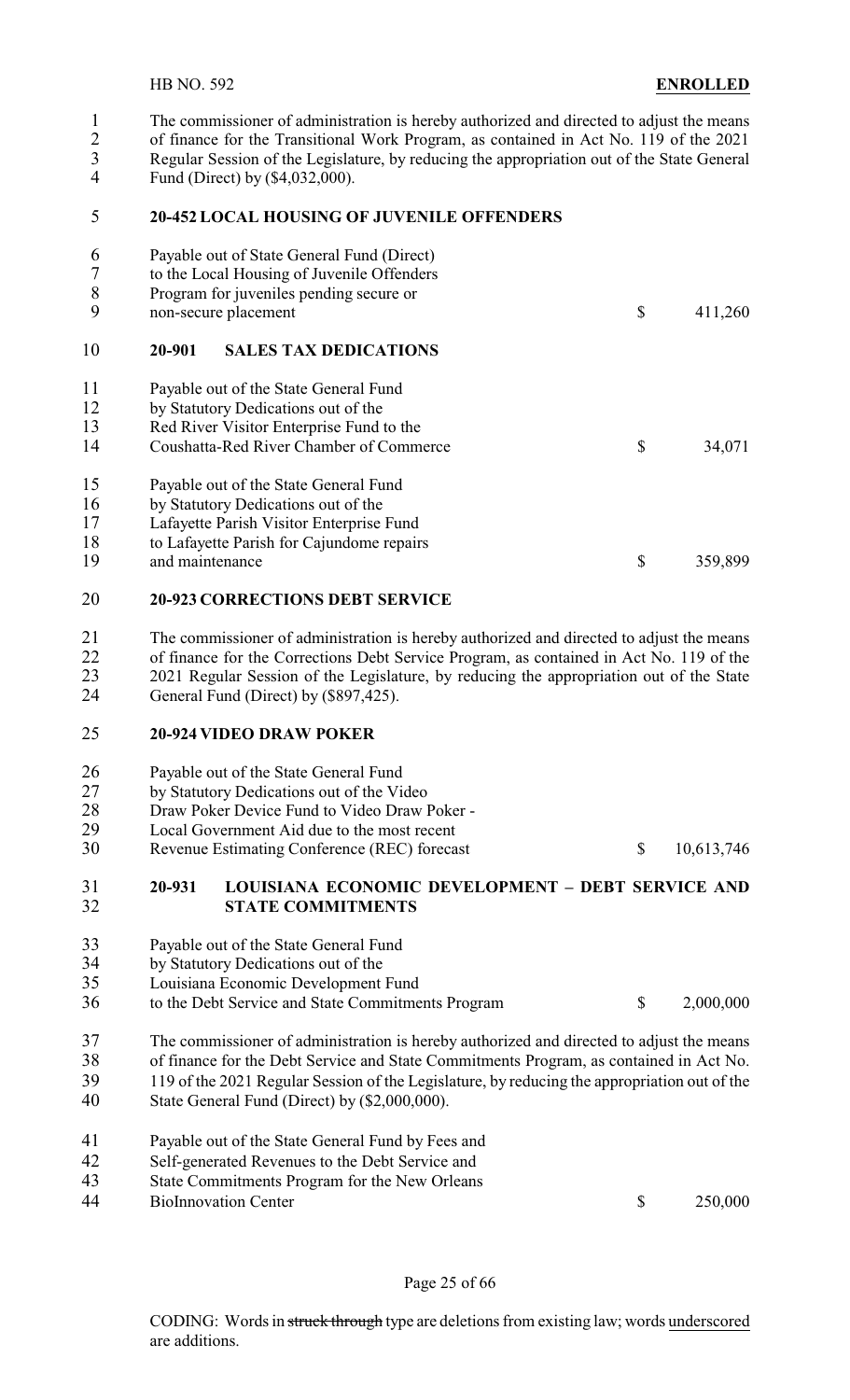The commissioner of administration is hereby authorized and directed to adjust the means of finance for the Transitional Work Program, as contained in Act No. 119 of the 2021 Regular Session of the Legislature, by reducing the appropriation out of the State General Fund (Direct) by ($4,032,000).

**20-452 LOCAL HOUSING OF JUVENILE OFFENDERS**

| | | |
|---|---|---|
| Payable out of State General Fund (Direct) to the Local Housing of Juvenile Offenders Program for juveniles pending secure or non-secure placement | $ | 411,260 |

**20-901 SALES TAX DEDICATIONS**

| | | |
|---|---|---|
| Payable out of the State General Fund by Statutory Dedications out of the Red River Visitor Enterprise Fund to the Coushatta-Red River Chamber of Commerce | $ | 34,071 |
| Payable out of the State General Fund by Statutory Dedications out of the Lafayette Parish Visitor Enterprise Fund to Lafayette Parish for Cajundome repairs and maintenance | $ | 359,899 |

**20-923 CORRECTIONS DEBT SERVICE**

The commissioner of administration is hereby authorized and directed to adjust the means of finance for the Corrections Debt Service Program, as contained in Act No. 119 of the 2021 Regular Session of the Legislature, by reducing the appropriation out of the State General Fund (Direct) by ($897,425).

**20-924 VIDEO DRAW POKER**

| | | |
|---|---|---|
| Payable out of the State General Fund by Statutory Dedications out of the Video Draw Poker Device Fund to Video Draw Poker - Local Government Aid due to the most recent Revenue Estimating Conference (REC) forecast | $ | 10,613,746 |

**20-931 LOUISIANA ECONOMIC DEVELOPMENT – DEBT SERVICE AND STATE COMMITMENTS**

| | | |
|---|---|---|
| Payable out of the State General Fund by Statutory Dedications out of the Louisiana Economic Development Fund to the Debt Service and State Commitments Program | $ | 2,000,000 |

The commissioner of administration is hereby authorized and directed to adjust the means of finance for the Debt Service and State Commitments Program, as contained in Act No. 119 of the 2021 Regular Session of the Legislature, by reducing the appropriation out of the State General Fund (Direct) by ($2,000,000).

| | | |
|---|---|---|
| Payable out of the State General Fund by Fees and Self-generated Revenues to the Debt Service and State Commitments Program for the New Orleans BioInnovation Center | $ | 250,000 |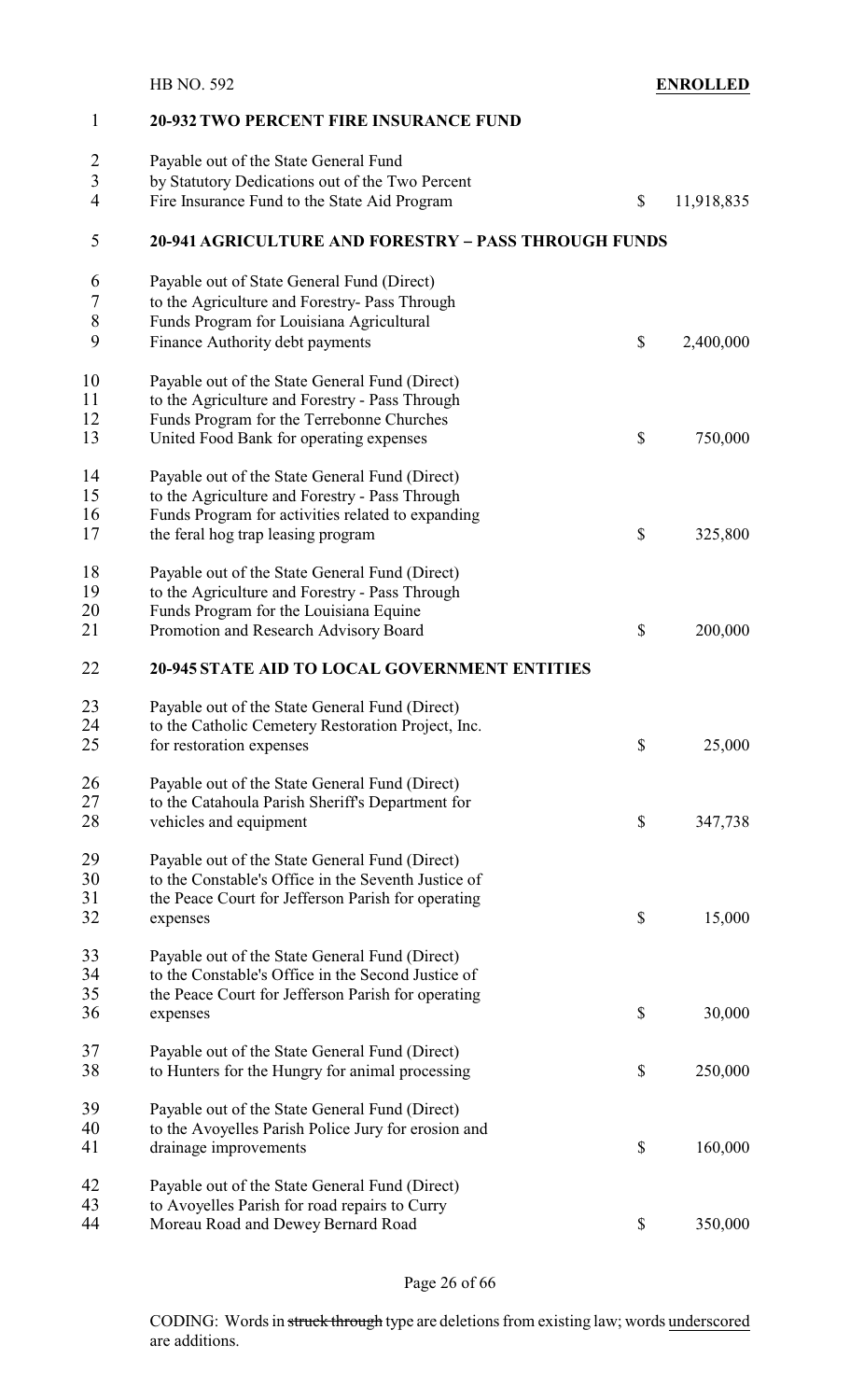**20-932 TWO PERCENT FIRE INSURANCE FUND**

Payable out of the State General Fund by Statutory Dedications out of the Two Percent Fire Insurance Fund to the State Aid Program $ 11,918,835

**20-941 AGRICULTURE AND FORESTRY – PASS THROUGH FUNDS**

Payable out of State General Fund (Direct) to the Agriculture and Forestry- Pass Through Funds Program for Louisiana Agricultural Finance Authority debt payments $ 2,400,000

Payable out of the State General Fund (Direct) to the Agriculture and Forestry - Pass Through Funds Program for the Terrebonne Churches United Food Bank for operating expenses $ 750,000

Payable out of the State General Fund (Direct) to the Agriculture and Forestry - Pass Through Funds Program for activities related to expanding the feral hog trap leasing program $ 325,800

Payable out of the State General Fund (Direct) to the Agriculture and Forestry - Pass Through Funds Program for the Louisiana Equine Promotion and Research Advisory Board $ 200,000

**20-945 STATE AID TO LOCAL GOVERNMENT ENTITIES**

Payable out of the State General Fund (Direct) to the Catholic Cemetery Restoration Project, Inc. for restoration expenses $ 25,000

Payable out of the State General Fund (Direct) to the Catahoula Parish Sheriff's Department for vehicles and equipment $ 347,738

Payable out of the State General Fund (Direct) to the Constable's Office in the Seventh Justice of the Peace Court for Jefferson Parish for operating expenses $ 15,000

Payable out of the State General Fund (Direct) to the Constable's Office in the Second Justice of the Peace Court for Jefferson Parish for operating expenses $ 30,000

Payable out of the State General Fund (Direct) to Hunters for the Hungry for animal processing $ 250,000

Payable out of the State General Fund (Direct) to the Avoyelles Parish Police Jury for erosion and drainage improvements $ 160,000

Payable out of the State General Fund (Direct) to Avoyelles Parish for road repairs to Curry Moreau Road and Dewey Bernard Road $ 350,000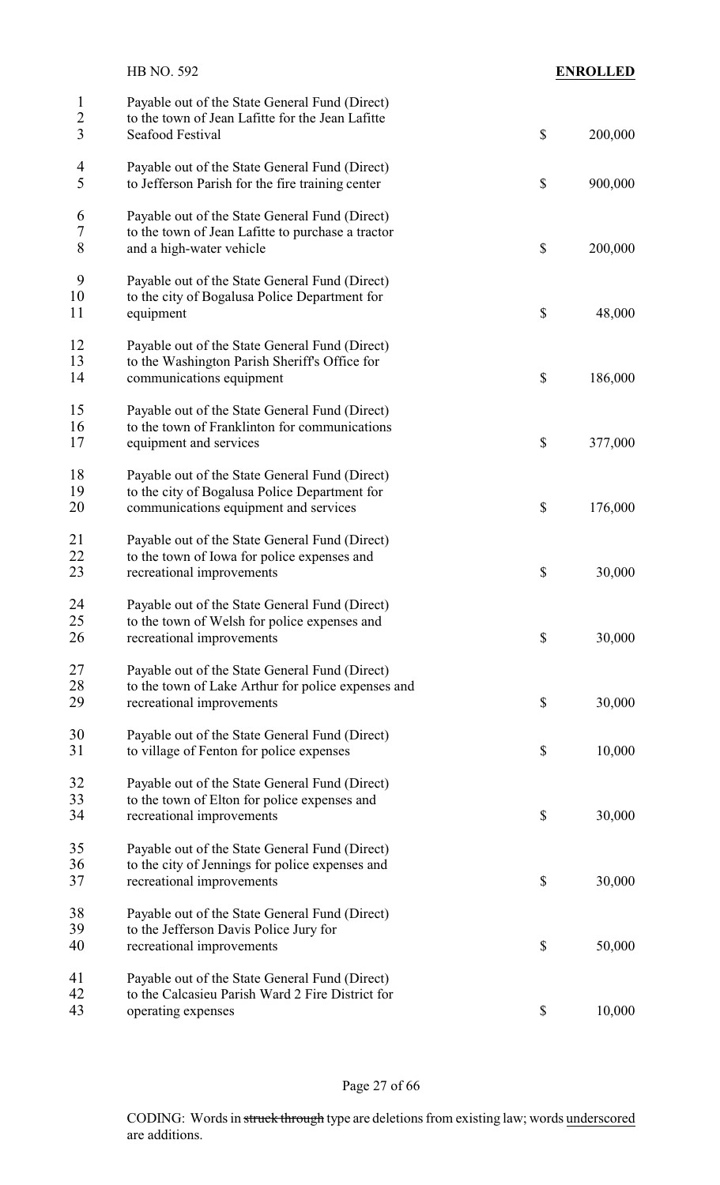Payable out of the State General Fund (Direct) to the town of Jean Lafitte for the Jean Lafitte Seafood Festival $ 200,000

Payable out of the State General Fund (Direct) to Jefferson Parish for the fire training center $ 900,000

Payable out of the State General Fund (Direct) to the town of Jean Lafitte to purchase a tractor and a high-water vehicle $ 200,000

Payable out of the State General Fund (Direct) to the city of Bogalusa Police Department for equipment $ 48,000

Payable out of the State General Fund (Direct) to the Washington Parish Sheriff's Office for communications equipment $ 186,000

Payable out of the State General Fund (Direct) to the town of Franklinton for communications equipment and services $ 377,000

Payable out of the State General Fund (Direct) to the city of Bogalusa Police Department for communications equipment and services $ 176,000

Payable out of the State General Fund (Direct) to the town of Iowa for police expenses and recreational improvements $ 30,000

Payable out of the State General Fund (Direct) to the town of Welsh for police expenses and recreational improvements $ 30,000

Payable out of the State General Fund (Direct) to the town of Lake Arthur for police expenses and recreational improvements $ 30,000

Payable out of the State General Fund (Direct) to village of Fenton for police expenses $ 10,000

Payable out of the State General Fund (Direct) to the town of Elton for police expenses and recreational improvements $ 30,000

Payable out of the State General Fund (Direct) to the city of Jennings for police expenses and recreational improvements $ 30,000

Payable out of the State General Fund (Direct) to the Jefferson Davis Police Jury for recreational improvements $ 50,000

Payable out of the State General Fund (Direct) to the Calcasieu Parish Ward 2 Fire District for operating expenses $ 10,000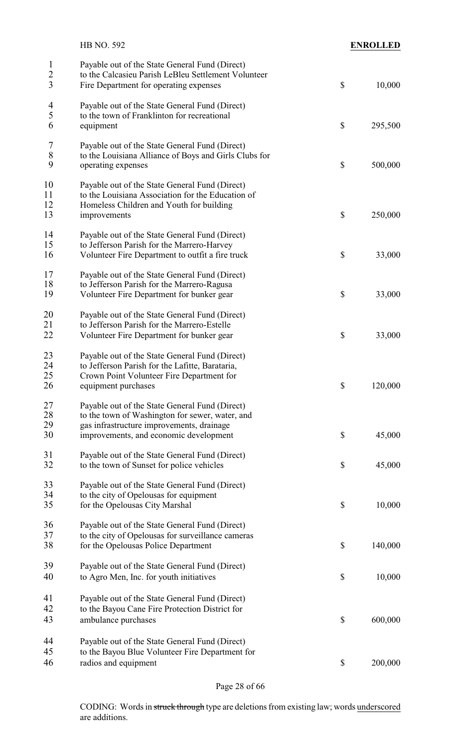Payable out of the State General Fund (Direct) to the Calcasieu Parish LeBleu Settlement Volunteer Fire Department for operating expenses $ 10,000

Payable out of the State General Fund (Direct) to the town of Franklinton for recreational equipment $ 295,500

Payable out of the State General Fund (Direct) to the Louisiana Alliance of Boys and Girls Clubs for operating expenses $ 500,000

Payable out of the State General Fund (Direct) to the Louisiana Association for the Education of Homeless Children and Youth for building improvements $ 250,000

Payable out of the State General Fund (Direct) to Jefferson Parish for the Marrero-Harvey Volunteer Fire Department to outfit a fire truck $ 33,000

Payable out of the State General Fund (Direct) to Jefferson Parish for the Marrero-Ragusa Volunteer Fire Department for bunker gear $ 33,000

Payable out of the State General Fund (Direct) to Jefferson Parish for the Marrero-Estelle Volunteer Fire Department for bunker gear $ 33,000

Payable out of the State General Fund (Direct) to Jefferson Parish for the Lafitte, Barataria, Crown Point Volunteer Fire Department for equipment purchases $ 120,000

Payable out of the State General Fund (Direct) to the town of Washington for sewer, water, and gas infrastructure improvements, drainage improvements, and economic development $ 45,000

Payable out of the State General Fund (Direct) to the town of Sunset for police vehicles $ 45,000

Payable out of the State General Fund (Direct) to the city of Opelousas for equipment for the Opelousas City Marshal $ 10,000

Payable out of the State General Fund (Direct) to the city of Opelousas for surveillance cameras for the Opelousas Police Department $ 140,000

Payable out of the State General Fund (Direct) to Agro Men, Inc. for youth initiatives $ 10,000

Payable out of the State General Fund (Direct) to the Bayou Cane Fire Protection District for ambulance purchases $ 600,000

Payable out of the State General Fund (Direct) to the Bayou Blue Volunteer Fire Department for radios and equipment $ 200,000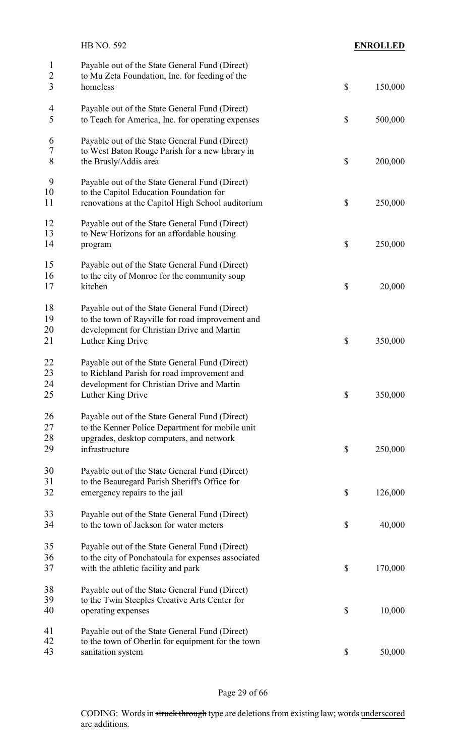Payable out of the State General Fund (Direct) to Mu Zeta Foundation, Inc. for feeding of the homeless $ 150,000

Payable out of the State General Fund (Direct) to Teach for America, Inc. for operating expenses $ 500,000

Payable out of the State General Fund (Direct) to West Baton Rouge Parish for a new library in the Brusly/Addis area $ 200,000

Payable out of the State General Fund (Direct) to the Capitol Education Foundation for renovations at the Capitol High School auditorium $ 250,000

Payable out of the State General Fund (Direct) to New Horizons for an affordable housing program $ 250,000

Payable out of the State General Fund (Direct) to the city of Monroe for the community soup kitchen $ 20,000

Payable out of the State General Fund (Direct) to the town of Rayville for road improvement and development for Christian Drive and Martin Luther King Drive $ 350,000

Payable out of the State General Fund (Direct) to Richland Parish for road improvement and development for Christian Drive and Martin Luther King Drive $ 350,000

Payable out of the State General Fund (Direct) to the Kenner Police Department for mobile unit upgrades, desktop computers, and network infrastructure $ 250,000

Payable out of the State General Fund (Direct) to the Beauregard Parish Sheriff's Office for emergency repairs to the jail $ 126,000

Payable out of the State General Fund (Direct) to the town of Jackson for water meters $ 40,000

Payable out of the State General Fund (Direct) to the city of Ponchatoula for expenses associated with the athletic facility and park $ 170,000

Payable out of the State General Fund (Direct) to the Twin Steeples Creative Arts Center for operating expenses $ 10,000

Payable out of the State General Fund (Direct) to the town of Oberlin for equipment for the town sanitation system $ 50,000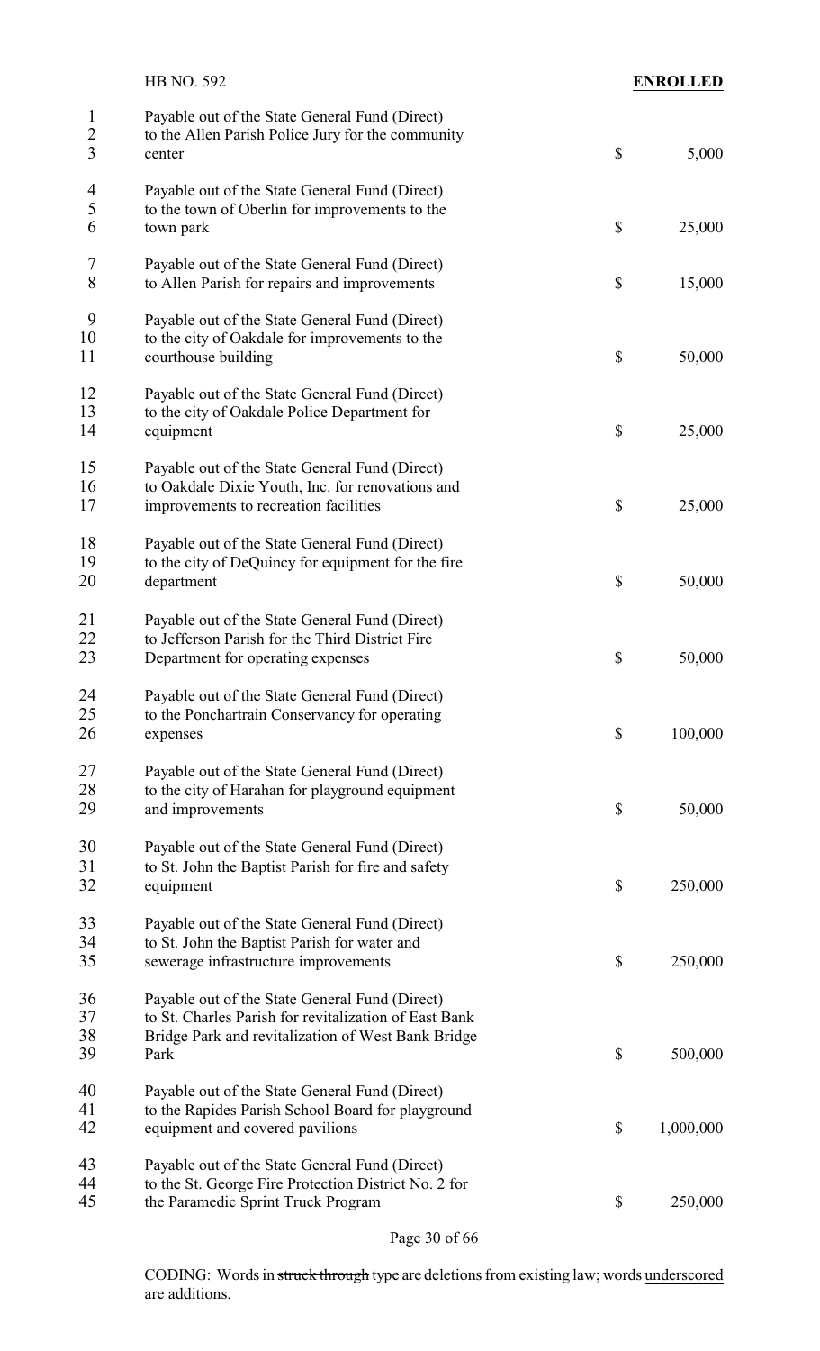Payable out of the State General Fund (Direct) to the Allen Parish Police Jury for the community center $ 5,000

Payable out of the State General Fund (Direct) to the town of Oberlin for improvements to the town park $ 25,000

Payable out of the State General Fund (Direct) to Allen Parish for repairs and improvements $ 15,000

Payable out of the State General Fund (Direct) to the city of Oakdale for improvements to the courthouse building $ 50,000

Payable out of the State General Fund (Direct) to the city of Oakdale Police Department for equipment $ 25,000

Payable out of the State General Fund (Direct) to Oakdale Dixie Youth, Inc. for renovations and improvements to recreation facilities $ 25,000

Payable out of the State General Fund (Direct) to the city of DeQuincy for equipment for the fire department $ 50,000

Payable out of the State General Fund (Direct) to Jefferson Parish for the Third District Fire Department for operating expenses $ 50,000

Payable out of the State General Fund (Direct) to the Ponchartrain Conservancy for operating expenses $ 100,000

Payable out of the State General Fund (Direct) to the city of Harahan for playground equipment and improvements $ 50,000

Payable out of the State General Fund (Direct) to St. John the Baptist Parish for fire and safety equipment $ 250,000

Payable out of the State General Fund (Direct) to St. John the Baptist Parish for water and sewerage infrastructure improvements $ 250,000

Payable out of the State General Fund (Direct) to St. Charles Parish for revitalization of East Bank Bridge Park and revitalization of West Bank Bridge Park $ 500,000

Payable out of the State General Fund (Direct) to the Rapides Parish School Board for playground equipment and covered pavilions $ 1,000,000

Payable out of the State General Fund (Direct) to the St. George Fire Protection District No. 2 for the Paramedic Sprint Truck Program $ 250,000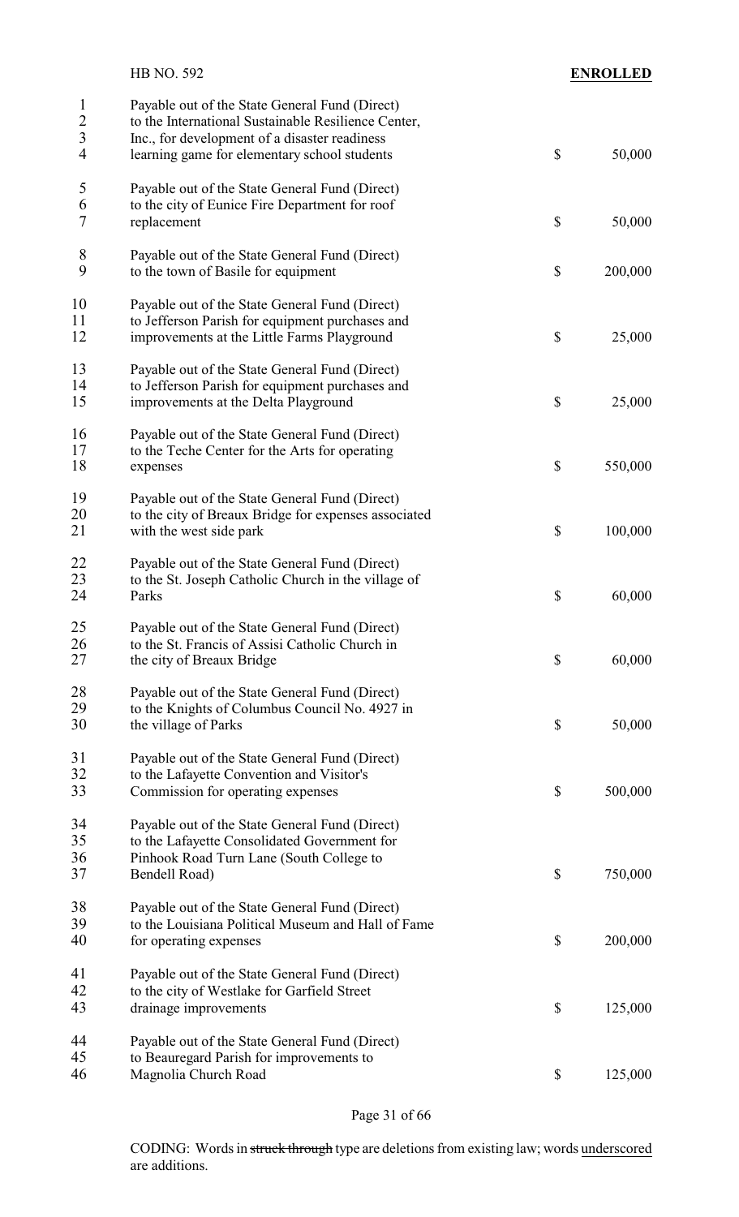HB NO. 592 **ENROLLED**

| | | |
|---|---|---|
| Payable out of the State General Fund (Direct) to the International Sustainable Resilience Center, Inc., for development of a disaster readiness learning game for elementary school students | $ | 50,000 |
| Payable out of the State General Fund (Direct) to the city of Eunice Fire Department for roof replacement | $ | 50,000 |
| Payable out of the State General Fund (Direct) to the town of Basile for equipment | $ | 200,000 |
| Payable out of the State General Fund (Direct) to Jefferson Parish for equipment purchases and improvements at the Little Farms Playground | $ | 25,000 |
| Payable out of the State General Fund (Direct) to Jefferson Parish for equipment purchases and improvements at the Delta Playground | $ | 25,000 |
| Payable out of the State General Fund (Direct) to the Teche Center for the Arts for operating expenses | $ | 550,000 |
| Payable out of the State General Fund (Direct) to the city of Breaux Bridge for expenses associated with the west side park | $ | 100,000 |
| Payable out of the State General Fund (Direct) to the St. Joseph Catholic Church in the village of Parks | $ | 60,000 |
| Payable out of the State General Fund (Direct) to the St. Francis of Assisi Catholic Church in the city of Breaux Bridge | $ | 60,000 |
| Payable out of the State General Fund (Direct) to the Knights of Columbus Council No. 4927 in the village of Parks | $ | 50,000 |
| Payable out of the State General Fund (Direct) to the Lafayette Convention and Visitor's Commission for operating expenses | $ | 500,000 |
| Payable out of the State General Fund (Direct) to the Lafayette Consolidated Government for Pinhook Road Turn Lane (South College to Bendell Road) | $ | 750,000 |
| Payable out of the State General Fund (Direct) to the Louisiana Political Museum and Hall of Fame for operating expenses | $ | 200,000 |
| Payable out of the State General Fund (Direct) to the city of Westlake for Garfield Street drainage improvements | $ | 125,000 |
| Payable out of the State General Fund (Direct) to Beauregard Parish for improvements to Magnolia Church Road | $ | 125,000 |

CODING: Words in ~~struck through~~ type are deletions from existing law; words underscored are additions.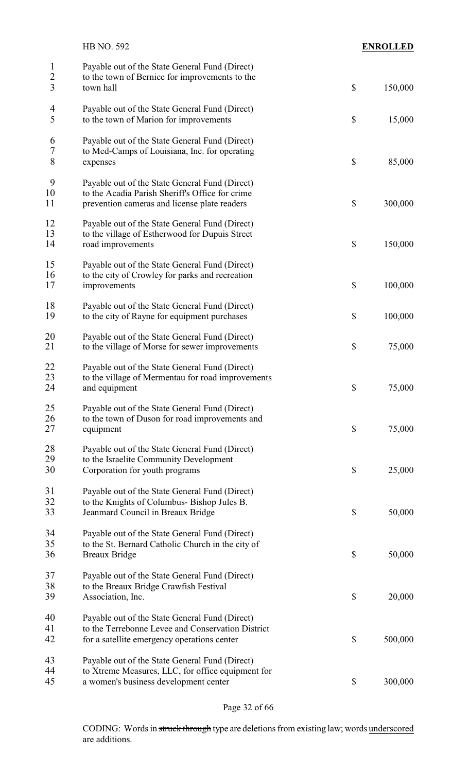Payable out of the State General Fund (Direct) to the town of Bernice for improvements to the town hall $ 150,000

Payable out of the State General Fund (Direct) to the town of Marion for improvements $ 15,000

Payable out of the State General Fund (Direct) to Med-Camps of Louisiana, Inc. for operating expenses $ 85,000

Payable out of the State General Fund (Direct) to the Acadia Parish Sheriff's Office for crime prevention cameras and license plate readers $ 300,000

Payable out of the State General Fund (Direct) to the village of Estherwood for Dupuis Street road improvements $ 150,000

Payable out of the State General Fund (Direct) to the city of Crowley for parks and recreation improvements $ 100,000

Payable out of the State General Fund (Direct) to the city of Rayne for equipment purchases $ 100,000

Payable out of the State General Fund (Direct) to the village of Morse for sewer improvements $ 75,000

Payable out of the State General Fund (Direct) to the village of Mermentau for road improvements and equipment $ 75,000

Payable out of the State General Fund (Direct) to the town of Duson for road improvements and equipment $ 75,000

Payable out of the State General Fund (Direct) to the Israelite Community Development Corporation for youth programs $ 25,000

Payable out of the State General Fund (Direct) to the Knights of Columbus- Bishop Jules B. Jeanmard Council in Breaux Bridge $ 50,000

Payable out of the State General Fund (Direct) to the St. Bernard Catholic Church in the city of Breaux Bridge $ 50,000

Payable out of the State General Fund (Direct) to the Breaux Bridge Crawfish Festival Association, Inc. $ 20,000

Payable out of the State General Fund (Direct) to the Terrebonne Levee and Conservation District for a satellite emergency operations center $ 500,000

Payable out of the State General Fund (Direct) to Xtreme Measures, LLC, for office equipment for a women's business development center $ 300,000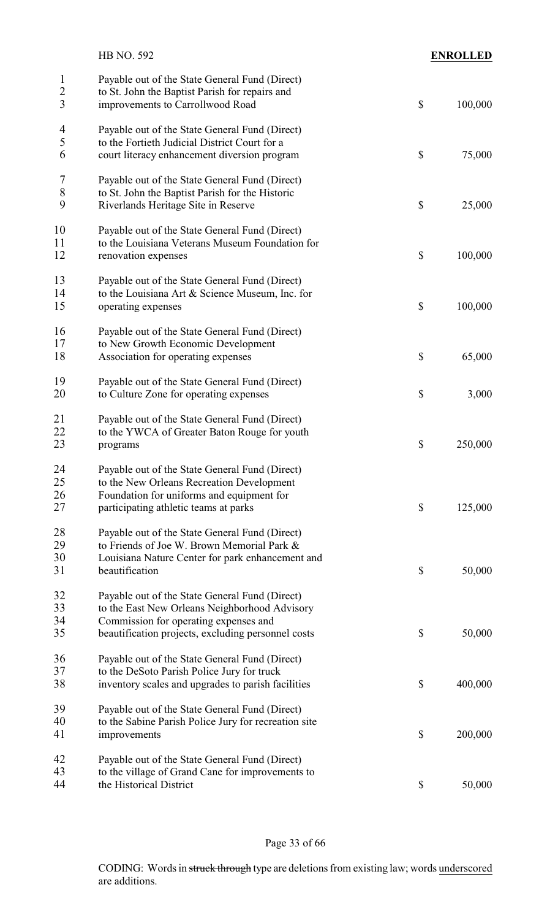HB NO. 592 **ENROLLED**

| | |
|---|---|
| Payable out of the State General Fund (Direct) to St. John the Baptist Parish for repairs and improvements to Carrollwood Road | $ 100,000 |
| Payable out of the State General Fund (Direct) to the Fortieth Judicial District Court for a court literacy enhancement diversion program | $ 75,000 |
| Payable out of the State General Fund (Direct) to St. John the Baptist Parish for the Historic Riverlands Heritage Site in Reserve | $ 25,000 |
| Payable out of the State General Fund (Direct) to the Louisiana Veterans Museum Foundation for renovation expenses | $ 100,000 |
| Payable out of the State General Fund (Direct) to the Louisiana Art & Science Museum, Inc. for operating expenses | $ 100,000 |
| Payable out of the State General Fund (Direct) to New Growth Economic Development Association for operating expenses | $ 65,000 |
| Payable out of the State General Fund (Direct) to Culture Zone for operating expenses | $ 3,000 |
| Payable out of the State General Fund (Direct) to the YWCA of Greater Baton Rouge for youth programs | $ 250,000 |
| Payable out of the State General Fund (Direct) to the New Orleans Recreation Development Foundation for uniforms and equipment for participating athletic teams at parks | $ 125,000 |
| Payable out of the State General Fund (Direct) to Friends of Joe W. Brown Memorial Park & Louisiana Nature Center for park enhancement and beautification | $ 50,000 |
| Payable out of the State General Fund (Direct) to the East New Orleans Neighborhood Advisory Commission for operating expenses and beautification projects, excluding personnel costs | $ 50,000 |
| Payable out of the State General Fund (Direct) to the DeSoto Parish Police Jury for truck inventory scales and upgrades to parish facilities | $ 400,000 |
| Payable out of the State General Fund (Direct) to the Sabine Parish Police Jury for recreation site improvements | $ 200,000 |
| Payable out of the State General Fund (Direct) to the village of Grand Cane for improvements to the Historical District | $ 50,000 |

CODING: Words in ~~struck through~~ type are deletions from existing law; words underscored are additions.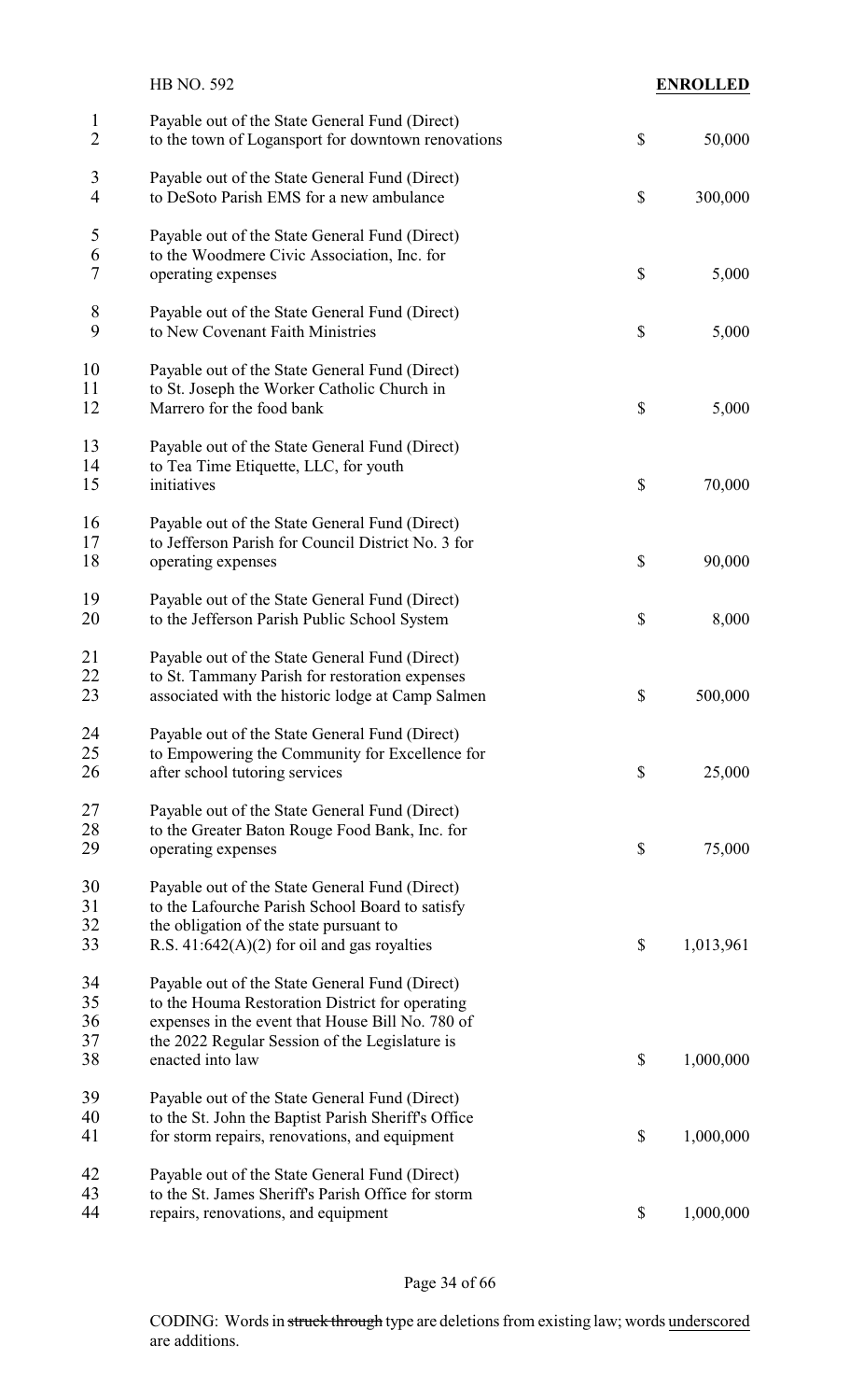| | |
|---|---|
| Payable out of the State General Fund (Direct) to the town of Logansport for downtown renovations | $ 50,000 |
| Payable out of the State General Fund (Direct) to DeSoto Parish EMS for a new ambulance | $ 300,000 |
| Payable out of the State General Fund (Direct) to the Woodmere Civic Association, Inc. for operating expenses | $ 5,000 |
| Payable out of the State General Fund (Direct) to New Covenant Faith Ministries | $ 5,000 |
| Payable out of the State General Fund (Direct) to St. Joseph the Worker Catholic Church in Marrero for the food bank | $ 5,000 |
| Payable out of the State General Fund (Direct) to Tea Time Etiquette, LLC, for youth initiatives | $ 70,000 |
| Payable out of the State General Fund (Direct) to Jefferson Parish for Council District No. 3 for operating expenses | $ 90,000 |
| Payable out of the State General Fund (Direct) to the Jefferson Parish Public School System | $ 8,000 |
| Payable out of the State General Fund (Direct) to St. Tammany Parish for restoration expenses associated with the historic lodge at Camp Salmen | $ 500,000 |
| Payable out of the State General Fund (Direct) to Empowering the Community for Excellence for after school tutoring services | $ 25,000 |
| Payable out of the State General Fund (Direct) to the Greater Baton Rouge Food Bank, Inc. for operating expenses | $ 75,000 |
| Payable out of the State General Fund (Direct) to the Lafourche Parish School Board to satisfy the obligation of the state pursuant to R.S. 41:642(A)(2) for oil and gas royalties | $ 1,013,961 |
| Payable out of the State General Fund (Direct) to the Houma Restoration District for operating expenses in the event that House Bill No. 780 of the 2022 Regular Session of the Legislature is enacted into law | $ 1,000,000 |
| Payable out of the State General Fund (Direct) to the St. John the Baptist Parish Sheriff's Office for storm repairs, renovations, and equipment | $ 1,000,000 |
| Payable out of the State General Fund (Direct) to the St. James Sheriff's Parish Office for storm repairs, renovations, and equipment | $ 1,000,000 |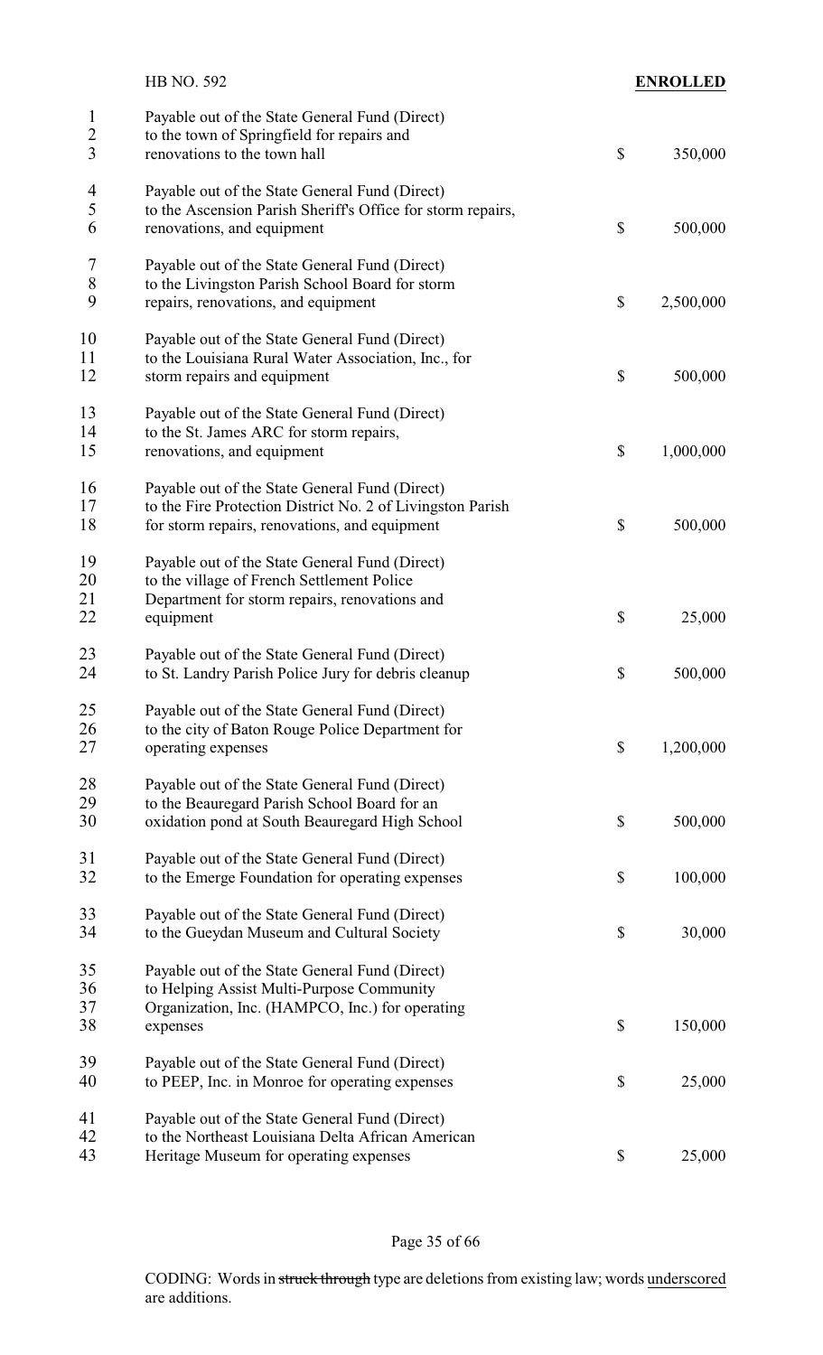Payable out of the State General Fund (Direct) to the town of Springfield for repairs and renovations to the town hall $ 350,000

Payable out of the State General Fund (Direct) to the Ascension Parish Sheriff's Office for storm repairs, renovations, and equipment $ 500,000

Payable out of the State General Fund (Direct) to the Livingston Parish School Board for storm repairs, renovations, and equipment $ 2,500,000

Payable out of the State General Fund (Direct) to the Louisiana Rural Water Association, Inc., for storm repairs and equipment $ 500,000

Payable out of the State General Fund (Direct) to the St. James ARC for storm repairs, renovations, and equipment $ 1,000,000

Payable out of the State General Fund (Direct) to the Fire Protection District No. 2 of Livingston Parish for storm repairs, renovations, and equipment $ 500,000

Payable out of the State General Fund (Direct) to the village of French Settlement Police Department for storm repairs, renovations and equipment $ 25,000

Payable out of the State General Fund (Direct) to St. Landry Parish Police Jury for debris cleanup $ 500,000

Payable out of the State General Fund (Direct) to the city of Baton Rouge Police Department for operating expenses $ 1,200,000

Payable out of the State General Fund (Direct) to the Beauregard Parish School Board for an oxidation pond at South Beauregard High School $ 500,000

Payable out of the State General Fund (Direct) to the Emerge Foundation for operating expenses $ 100,000

Payable out of the State General Fund (Direct) to the Gueydan Museum and Cultural Society $ 30,000

Payable out of the State General Fund (Direct) to Helping Assist Multi-Purpose Community Organization, Inc. (HAMPCO, Inc.) for operating expenses $ 150,000

Payable out of the State General Fund (Direct) to PEEP, Inc. in Monroe for operating expenses $ 25,000

Payable out of the State General Fund (Direct) to the Northeast Louisiana Delta African American Heritage Museum for operating expenses $ 25,000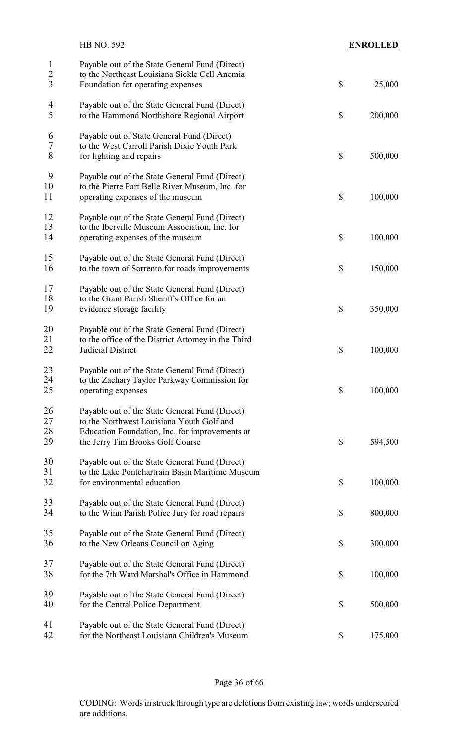| | | |
|---|---|---|
| Payable out of the State General Fund (Direct) to the Northeast Louisiana Sickle Cell Anemia Foundation for operating expenses | $ | 25,000 |
| Payable out of the State General Fund (Direct) to the Hammond Northshore Regional Airport | $ | 200,000 |
| Payable out of State General Fund (Direct) to the West Carroll Parish Dixie Youth Park for lighting and repairs | $ | 500,000 |
| Payable out of the State General Fund (Direct) to the Pierre Part Belle River Museum, Inc. for operating expenses of the museum | $ | 100,000 |
| Payable out of the State General Fund (Direct) to the Iberville Museum Association, Inc. for operating expenses of the museum | $ | 100,000 |
| Payable out of the State General Fund (Direct) to the town of Sorrento for roads improvements | $ | 150,000 |
| Payable out of the State General Fund (Direct) to the Grant Parish Sheriff's Office for an evidence storage facility | $ | 350,000 |
| Payable out of the State General Fund (Direct) to the office of the District Attorney in the Third Judicial District | $ | 100,000 |
| Payable out of the State General Fund (Direct) to the Zachary Taylor Parkway Commission for operating expenses | $ | 100,000 |
| Payable out of the State General Fund (Direct) to the Northwest Louisiana Youth Golf and Education Foundation, Inc. for improvements at the Jerry Tim Brooks Golf Course | $ | 594,500 |
| Payable out of the State General Fund (Direct) to the Lake Pontchartrain Basin Maritime Museum for environmental education | $ | 100,000 |
| Payable out of the State General Fund (Direct) to the Winn Parish Police Jury for road repairs | $ | 800,000 |
| Payable out of the State General Fund (Direct) to the New Orleans Council on Aging | $ | 300,000 |
| Payable out of the State General Fund (Direct) for the 7th Ward Marshal's Office in Hammond | $ | 100,000 |
| Payable out of the State General Fund (Direct) for the Central Police Department | $ | 500,000 |
| Payable out of the State General Fund (Direct) for the Northeast Louisiana Children's Museum | $ | 175,000 |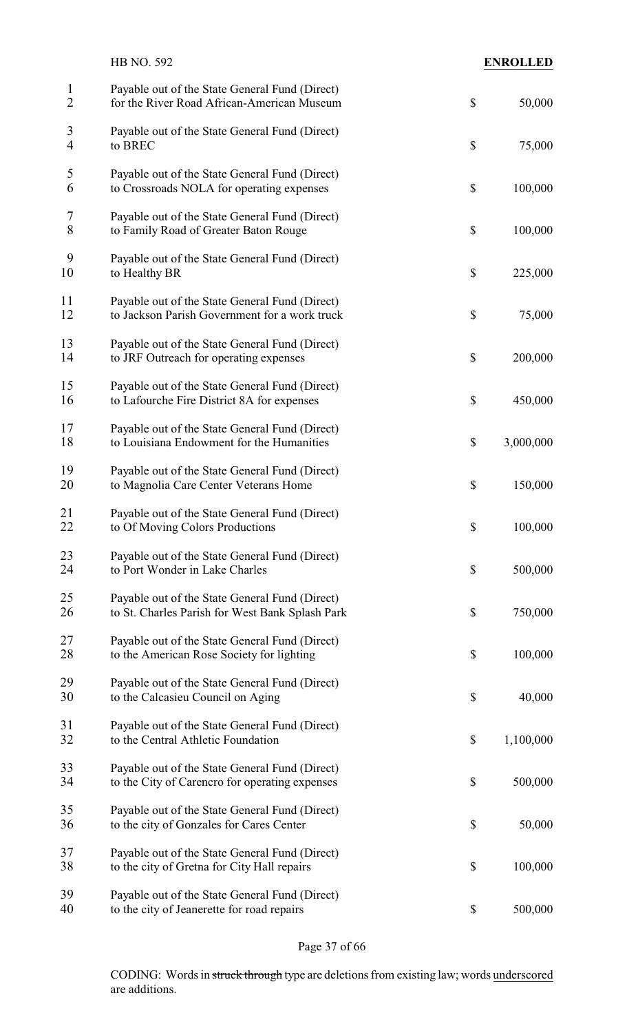HB NO. 592 **ENROLLED**

| | |
|---|---|
| Payable out of the State General Fund (Direct) for the River Road African-American Museum | $ 50,000 |
| Payable out of the State General Fund (Direct) to BREC | $ 75,000 |
| Payable out of the State General Fund (Direct) to Crossroads NOLA for operating expenses | $ 100,000 |
| Payable out of the State General Fund (Direct) to Family Road of Greater Baton Rouge | $ 100,000 |
| Payable out of the State General Fund (Direct) to Healthy BR | $ 225,000 |
| Payable out of the State General Fund (Direct) to Jackson Parish Government for a work truck | $ 75,000 |
| Payable out of the State General Fund (Direct) to JRF Outreach for operating expenses | $ 200,000 |
| Payable out of the State General Fund (Direct) to Lafourche Fire District 8A for expenses | $ 450,000 |
| Payable out of the State General Fund (Direct) to Louisiana Endowment for the Humanities | $ 3,000,000 |
| Payable out of the State General Fund (Direct) to Magnolia Care Center Veterans Home | $ 150,000 |
| Payable out of the State General Fund (Direct) to Of Moving Colors Productions | $ 100,000 |
| Payable out of the State General Fund (Direct) to Port Wonder in Lake Charles | $ 500,000 |
| Payable out of the State General Fund (Direct) to St. Charles Parish for West Bank Splash Park | $ 750,000 |
| Payable out of the State General Fund (Direct) to the American Rose Society for lighting | $ 100,000 |
| Payable out of the State General Fund (Direct) to the Calcasieu Council on Aging | $ 40,000 |
| Payable out of the State General Fund (Direct) to the Central Athletic Foundation | $ 1,100,000 |
| Payable out of the State General Fund (Direct) to the City of Carencro for operating expenses | $ 500,000 |
| Payable out of the State General Fund (Direct) to the city of Gonzales for Cares Center | $ 50,000 |
| Payable out of the State General Fund (Direct) to the city of Gretna for City Hall repairs | $ 100,000 |
| Payable out of the State General Fund (Direct) to the city of Jeanerette for road repairs | $ 500,000 |

CODING: Words in ~~struck through~~ type are deletions from existing law; words underscored are additions.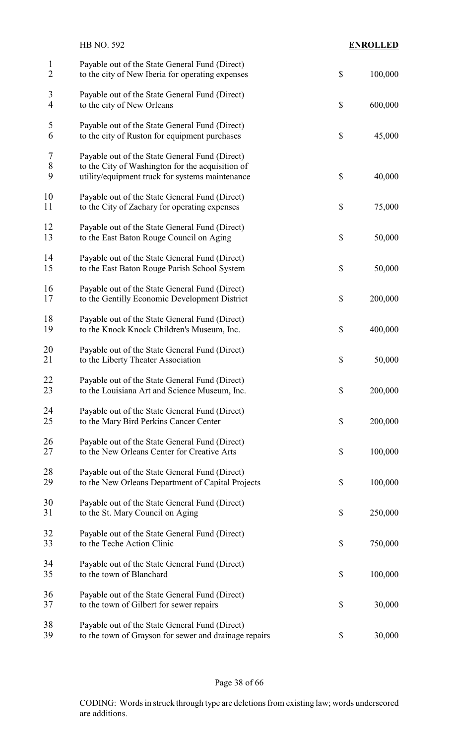| | | |
|---|---|---|
| Payable out of the State General Fund (Direct) to the city of New Iberia for operating expenses | $ | 100,000 |
| Payable out of the State General Fund (Direct) to the city of New Orleans | $ | 600,000 |
| Payable out of the State General Fund (Direct) to the city of Ruston for equipment purchases | $ | 45,000 |
| Payable out of the State General Fund (Direct) to the City of Washington for the acquisition of utility/equipment truck for systems maintenance | $ | 40,000 |
| Payable out of the State General Fund (Direct) to the City of Zachary for operating expenses | $ | 75,000 |
| Payable out of the State General Fund (Direct) to the East Baton Rouge Council on Aging | $ | 50,000 |
| Payable out of the State General Fund (Direct) to the East Baton Rouge Parish School System | $ | 50,000 |
| Payable out of the State General Fund (Direct) to the Gentilly Economic Development District | $ | 200,000 |
| Payable out of the State General Fund (Direct) to the Knock Knock Children's Museum, Inc. | $ | 400,000 |
| Payable out of the State General Fund (Direct) to the Liberty Theater Association | $ | 50,000 |
| Payable out of the State General Fund (Direct) to the Louisiana Art and Science Museum, Inc. | $ | 200,000 |
| Payable out of the State General Fund (Direct) to the Mary Bird Perkins Cancer Center | $ | 200,000 |
| Payable out of the State General Fund (Direct) to the New Orleans Center for Creative Arts | $ | 100,000 |
| Payable out of the State General Fund (Direct) to the New Orleans Department of Capital Projects | $ | 100,000 |
| Payable out of the State General Fund (Direct) to the St. Mary Council on Aging | $ | 250,000 |
| Payable out of the State General Fund (Direct) to the Teche Action Clinic | $ | 750,000 |
| Payable out of the State General Fund (Direct) to the town of Blanchard | $ | 100,000 |
| Payable out of the State General Fund (Direct) to the town of Gilbert for sewer repairs | $ | 30,000 |
| Payable out of the State General Fund (Direct) to the town of Grayson for sewer and drainage repairs | $ | 30,000 |

CODING: Words in ~~struck through~~ type are deletions from existing law; words underscored are additions.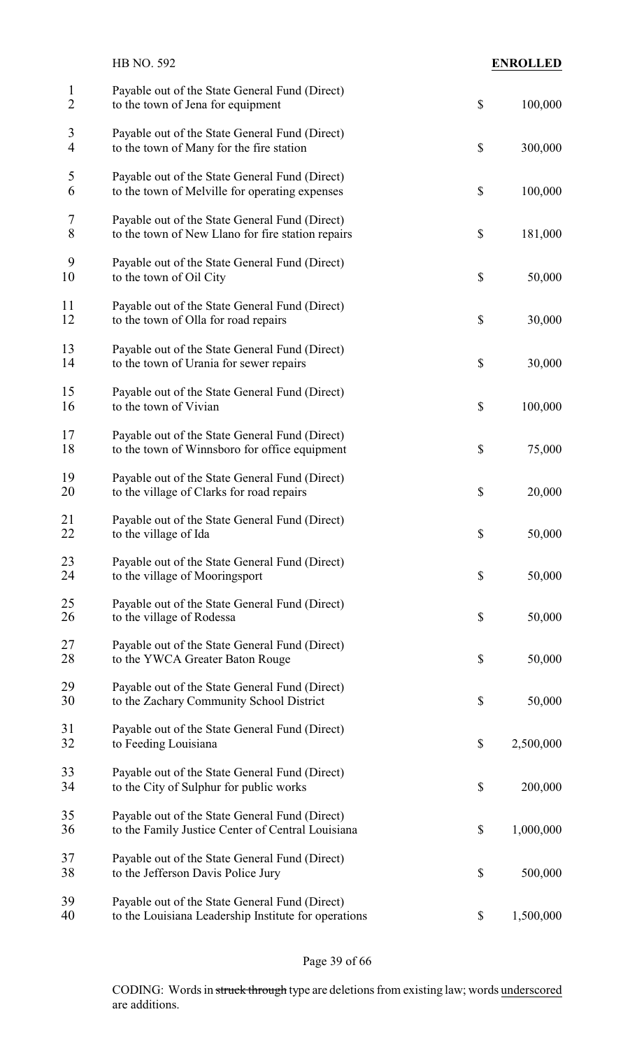HB NO. 592 **ENROLLED**

| | | |
|---|---|---|
| Payable out of the State General Fund (Direct) to the town of Jena for equipment | $ | 100,000 |
| Payable out of the State General Fund (Direct) to the town of Many for the fire station | $ | 300,000 |
| Payable out of the State General Fund (Direct) to the town of Melville for operating expenses | $ | 100,000 |
| Payable out of the State General Fund (Direct) to the town of New Llano for fire station repairs | $ | 181,000 |
| Payable out of the State General Fund (Direct) to the town of Oil City | $ | 50,000 |
| Payable out of the State General Fund (Direct) to the town of Olla for road repairs | $ | 30,000 |
| Payable out of the State General Fund (Direct) to the town of Urania for sewer repairs | $ | 30,000 |
| Payable out of the State General Fund (Direct) to the town of Vivian | $ | 100,000 |
| Payable out of the State General Fund (Direct) to the town of Winnsboro for office equipment | $ | 75,000 |
| Payable out of the State General Fund (Direct) to the village of Clarks for road repairs | $ | 20,000 |
| Payable out of the State General Fund (Direct) to the village of Ida | $ | 50,000 |
| Payable out of the State General Fund (Direct) to the village of Mooringsport | $ | 50,000 |
| Payable out of the State General Fund (Direct) to the village of Rodessa | $ | 50,000 |
| Payable out of the State General Fund (Direct) to the YWCA Greater Baton Rouge | $ | 50,000 |
| Payable out of the State General Fund (Direct) to the Zachary Community School District | $ | 50,000 |
| Payable out of the State General Fund (Direct) to Feeding Louisiana | $ | 2,500,000 |
| Payable out of the State General Fund (Direct) to the City of Sulphur for public works | $ | 200,000 |
| Payable out of the State General Fund (Direct) to the Family Justice Center of Central Louisiana | $ | 1,000,000 |
| Payable out of the State General Fund (Direct) to the Jefferson Davis Police Jury | $ | 500,000 |
| Payable out of the State General Fund (Direct) to the Louisiana Leadership Institute for operations | $ | 1,500,000 |

CODING: Words in struck through type are deletions from existing law; words underscored are additions.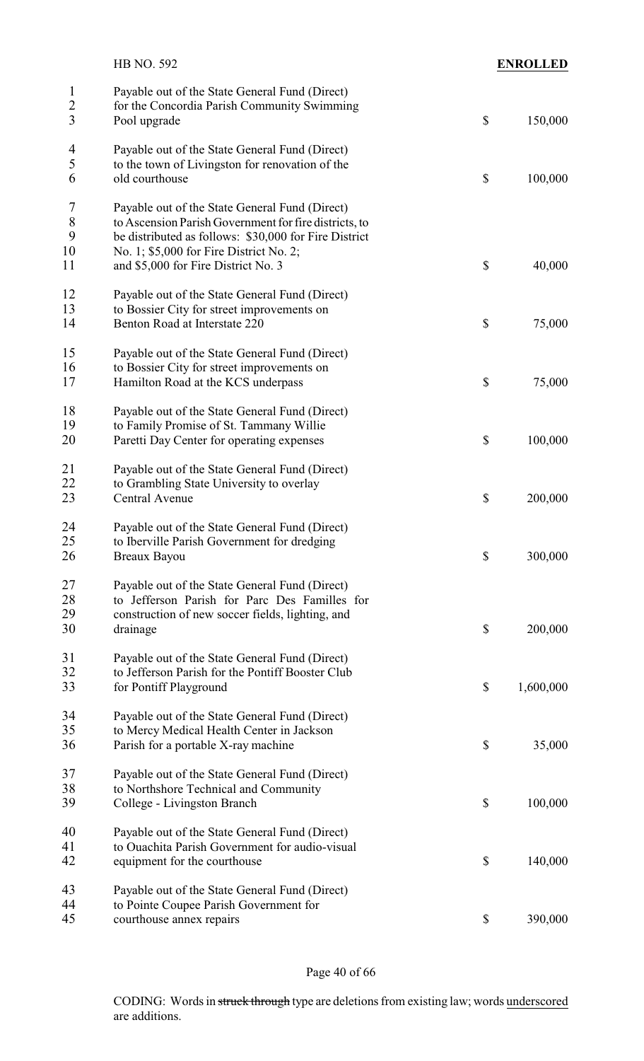Payable out of the State General Fund (Direct) for the Concordia Parish Community Swimming Pool upgrade $ 150,000

Payable out of the State General Fund (Direct) to the town of Livingston for renovation of the old courthouse $ 100,000

Payable out of the State General Fund (Direct) to Ascension Parish Government for fire districts, to be distributed as follows: $30,000 for Fire District No. 1; $5,000 for Fire District No. 2; and $5,000 for Fire District No. 3 $ 40,000

Payable out of the State General Fund (Direct) to Bossier City for street improvements on Benton Road at Interstate 220 $ 75,000

Payable out of the State General Fund (Direct) to Bossier City for street improvements on Hamilton Road at the KCS underpass $ 75,000

Payable out of the State General Fund (Direct) to Family Promise of St. Tammany Willie Paretti Day Center for operating expenses $ 100,000

Payable out of the State General Fund (Direct) to Grambling State University to overlay Central Avenue $ 200,000

Payable out of the State General Fund (Direct) to Iberville Parish Government for dredging Breaux Bayou $ 300,000

Payable out of the State General Fund (Direct) to Jefferson Parish for Parc Des Familles for construction of new soccer fields, lighting, and drainage $ 200,000

Payable out of the State General Fund (Direct) to Jefferson Parish for the Pontiff Booster Club for Pontiff Playground $ 1,600,000

Payable out of the State General Fund (Direct) to Mercy Medical Health Center in Jackson Parish for a portable X-ray machine $ 35,000

Payable out of the State General Fund (Direct) to Northshore Technical and Community College - Livingston Branch $ 100,000

Payable out of the State General Fund (Direct) to Ouachita Parish Government for audio-visual equipment for the courthouse $ 140,000

Payable out of the State General Fund (Direct) to Pointe Coupee Parish Government for courthouse annex repairs $ 390,000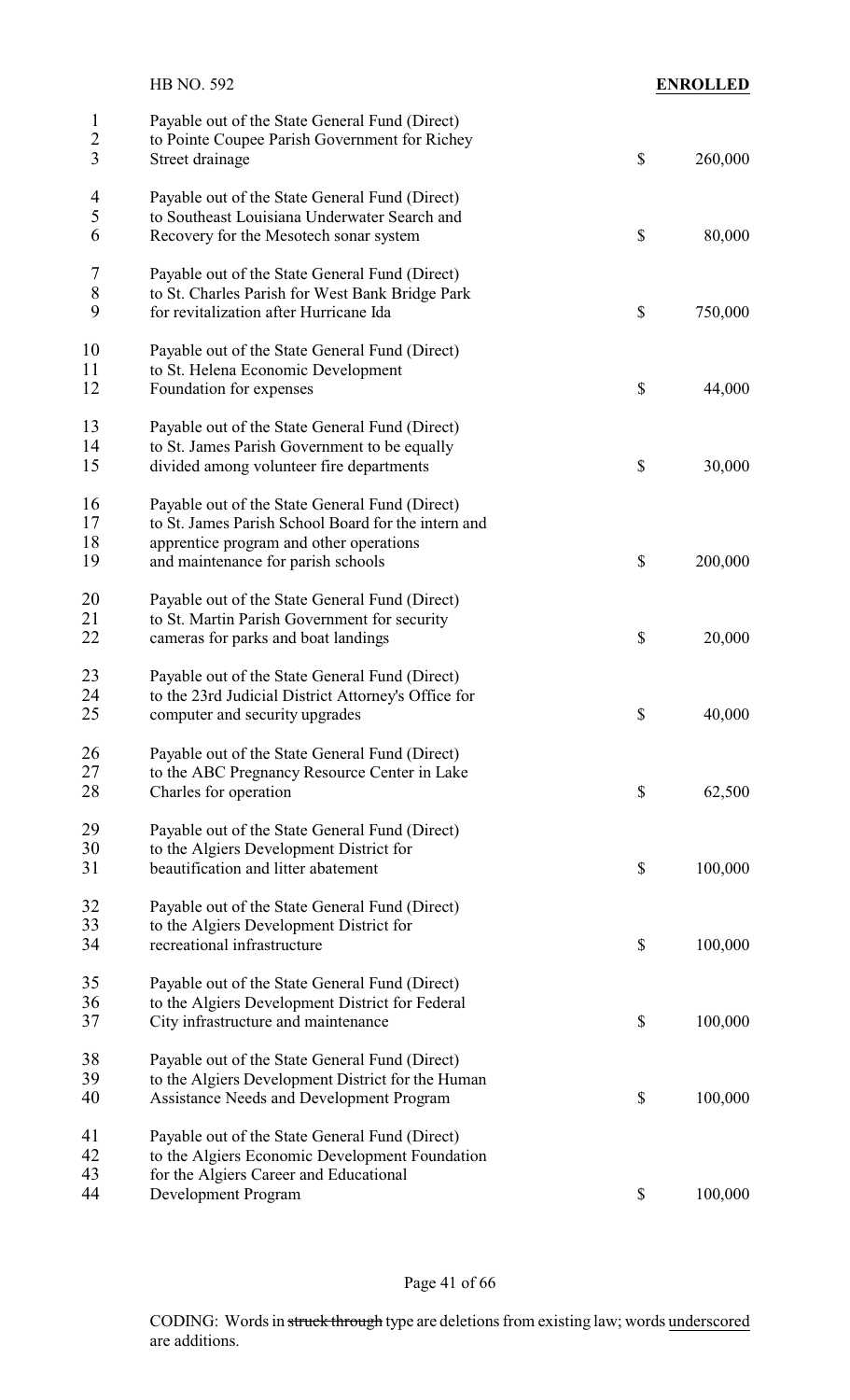| | |
|---|---|
| Payable out of the State General Fund (Direct) to Pointe Coupee Parish Government for Richey Street drainage | $ 260,000 |
| Payable out of the State General Fund (Direct) to Southeast Louisiana Underwater Search and Recovery for the Mesotech sonar system | $ 80,000 |
| Payable out of the State General Fund (Direct) to St. Charles Parish for West Bank Bridge Park for revitalization after Hurricane Ida | $ 750,000 |
| Payable out of the State General Fund (Direct) to St. Helena Economic Development Foundation for expenses | $ 44,000 |
| Payable out of the State General Fund (Direct) to St. James Parish Government to be equally divided among volunteer fire departments | $ 30,000 |
| Payable out of the State General Fund (Direct) to St. James Parish School Board for the intern and apprentice program and other operations and maintenance for parish schools | $ 200,000 |
| Payable out of the State General Fund (Direct) to St. Martin Parish Government for security cameras for parks and boat landings | $ 20,000 |
| Payable out of the State General Fund (Direct) to the 23rd Judicial District Attorney's Office for computer and security upgrades | $ 40,000 |
| Payable out of the State General Fund (Direct) to the ABC Pregnancy Resource Center in Lake Charles for operation | $ 62,500 |
| Payable out of the State General Fund (Direct) to the Algiers Development District for beautification and litter abatement | $ 100,000 |
| Payable out of the State General Fund (Direct) to the Algiers Development District for recreational infrastructure | $ 100,000 |
| Payable out of the State General Fund (Direct) to the Algiers Development District for Federal City infrastructure and maintenance | $ 100,000 |
| Payable out of the State General Fund (Direct) to the Algiers Development District for the Human Assistance Needs and Development Program | $ 100,000 |
| Payable out of the State General Fund (Direct) to the Algiers Economic Development Foundation for the Algiers Career and Educational Development Program | $ 100,000 |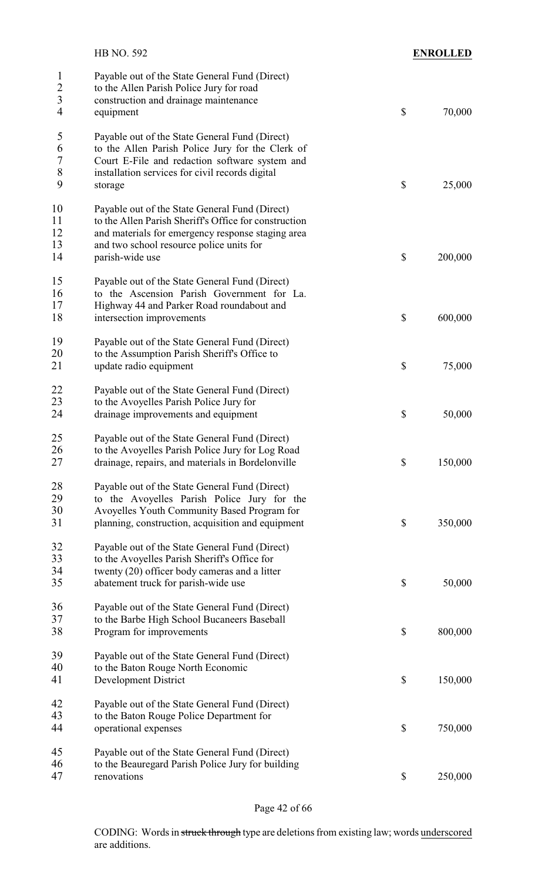HB NO. 592 **ENROLLED**

Payable out of the State General Fund (Direct) to the Allen Parish Police Jury for road construction and drainage maintenance equipment $ 70,000

Payable out of the State General Fund (Direct) to the Allen Parish Police Jury for the Clerk of Court E-File and redaction software system and installation services for civil records digital storage $ 25,000

Payable out of the State General Fund (Direct) to the Allen Parish Sheriff's Office for construction and materials for emergency response staging area and two school resource police units for parish-wide use $ 200,000

Payable out of the State General Fund (Direct) to the Ascension Parish Government for La. Highway 44 and Parker Road roundabout and intersection improvements $ 600,000

Payable out of the State General Fund (Direct) to the Assumption Parish Sheriff's Office to update radio equipment $ 75,000

Payable out of the State General Fund (Direct) to the Avoyelles Parish Police Jury for drainage improvements and equipment $ 50,000

Payable out of the State General Fund (Direct) to the Avoyelles Parish Police Jury for Log Road drainage, repairs, and materials in Bordelonville $ 150,000

Payable out of the State General Fund (Direct) to the Avoyelles Parish Police Jury for the Avoyelles Youth Community Based Program for planning, construction, acquisition and equipment $ 350,000

Payable out of the State General Fund (Direct) to the Avoyelles Parish Sheriff's Office for twenty (20) officer body cameras and a litter abatement truck for parish-wide use $ 50,000

Payable out of the State General Fund (Direct) to the Barbe High School Bucaneers Baseball Program for improvements $ 800,000

Payable out of the State General Fund (Direct) to the Baton Rouge North Economic Development District $ 150,000

Payable out of the State General Fund (Direct) to the Baton Rouge Police Department for operational expenses $ 750,000

Payable out of the State General Fund (Direct) to the Beauregard Parish Police Jury for building renovations $ 250,000

CODING: Words in ~~struck through~~ type are deletions from existing law; words underscored are additions.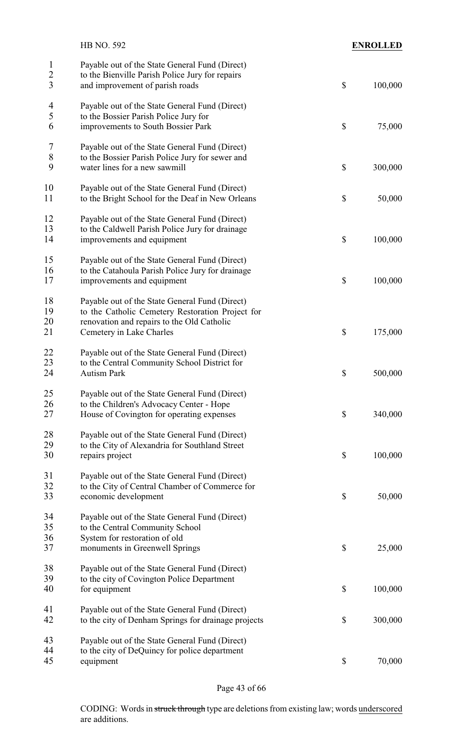Payable out of the State General Fund (Direct) to the Bienville Parish Police Jury for repairs and improvement of parish roads $ 100,000

Payable out of the State General Fund (Direct) to the Bossier Parish Police Jury for improvements to South Bossier Park $ 75,000

Payable out of the State General Fund (Direct) to the Bossier Parish Police Jury for sewer and water lines for a new sawmill $ 300,000

Payable out of the State General Fund (Direct) to the Bright School for the Deaf in New Orleans $ 50,000

Payable out of the State General Fund (Direct) to the Caldwell Parish Police Jury for drainage improvements and equipment $ 100,000

Payable out of the State General Fund (Direct) to the Catahoula Parish Police Jury for drainage improvements and equipment $ 100,000

Payable out of the State General Fund (Direct) to the Catholic Cemetery Restoration Project for renovation and repairs to the Old Catholic Cemetery in Lake Charles $ 175,000

Payable out of the State General Fund (Direct) to the Central Community School District for Autism Park $ 500,000

Payable out of the State General Fund (Direct) to the Children's Advocacy Center - Hope House of Covington for operating expenses $ 340,000

Payable out of the State General Fund (Direct) to the City of Alexandria for Southland Street repairs project $ 100,000

Payable out of the State General Fund (Direct) to the City of Central Chamber of Commerce for economic development $ 50,000

Payable out of the State General Fund (Direct) to the Central Community School System for restoration of old monuments in Greenwell Springs $ 25,000

Payable out of the State General Fund (Direct) to the city of Covington Police Department for equipment $ 100,000

Payable out of the State General Fund (Direct) to the city of Denham Springs for drainage projects $ 300,000

Payable out of the State General Fund (Direct) to the city of DeQuincy for police department equipment $ 70,000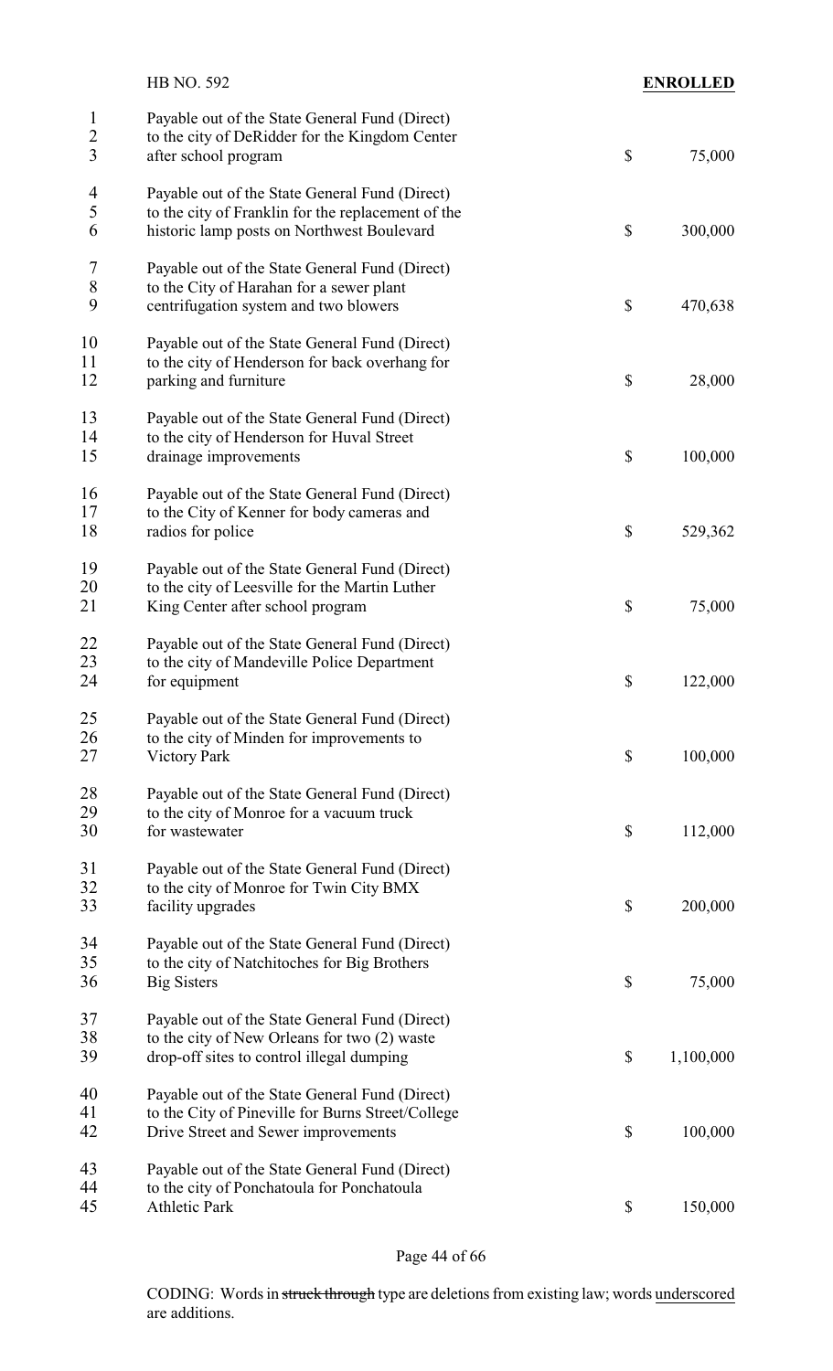Payable out of the State General Fund (Direct) to the city of DeRidder for the Kingdom Center after school program $ 75,000

Payable out of the State General Fund (Direct) to the city of Franklin for the replacement of the historic lamp posts on Northwest Boulevard $ 300,000

Payable out of the State General Fund (Direct) to the City of Harahan for a sewer plant centrifugation system and two blowers $ 470,638

Payable out of the State General Fund (Direct) to the city of Henderson for back overhang for parking and furniture $ 28,000

Payable out of the State General Fund (Direct) to the city of Henderson for Huval Street drainage improvements $ 100,000

Payable out of the State General Fund (Direct) to the City of Kenner for body cameras and radios for police $ 529,362

Payable out of the State General Fund (Direct) to the city of Leesville for the Martin Luther King Center after school program $ 75,000

Payable out of the State General Fund (Direct) to the city of Mandeville Police Department for equipment $ 122,000

Payable out of the State General Fund (Direct) to the city of Minden for improvements to Victory Park $ 100,000

Payable out of the State General Fund (Direct) to the city of Monroe for a vacuum truck for wastewater $ 112,000

Payable out of the State General Fund (Direct) to the city of Monroe for Twin City BMX facility upgrades $ 200,000

Payable out of the State General Fund (Direct) to the city of Natchitoches for Big Brothers Big Sisters $ 75,000

Payable out of the State General Fund (Direct) to the city of New Orleans for two (2) waste drop-off sites to control illegal dumping $ 1,100,000

Payable out of the State General Fund (Direct) to the City of Pineville for Burns Street/College Drive Street and Sewer improvements $ 100,000

Payable out of the State General Fund (Direct) to the city of Ponchatoula for Ponchatoula Athletic Park $ 150,000

CODING: Words in ~~struck through~~ type are deletions from existing law; words underscored are additions.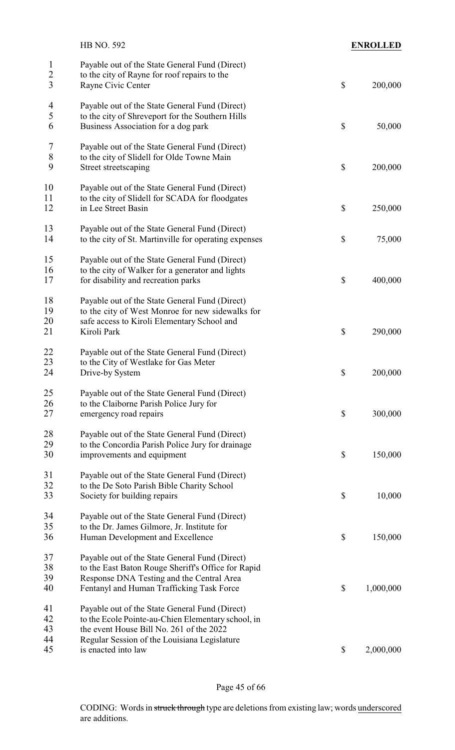HB NO. 592 **ENROLLED**

Payable out of the State General Fund (Direct) to the city of Rayne for roof repairs to the Rayne Civic Center $ 200,000

Payable out of the State General Fund (Direct) to the city of Shreveport for the Southern Hills Business Association for a dog park $ 50,000

Payable out of the State General Fund (Direct) to the city of Slidell for Olde Towne Main Street streetscaping $ 200,000

Payable out of the State General Fund (Direct) to the city of Slidell for SCADA for floodgates in Lee Street Basin $ 250,000

Payable out of the State General Fund (Direct) to the city of St. Martinville for operating expenses $ 75,000

Payable out of the State General Fund (Direct) to the city of Walker for a generator and lights for disability and recreation parks $ 400,000

Payable out of the State General Fund (Direct) to the city of West Monroe for new sidewalks for safe access to Kiroli Elementary School and Kiroli Park $ 290,000

Payable out of the State General Fund (Direct) to the City of Westlake for Gas Meter Drive-by System $ 200,000

Payable out of the State General Fund (Direct) to the Claiborne Parish Police Jury for emergency road repairs $ 300,000

Payable out of the State General Fund (Direct) to the Concordia Parish Police Jury for drainage improvements and equipment $ 150,000

Payable out of the State General Fund (Direct) to the De Soto Parish Bible Charity School Society for building repairs $ 10,000

Payable out of the State General Fund (Direct) to the Dr. James Gilmore, Jr. Institute for Human Development and Excellence $ 150,000

Payable out of the State General Fund (Direct) to the East Baton Rouge Sheriff's Office for Rapid Response DNA Testing and the Central Area Fentanyl and Human Trafficking Task Force $ 1,000,000

Payable out of the State General Fund (Direct) to the Ecole Pointe-au-Chien Elementary school, in the event House Bill No. 261 of the 2022 Regular Session of the Louisiana Legislature is enacted into law $ 2,000,000

CODING: Words in ~~struck through~~ type are deletions from existing law; words underscored are additions.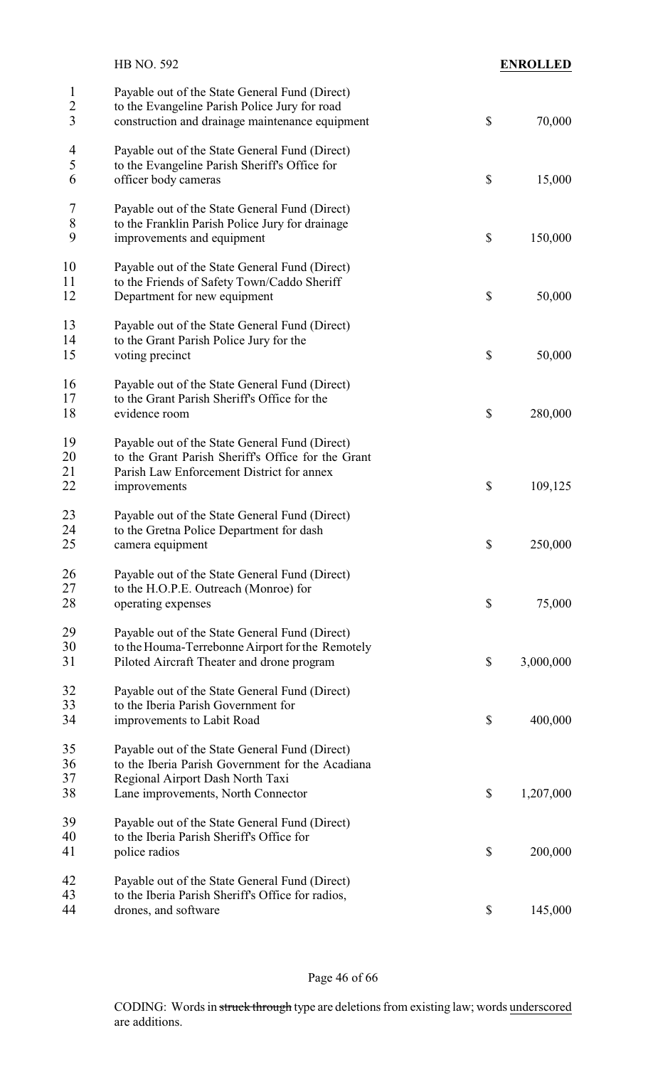HB NO. 592 **ENROLLED**

| Line | Item | Amount |
|---|---|---|
| 1–3 | Payable out of the State General Fund (Direct) to the Evangeline Parish Police Jury for road construction and drainage maintenance equipment | $ 70,000 |
| 4–6 | Payable out of the State General Fund (Direct) to the Evangeline Parish Sheriff's Office for officer body cameras | $ 15,000 |
| 7–9 | Payable out of the State General Fund (Direct) to the Franklin Parish Police Jury for drainage improvements and equipment | $ 150,000 |
| 10–12 | Payable out of the State General Fund (Direct) to the Friends of Safety Town/Caddo Sheriff Department for new equipment | $ 50,000 |
| 13–15 | Payable out of the State General Fund (Direct) to the Grant Parish Police Jury for the voting precinct | $ 50,000 |
| 16–18 | Payable out of the State General Fund (Direct) to the Grant Parish Sheriff's Office for the evidence room | $ 280,000 |
| 19–22 | Payable out of the State General Fund (Direct) to the Grant Parish Sheriff's Office for the Grant Parish Law Enforcement District for annex improvements | $ 109,125 |
| 23–25 | Payable out of the State General Fund (Direct) to the Gretna Police Department for dash camera equipment | $ 250,000 |
| 26–28 | Payable out of the State General Fund (Direct) to the H.O.P.E. Outreach (Monroe) for operating expenses | $ 75,000 |
| 29–31 | Payable out of the State General Fund (Direct) to the Houma-Terrebonne Airport for the Remotely Piloted Aircraft Theater and drone program | $ 3,000,000 |
| 32–34 | Payable out of the State General Fund (Direct) to the Iberia Parish Government for improvements to Labit Road | $ 400,000 |
| 35–38 | Payable out of the State General Fund (Direct) to the Iberia Parish Government for the Acadiana Regional Airport Dash North Taxi Lane improvements, North Connector | $ 1,207,000 |
| 39–41 | Payable out of the State General Fund (Direct) to the Iberia Parish Sheriff's Office for police radios | $ 200,000 |
| 42–44 | Payable out of the State General Fund (Direct) to the Iberia Parish Sheriff's Office for radios, drones, and software | $ 145,000 |

CODING: Words in ~~struck through~~ type are deletions from existing law; words <u>underscored</u> are additions.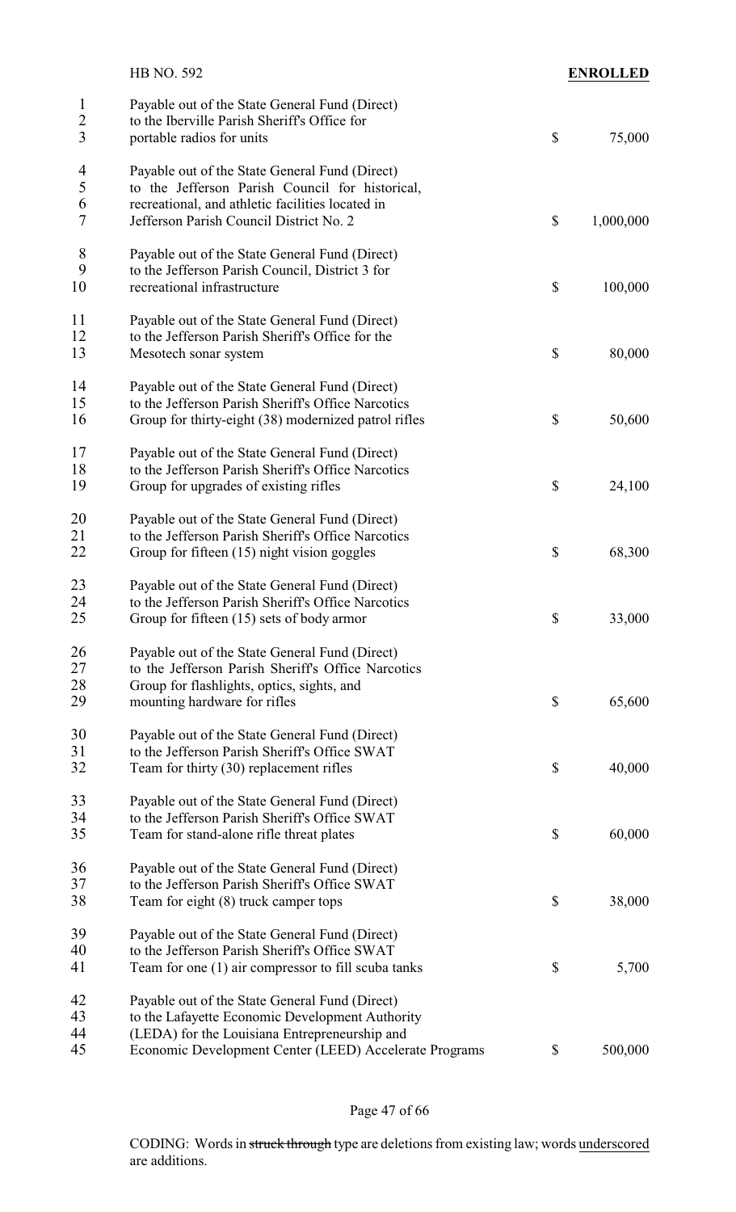HB NO. 592 **ENROLLED**

| | |
|---|---|
| Payable out of the State General Fund (Direct) to the Iberville Parish Sheriff's Office for portable radios for units | $ 75,000 |
| Payable out of the State General Fund (Direct) to the Jefferson Parish Council for historical, recreational, and athletic facilities located in Jefferson Parish Council District No. 2 | $ 1,000,000 |
| Payable out of the State General Fund (Direct) to the Jefferson Parish Council, District 3 for recreational infrastructure | $ 100,000 |
| Payable out of the State General Fund (Direct) to the Jefferson Parish Sheriff's Office for the Mesotech sonar system | $ 80,000 |
| Payable out of the State General Fund (Direct) to the Jefferson Parish Sheriff's Office Narcotics Group for thirty-eight (38) modernized patrol rifles | $ 50,600 |
| Payable out of the State General Fund (Direct) to the Jefferson Parish Sheriff's Office Narcotics Group for upgrades of existing rifles | $ 24,100 |
| Payable out of the State General Fund (Direct) to the Jefferson Parish Sheriff's Office Narcotics Group for fifteen (15) night vision goggles | $ 68,300 |
| Payable out of the State General Fund (Direct) to the Jefferson Parish Sheriff's Office Narcotics Group for fifteen (15) sets of body armor | $ 33,000 |
| Payable out of the State General Fund (Direct) to the Jefferson Parish Sheriff's Office Narcotics Group for flashlights, optics, sights, and mounting hardware for rifles | $ 65,600 |
| Payable out of the State General Fund (Direct) to the Jefferson Parish Sheriff's Office SWAT Team for thirty (30) replacement rifles | $ 40,000 |
| Payable out of the State General Fund (Direct) to the Jefferson Parish Sheriff's Office SWAT Team for stand-alone rifle threat plates | $ 60,000 |
| Payable out of the State General Fund (Direct) to the Jefferson Parish Sheriff's Office SWAT Team for eight (8) truck camper tops | $ 38,000 |
| Payable out of the State General Fund (Direct) to the Jefferson Parish Sheriff's Office SWAT Team for one (1) air compressor to fill scuba tanks | $ 5,700 |
| Payable out of the State General Fund (Direct) to the Lafayette Economic Development Authority (LEDA) for the Louisiana Entrepreneurship and Economic Development Center (LEED) Accelerate Programs | $ 500,000 |

CODING: Words in ~~struck through~~ type are deletions from existing law; words underscored are additions.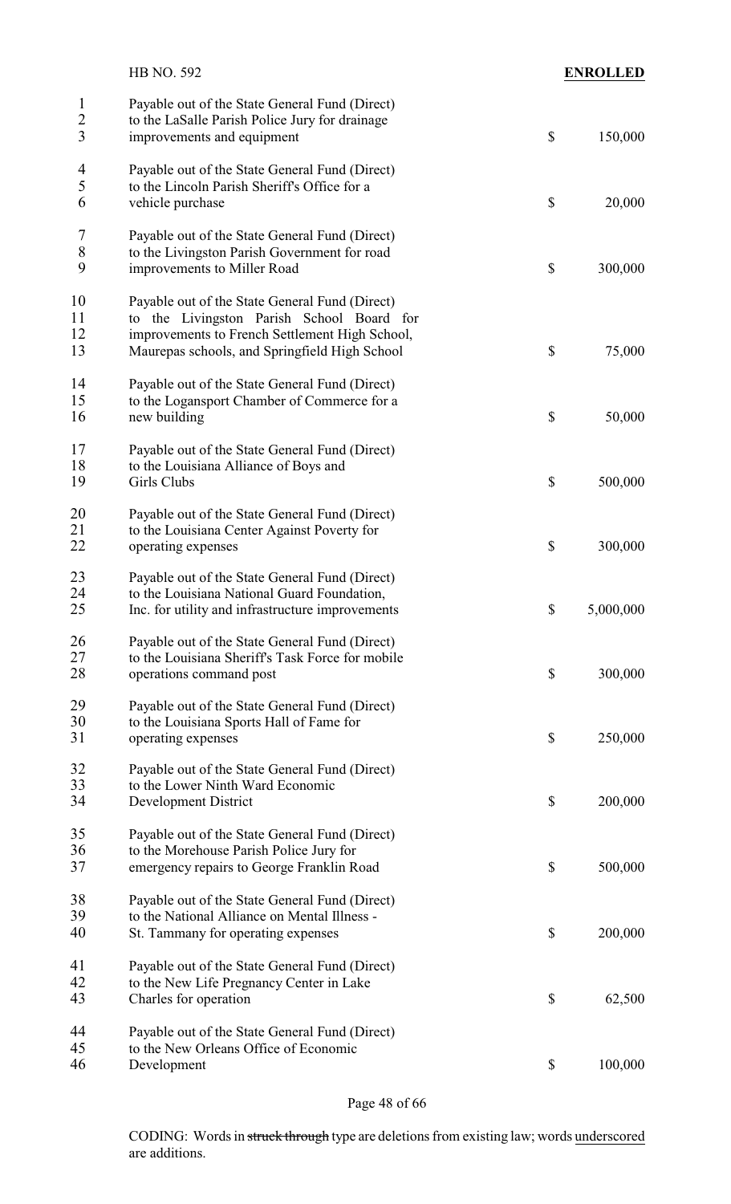Payable out of the State General Fund (Direct) to the LaSalle Parish Police Jury for drainage improvements and equipment $ 150,000

Payable out of the State General Fund (Direct) to the Lincoln Parish Sheriff's Office for a vehicle purchase $ 20,000

Payable out of the State General Fund (Direct) to the Livingston Parish Government for road improvements to Miller Road $ 300,000

Payable out of the State General Fund (Direct) to the Livingston Parish School Board for improvements to French Settlement High School, Maurepas schools, and Springfield High School $ 75,000

Payable out of the State General Fund (Direct) to the Logansport Chamber of Commerce for a new building $ 50,000

Payable out of the State General Fund (Direct) to the Louisiana Alliance of Boys and Girls Clubs $ 500,000

Payable out of the State General Fund (Direct) to the Louisiana Center Against Poverty for operating expenses $ 300,000

Payable out of the State General Fund (Direct) to the Louisiana National Guard Foundation, Inc. for utility and infrastructure improvements $ 5,000,000

Payable out of the State General Fund (Direct) to the Louisiana Sheriff's Task Force for mobile operations command post $ 300,000

Payable out of the State General Fund (Direct) to the Louisiana Sports Hall of Fame for operating expenses $ 250,000

Payable out of the State General Fund (Direct) to the Lower Ninth Ward Economic Development District $ 200,000

Payable out of the State General Fund (Direct) to the Morehouse Parish Police Jury for emergency repairs to George Franklin Road $ 500,000

Payable out of the State General Fund (Direct) to the National Alliance on Mental Illness - St. Tammany for operating expenses $ 200,000

Payable out of the State General Fund (Direct) to the New Life Pregnancy Center in Lake Charles for operation $ 62,500

Payable out of the State General Fund (Direct) to the New Orleans Office of Economic Development $ 100,000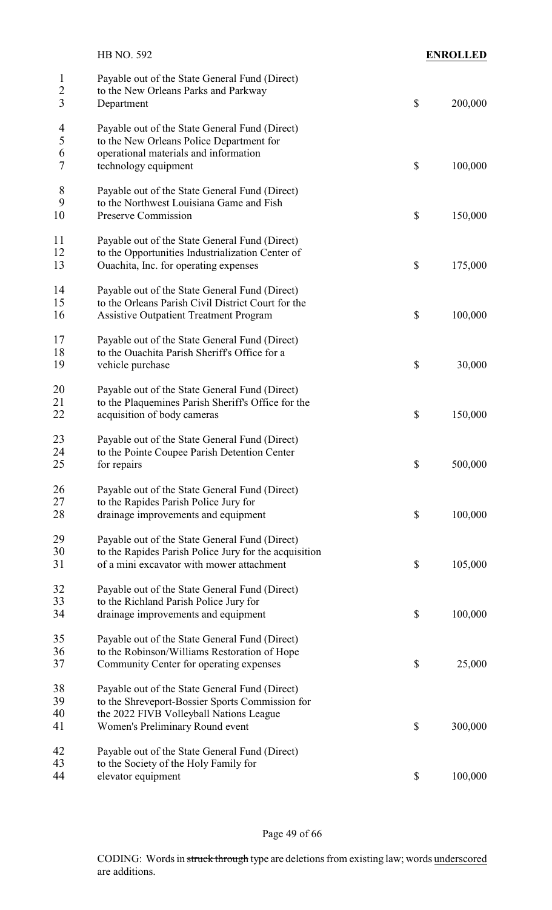Payable out of the State General Fund (Direct)
to the New Orleans Parks and Parkway
Department $ 200,000

Payable out of the State General Fund (Direct)
to the New Orleans Police Department for
operational materials and information
technology equipment $ 100,000

Payable out of the State General Fund (Direct)
to the Northwest Louisiana Game and Fish
Preserve Commission $ 150,000

Payable out of the State General Fund (Direct)
to the Opportunities Industrialization Center of
Ouachita, Inc. for operating expenses $ 175,000

Payable out of the State General Fund (Direct)
to the Orleans Parish Civil District Court for the
Assistive Outpatient Treatment Program $ 100,000

Payable out of the State General Fund (Direct)
to the Ouachita Parish Sheriff's Office for a
vehicle purchase $ 30,000

Payable out of the State General Fund (Direct)
to the Plaquemines Parish Sheriff's Office for the
acquisition of body cameras $ 150,000

Payable out of the State General Fund (Direct)
to the Pointe Coupee Parish Detention Center
for repairs $ 500,000

Payable out of the State General Fund (Direct)
to the Rapides Parish Police Jury for
drainage improvements and equipment $ 100,000

Payable out of the State General Fund (Direct)
to the Rapides Parish Police Jury for the acquisition
of a mini excavator with mower attachment $ 105,000

Payable out of the State General Fund (Direct)
to the Richland Parish Police Jury for
drainage improvements and equipment $ 100,000

Payable out of the State General Fund (Direct)
to the Robinson/Williams Restoration of Hope
Community Center for operating expenses $ 25,000

Payable out of the State General Fund (Direct)
to the Shreveport-Bossier Sports Commission for
the 2022 FIVB Volleyball Nations League
Women's Preliminary Round event $ 300,000

Payable out of the State General Fund (Direct)
to the Society of the Holy Family for
elevator equipment $ 100,000

CODING: Words in struck through type are deletions from existing law; words underscored are additions.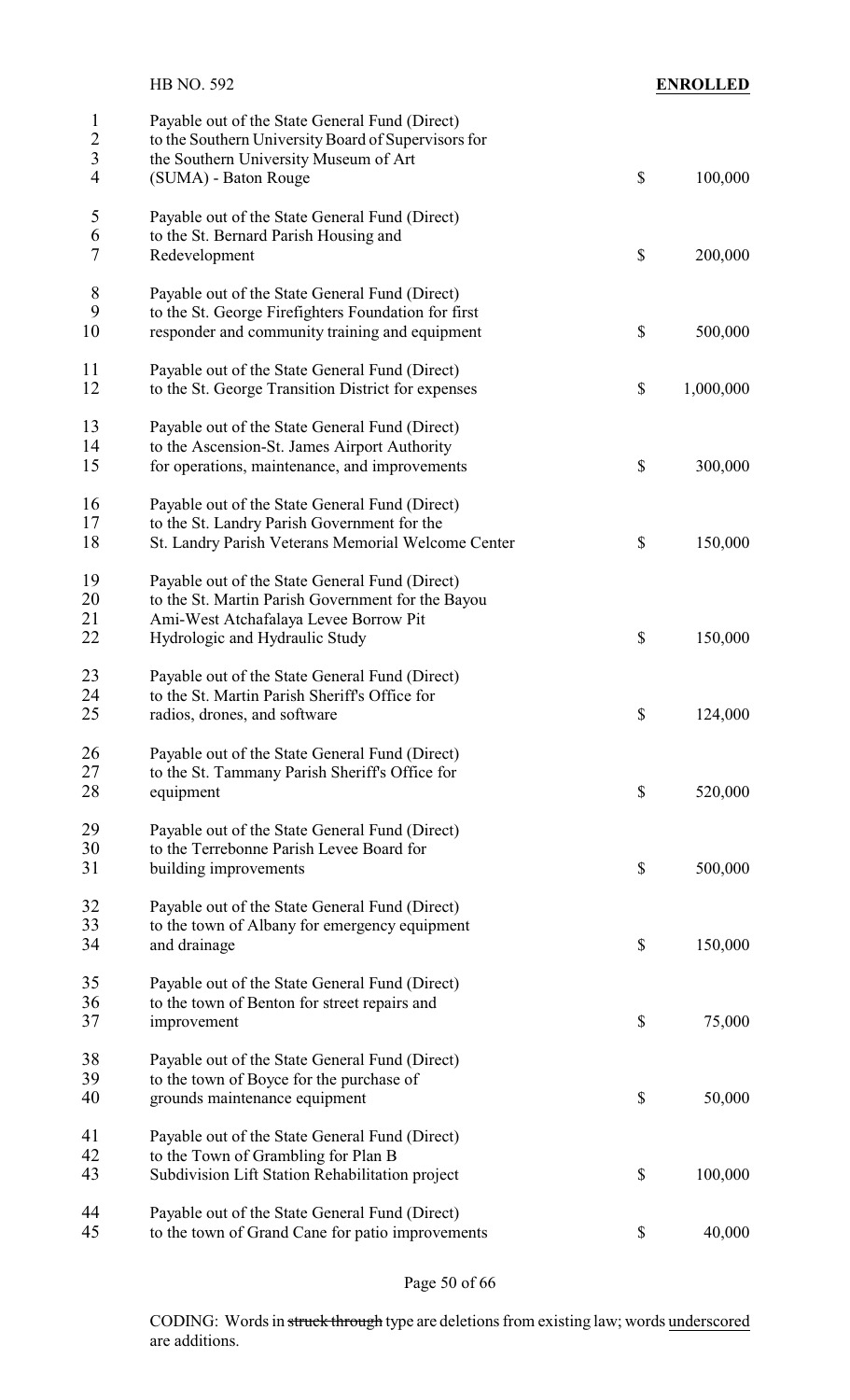Payable out of the State General Fund (Direct) to the Southern University Board of Supervisors for the Southern University Museum of Art (SUMA) - Baton Rouge $ 100,000

Payable out of the State General Fund (Direct) to the St. Bernard Parish Housing and Redevelopment $ 200,000

Payable out of the State General Fund (Direct) to the St. George Firefighters Foundation for first responder and community training and equipment $ 500,000

Payable out of the State General Fund (Direct) to the St. George Transition District for expenses $ 1,000,000

Payable out of the State General Fund (Direct) to the Ascension-St. James Airport Authority for operations, maintenance, and improvements $ 300,000

Payable out of the State General Fund (Direct) to the St. Landry Parish Government for the St. Landry Parish Veterans Memorial Welcome Center $ 150,000

Payable out of the State General Fund (Direct) to the St. Martin Parish Government for the Bayou Ami-West Atchafalaya Levee Borrow Pit Hydrologic and Hydraulic Study $ 150,000

Payable out of the State General Fund (Direct) to the St. Martin Parish Sheriff's Office for radios, drones, and software $ 124,000

Payable out of the State General Fund (Direct) to the St. Tammany Parish Sheriff's Office for equipment $ 520,000

Payable out of the State General Fund (Direct) to the Terrebonne Parish Levee Board for building improvements $ 500,000

Payable out of the State General Fund (Direct) to the town of Albany for emergency equipment and drainage $ 150,000

Payable out of the State General Fund (Direct) to the town of Benton for street repairs and improvement $ 75,000

Payable out of the State General Fund (Direct) to the town of Boyce for the purchase of grounds maintenance equipment $ 50,000

Payable out of the State General Fund (Direct) to the Town of Grambling for Plan B Subdivision Lift Station Rehabilitation project $ 100,000

Payable out of the State General Fund (Direct) to the town of Grand Cane for patio improvements $ 40,000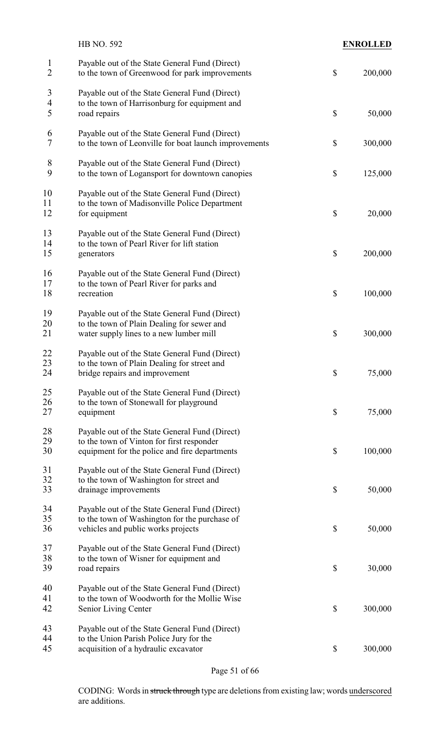HB NO. 592 **ENROLLED**

| | | |
|---|---|---|
| Payable out of the State General Fund (Direct) to the town of Greenwood for park improvements | $ | 200,000 |
| Payable out of the State General Fund (Direct) to the town of Harrisonburg for equipment and road repairs | $ | 50,000 |
| Payable out of the State General Fund (Direct) to the town of Leonville for boat launch improvements | $ | 300,000 |
| Payable out of the State General Fund (Direct) to the town of Logansport for downtown canopies | $ | 125,000 |
| Payable out of the State General Fund (Direct) to the town of Madisonville Police Department for equipment | $ | 20,000 |
| Payable out of the State General Fund (Direct) to the town of Pearl River for lift station generators | $ | 200,000 |
| Payable out of the State General Fund (Direct) to the town of Pearl River for parks and recreation | $ | 100,000 |
| Payable out of the State General Fund (Direct) to the town of Plain Dealing for sewer and water supply lines to a new lumber mill | $ | 300,000 |
| Payable out of the State General Fund (Direct) to the town of Plain Dealing for street and bridge repairs and improvement | $ | 75,000 |
| Payable out of the State General Fund (Direct) to the town of Stonewall for playground equipment | $ | 75,000 |
| Payable out of the State General Fund (Direct) to the town of Vinton for first responder equipment for the police and fire departments | $ | 100,000 |
| Payable out of the State General Fund (Direct) to the town of Washington for street and drainage improvements | $ | 50,000 |
| Payable out of the State General Fund (Direct) to the town of Washington for the purchase of vehicles and public works projects | $ | 50,000 |
| Payable out of the State General Fund (Direct) to the town of Wisner for equipment and road repairs | $ | 30,000 |
| Payable out of the State General Fund (Direct) to the town of Woodworth for the Mollie Wise Senior Living Center | $ | 300,000 |
| Payable out of the State General Fund (Direct) to the Union Parish Police Jury for the acquisition of a hydraulic excavator | $ | 300,000 |

CODING: Words in ~~struck through~~ type are deletions from existing law; words underscored are additions.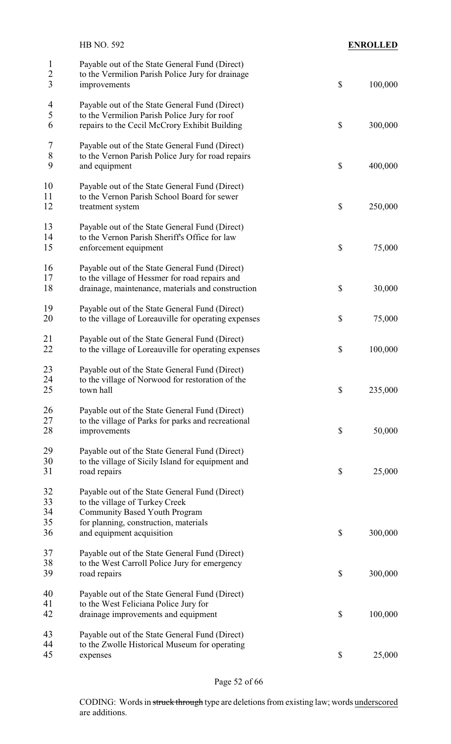Payable out of the State General Fund (Direct) to the Vermilion Parish Police Jury for drainage improvements $ 100,000

Payable out of the State General Fund (Direct) to the Vermilion Parish Police Jury for roof repairs to the Cecil McCrory Exhibit Building $ 300,000

Payable out of the State General Fund (Direct) to the Vernon Parish Police Jury for road repairs and equipment $ 400,000

Payable out of the State General Fund (Direct) to the Vernon Parish School Board for sewer treatment system $ 250,000

Payable out of the State General Fund (Direct) to the Vernon Parish Sheriff's Office for law enforcement equipment $ 75,000

Payable out of the State General Fund (Direct) to the village of Hessmer for road repairs and drainage, maintenance, materials and construction $ 30,000

Payable out of the State General Fund (Direct) to the village of Loreauville for operating expenses $ 75,000

Payable out of the State General Fund (Direct) to the village of Loreauville for operating expenses $ 100,000

Payable out of the State General Fund (Direct) to the village of Norwood for restoration of the town hall $ 235,000

Payable out of the State General Fund (Direct) to the village of Parks for parks and recreational improvements $ 50,000

Payable out of the State General Fund (Direct) to the village of Sicily Island for equipment and road repairs $ 25,000

Payable out of the State General Fund (Direct) to the village of Turkey Creek Community Based Youth Program for planning, construction, materials and equipment acquisition $ 300,000

Payable out of the State General Fund (Direct) to the West Carroll Police Jury for emergency road repairs $ 300,000

Payable out of the State General Fund (Direct) to the West Feliciana Police Jury for drainage improvements and equipment $ 100,000

Payable out of the State General Fund (Direct) to the Zwolle Historical Museum for operating expenses $ 25,000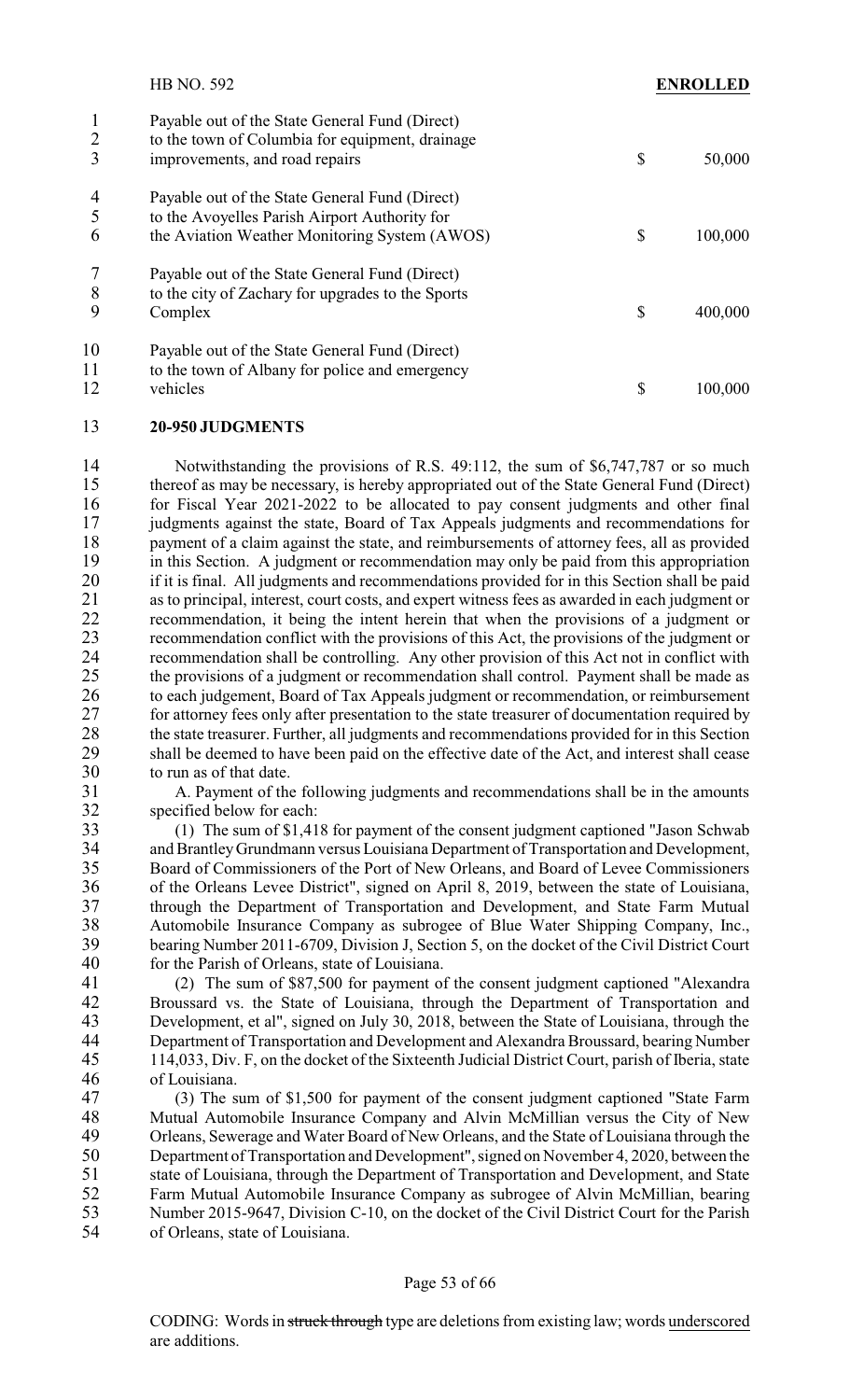Payable out of the State General Fund (Direct) to the town of Columbia for equipment, drainage improvements, and road repairs $ 50,000

Payable out of the State General Fund (Direct) to the Avoyelles Parish Airport Authority for the Aviation Weather Monitoring System (AWOS) $ 100,000

Payable out of the State General Fund (Direct) to the city of Zachary for upgrades to the Sports Complex $ 400,000

Payable out of the State General Fund (Direct) to the town of Albany for police and emergency vehicles $ 100,000

**20-950 JUDGMENTS**

Notwithstanding the provisions of R.S. 49:112, the sum of $6,747,787 or so much thereof as may be necessary, is hereby appropriated out of the State General Fund (Direct) for Fiscal Year 2021-2022 to be allocated to pay consent judgments and other final judgments against the state, Board of Tax Appeals judgments and recommendations for payment of a claim against the state, and reimbursements of attorney fees, all as provided in this Section. A judgment or recommendation may only be paid from this appropriation if it is final. All judgments and recommendations provided for in this Section shall be paid as to principal, interest, court costs, and expert witness fees as awarded in each judgment or recommendation, it being the intent herein that when the provisions of a judgment or recommendation conflict with the provisions of this Act, the provisions of the judgment or recommendation shall be controlling. Any other provision of this Act not in conflict with the provisions of a judgment or recommendation shall control. Payment shall be made as to each judgement, Board of Tax Appeals judgment or recommendation, or reimbursement for attorney fees only after presentation to the state treasurer of documentation required by the state treasurer. Further, all judgments and recommendations provided for in this Section shall be deemed to have been paid on the effective date of the Act, and interest shall cease to run as of that date.

A. Payment of the following judgments and recommendations shall be in the amounts specified below for each:

(1) The sum of $1,418 for payment of the consent judgment captioned "Jason Schwab and Brantley Grundmann versus Louisiana Department of Transportation and Development, Board of Commissioners of the Port of New Orleans, and Board of Levee Commissioners of the Orleans Levee District", signed on April 8, 2019, between the state of Louisiana, through the Department of Transportation and Development, and State Farm Mutual Automobile Insurance Company as subrogee of Blue Water Shipping Company, Inc., bearing Number 2011-6709, Division J, Section 5, on the docket of the Civil District Court for the Parish of Orleans, state of Louisiana.

(2) The sum of $87,500 for payment of the consent judgment captioned "Alexandra Broussard vs. the State of Louisiana, through the Department of Transportation and Development, et al", signed on July 30, 2018, between the State of Louisiana, through the Department of Transportation and Development and Alexandra Broussard, bearing Number 114,033, Div. F, on the docket of the Sixteenth Judicial District Court, parish of Iberia, state of Louisiana.

(3) The sum of $1,500 for payment of the consent judgment captioned "State Farm Mutual Automobile Insurance Company and Alvin McMillian versus the City of New Orleans, Sewerage and Water Board of New Orleans, and the State of Louisiana through the Department of Transportation and Development", signed on November 4, 2020, between the state of Louisiana, through the Department of Transportation and Development, and State Farm Mutual Automobile Insurance Company as subrogee of Alvin McMillian, bearing Number 2015-9647, Division C-10, on the docket of the Civil District Court for the Parish of Orleans, state of Louisiana.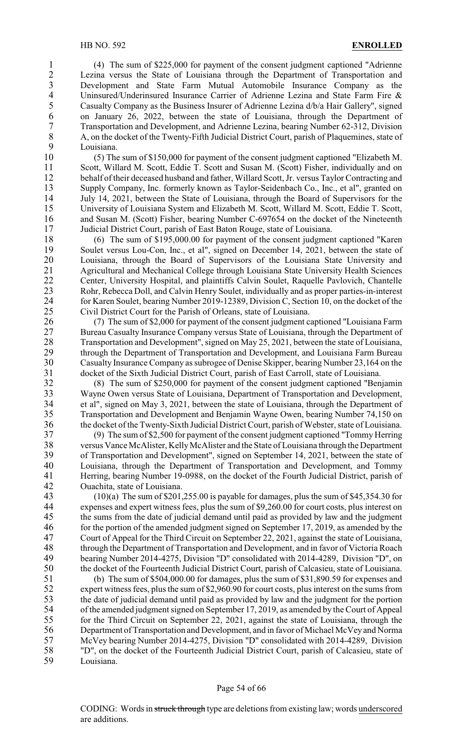(4) The sum of $225,000 for payment of the consent judgment captioned "Adrienne Lezina versus the State of Louisiana through the Department of Transportation and Development and State Farm Mutual Automobile Insurance Company as the Uninsured/Underinsured Insurance Carrier of Adrienne Lezina and State Farm Fire & Casualty Company as the Business Insurer of Adrienne Lezina d/b/a Hair Gallery", signed on January 26, 2022, between the state of Louisiana, through the Department of Transportation and Development, and Adrienne Lezina, bearing Number 62-312, Division A, on the docket of the Twenty-Fifth Judicial District Court, parish of Plaquemines, state of Louisiana.

(5) The sum of $150,000 for payment of the consent judgment captioned "Elizabeth M. Scott, Willard M. Scott, Eddie T. Scott and Susan M. (Scott) Fisher, individually and on behalf of their deceased husband and father, Willard Scott, Jr. versus Taylor Contracting and Supply Company, Inc. formerly known as Taylor-Seidenbach Co., Inc., et al", granted on July 14, 2021, between the State of Louisiana, through the Board of Supervisors for the University of Louisiana System and Elizabeth M. Scott, Willard M. Scott, Eddie T. Scott, and Susan M. (Scott) Fisher, bearing Number C-697654 on the docket of the Nineteenth Judicial District Court, parish of East Baton Rouge, state of Louisiana.

(6) The sum of $195,000.00 for payment of the consent judgment captioned "Karen Soulet versus Lou-Con, Inc., et al", signed on December 14, 2021, between the state of Louisiana, through the Board of Supervisors of the Louisiana State University and Agricultural and Mechanical College through Louisiana State University Health Sciences Center, University Hospital, and plaintiffs Calvin Soulet, Raquelle Pavlovich, Chantelle Rohr, Rebecca Doll, and Calvin Henry Soulet, individually and as proper parties-in-interest for Karen Soulet, bearing Number 2019-12389, Division C, Section 10, on the docket of the Civil District Court for the Parish of Orleans, state of Louisiana.

(7) The sum of $2,000 for payment of the consent judgment captioned "Louisiana Farm Bureau Casualty Insurance Company versus State of Louisiana, through the Department of Transportation and Development", signed on May 25, 2021, between the state of Louisiana, through the Department of Transportation and Development, and Louisiana Farm Bureau Casualty Insurance Company as subrogee of Denise Skipper, bearing Number 23,164 on the docket of the Sixth Judicial District Court, parish of East Carroll, state of Louisiana.

(8) The sum of $250,000 for payment of the consent judgment captioned "Benjamin Wayne Owen versus State of Louisiana, Department of Transportation and Development, et al", signed on May 3, 2021, between the state of Louisiana, through the Department of Transportation and Development and Benjamin Wayne Owen, bearing Number 74,150 on the docket of the Twenty-Sixth Judicial District Court, parish of Webster, state of Louisiana.

(9) The sum of $2,500 for payment of the consent judgment captioned "Tommy Herring versus Vance McAlister, Kelly McAlister and the State of Louisiana through the Department of Transportation and Development", signed on September 14, 2021, between the state of Louisiana, through the Department of Transportation and Development, and Tommy Herring, bearing Number 19-0988, on the docket of the Fourth Judicial District, parish of Ouachita, state of Louisiana.

(10)(a) The sum of $201,255.00 is payable for damages, plus the sum of $45,354.30 for expenses and expert witness fees, plus the sum of $9,260.00 for court costs, plus interest on the sums from the date of judicial demand until paid as provided by law and the judgment for the portion of the amended judgment signed on September 17, 2019, as amended by the Court of Appeal for the Third Circuit on September 22, 2021, against the state of Louisiana, through the Department of Transportation and Development, and in favor of Victoria Roach bearing Number 2014-4275, Division "D" consolidated with 2014-4289, Division "D", on the docket of the Fourteenth Judicial District Court, parish of Calcasieu, state of Louisiana.

(b) The sum of $504,000.00 for damages, plus the sum of $31,890.59 for expenses and expert witness fees, plus the sum of $2,960.90 for court costs, plus interest on the sums from the date of judicial demand until paid as provided by law and the judgment for the portion of the amended judgment signed on September 17, 2019, as amended by the Court of Appeal for the Third Circuit on September 22, 2021, against the state of Louisiana, through the Department of Transportation and Development, and in favor of Michael McVey and Norma McVey bearing Number 2014-4275, Division "D" consolidated with 2014-4289, Division "D", on the docket of the Fourteenth Judicial District Court, parish of Calcasieu, state of Louisiana.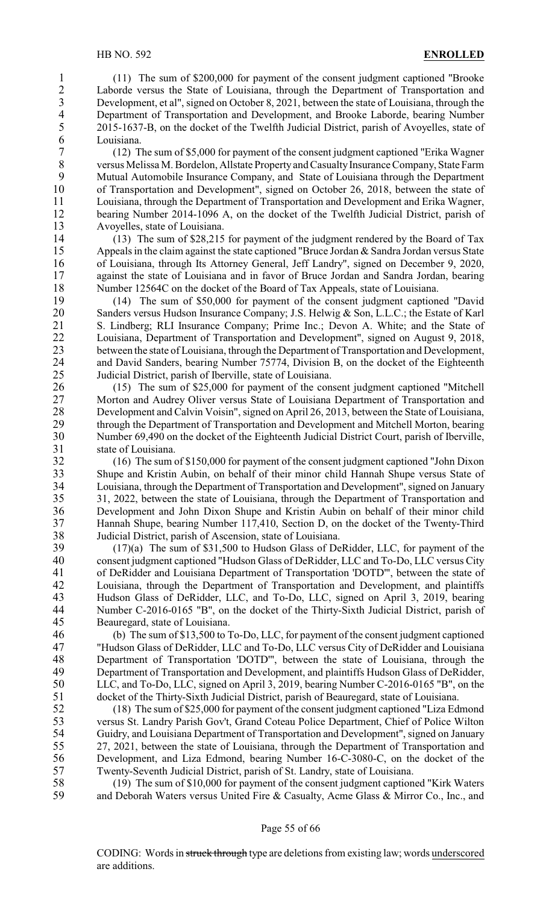(11) The sum of $200,000 for payment of the consent judgment captioned "Brooke Laborde versus the State of Louisiana, through the Department of Transportation and Development, et al", signed on October 8, 2021, between the state of Louisiana, through the Department of Transportation and Development, and Brooke Laborde, bearing Number 2015-1637-B, on the docket of the Twelfth Judicial District, parish of Avoyelles, state of Louisiana.

(12) The sum of $5,000 for payment of the consent judgment captioned "Erika Wagner versus Melissa M. Bordelon, Allstate Property and Casualty Insurance Company, State Farm Mutual Automobile Insurance Company, and State of Louisiana through the Department of Transportation and Development", signed on October 26, 2018, between the state of Louisiana, through the Department of Transportation and Development and Erika Wagner, bearing Number 2014-1096 A, on the docket of the Twelfth Judicial District, parish of Avoyelles, state of Louisiana.

(13) The sum of $28,215 for payment of the judgment rendered by the Board of Tax Appeals in the claim against the state captioned "Bruce Jordan & Sandra Jordan versus State of Louisiana, through Its Attorney General, Jeff Landry", signed on December 9, 2020, against the state of Louisiana and in favor of Bruce Jordan and Sandra Jordan, bearing Number 12564C on the docket of the Board of Tax Appeals, state of Louisiana.

(14) The sum of $50,000 for payment of the consent judgment captioned "David Sanders versus Hudson Insurance Company; J.S. Helwig & Son, L.L.C.; the Estate of Karl S. Lindberg; RLI Insurance Company; Prime Inc.; Devon A. White; and the State of Louisiana, Department of Transportation and Development", signed on August 9, 2018, between the state of Louisiana, through the Department of Transportation and Development, and David Sanders, bearing Number 75774, Division B, on the docket of the Eighteenth Judicial District, parish of Iberville, state of Louisiana.

(15) The sum of $25,000 for payment of the consent judgment captioned "Mitchell Morton and Audrey Oliver versus State of Louisiana Department of Transportation and Development and Calvin Voisin", signed on April 26, 2013, between the State of Louisiana, through the Department of Transportation and Development and Mitchell Morton, bearing Number 69,490 on the docket of the Eighteenth Judicial District Court, parish of Iberville, state of Louisiana.

(16) The sum of $150,000 for payment of the consent judgment captioned "John Dixon Shupe and Kristin Aubin, on behalf of their minor child Hannah Shupe versus State of Louisiana, through the Department of Transportation and Development", signed on January 31, 2022, between the state of Louisiana, through the Department of Transportation and Development and John Dixon Shupe and Kristin Aubin on behalf of their minor child Hannah Shupe, bearing Number 117,410, Section D, on the docket of the Twenty-Third Judicial District, parish of Ascension, state of Louisiana.

(17)(a) The sum of $31,500 to Hudson Glass of DeRidder, LLC, for payment of the consent judgment captioned "Hudson Glass of DeRidder, LLC and To-Do, LLC versus City of DeRidder and Louisiana Department of Transportation 'DOTD'", between the state of Louisiana, through the Department of Transportation and Development, and plaintiffs Hudson Glass of DeRidder, LLC, and To-Do, LLC, signed on April 3, 2019, bearing Number C-2016-0165 "B", on the docket of the Thirty-Sixth Judicial District, parish of Beauregard, state of Louisiana.

(b) The sum of $13,500 to To-Do, LLC, for payment of the consent judgment captioned "Hudson Glass of DeRidder, LLC and To-Do, LLC versus City of DeRidder and Louisiana Department of Transportation 'DOTD'", between the state of Louisiana, through the Department of Transportation and Development, and plaintiffs Hudson Glass of DeRidder, LLC, and To-Do, LLC, signed on April 3, 2019, bearing Number C-2016-0165 "B", on the docket of the Thirty-Sixth Judicial District, parish of Beauregard, state of Louisiana.

(18) The sum of $25,000 for payment of the consent judgment captioned "Liza Edmond versus St. Landry Parish Gov't, Grand Coteau Police Department, Chief of Police Wilton Guidry, and Louisiana Department of Transportation and Development", signed on January 27, 2021, between the state of Louisiana, through the Department of Transportation and Development, and Liza Edmond, bearing Number 16-C-3080-C, on the docket of the Twenty-Seventh Judicial District, parish of St. Landry, state of Louisiana.

(19) The sum of $10,000 for payment of the consent judgment captioned "Kirk Waters and Deborah Waters versus United Fire & Casualty, Acme Glass & Mirror Co., Inc., and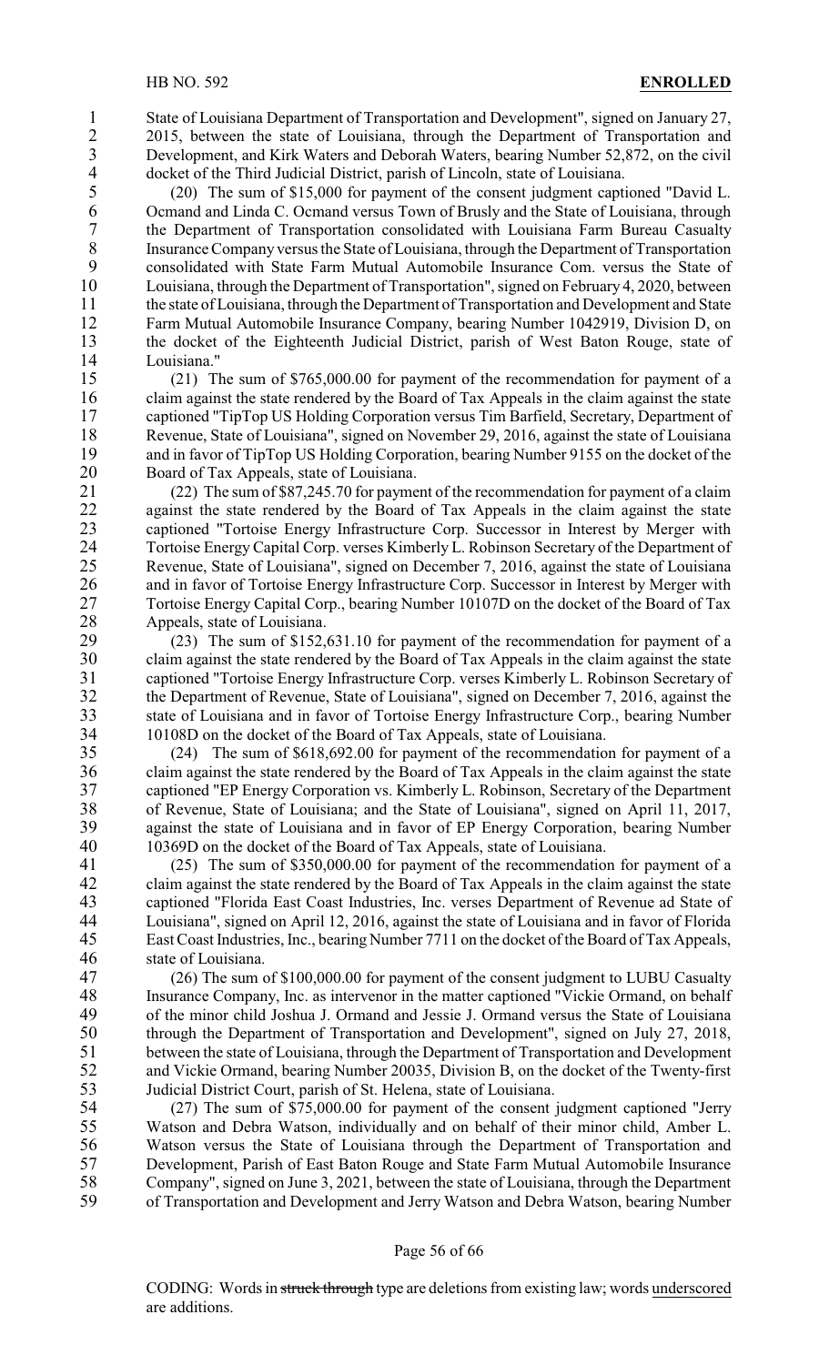State of Louisiana Department of Transportation and Development", signed on January 27, 2015, between the state of Louisiana, through the Department of Transportation and Development, and Kirk Waters and Deborah Waters, bearing Number 52,872, on the civil docket of the Third Judicial District, parish of Lincoln, state of Louisiana.

(20) The sum of $15,000 for payment of the consent judgment captioned "David L. Ocmand and Linda C. Ocmand versus Town of Brusly and the State of Louisiana, through the Department of Transportation consolidated with Louisiana Farm Bureau Casualty Insurance Company versus the State of Louisiana, through the Department of Transportation consolidated with State Farm Mutual Automobile Insurance Com. versus the State of Louisiana, through the Department of Transportation", signed on February 4, 2020, between the state of Louisiana, through the Department of Transportation and Development and State Farm Mutual Automobile Insurance Company, bearing Number 1042919, Division D, on the docket of the Eighteenth Judicial District, parish of West Baton Rouge, state of Louisiana."

(21) The sum of $765,000.00 for payment of the recommendation for payment of a claim against the state rendered by the Board of Tax Appeals in the claim against the state captioned "TipTop US Holding Corporation versus Tim Barfield, Secretary, Department of Revenue, State of Louisiana", signed on November 29, 2016, against the state of Louisiana and in favor of TipTop US Holding Corporation, bearing Number 9155 on the docket of the Board of Tax Appeals, state of Louisiana.

(22) The sum of $87,245.70 for payment of the recommendation for payment of a claim against the state rendered by the Board of Tax Appeals in the claim against the state captioned "Tortoise Energy Infrastructure Corp. Successor in Interest by Merger with Tortoise Energy Capital Corp. verses Kimberly L. Robinson Secretary of the Department of Revenue, State of Louisiana", signed on December 7, 2016, against the state of Louisiana and in favor of Tortoise Energy Infrastructure Corp. Successor in Interest by Merger with Tortoise Energy Capital Corp., bearing Number 10107D on the docket of the Board of Tax Appeals, state of Louisiana.

(23) The sum of $152,631.10 for payment of the recommendation for payment of a claim against the state rendered by the Board of Tax Appeals in the claim against the state captioned "Tortoise Energy Infrastructure Corp. verses Kimberly L. Robinson Secretary of the Department of Revenue, State of Louisiana", signed on December 7, 2016, against the state of Louisiana and in favor of Tortoise Energy Infrastructure Corp., bearing Number 10108D on the docket of the Board of Tax Appeals, state of Louisiana.

(24) The sum of $618,692.00 for payment of the recommendation for payment of a claim against the state rendered by the Board of Tax Appeals in the claim against the state captioned "EP Energy Corporation vs. Kimberly L. Robinson, Secretary of the Department of Revenue, State of Louisiana; and the State of Louisiana", signed on April 11, 2017, against the state of Louisiana and in favor of EP Energy Corporation, bearing Number 10369D on the docket of the Board of Tax Appeals, state of Louisiana.

(25) The sum of $350,000.00 for payment of the recommendation for payment of a claim against the state rendered by the Board of Tax Appeals in the claim against the state captioned "Florida East Coast Industries, Inc. verses Department of Revenue ad State of Louisiana", signed on April 12, 2016, against the state of Louisiana and in favor of Florida East Coast Industries, Inc., bearing Number 7711 on the docket of the Board of Tax Appeals, state of Louisiana.

(26) The sum of $100,000.00 for payment of the consent judgment to LUBU Casualty Insurance Company, Inc. as intervenor in the matter captioned "Vickie Ormand, on behalf of the minor child Joshua J. Ormand and Jessie J. Ormand versus the State of Louisiana through the Department of Transportation and Development", signed on July 27, 2018, between the state of Louisiana, through the Department of Transportation and Development and Vickie Ormand, bearing Number 20035, Division B, on the docket of the Twenty-first Judicial District Court, parish of St. Helena, state of Louisiana.

(27) The sum of $75,000.00 for payment of the consent judgment captioned "Jerry Watson and Debra Watson, individually and on behalf of their minor child, Amber L. Watson versus the State of Louisiana through the Department of Transportation and Development, Parish of East Baton Rouge and State Farm Mutual Automobile Insurance Company", signed on June 3, 2021, between the state of Louisiana, through the Department of Transportation and Development and Jerry Watson and Debra Watson, bearing Number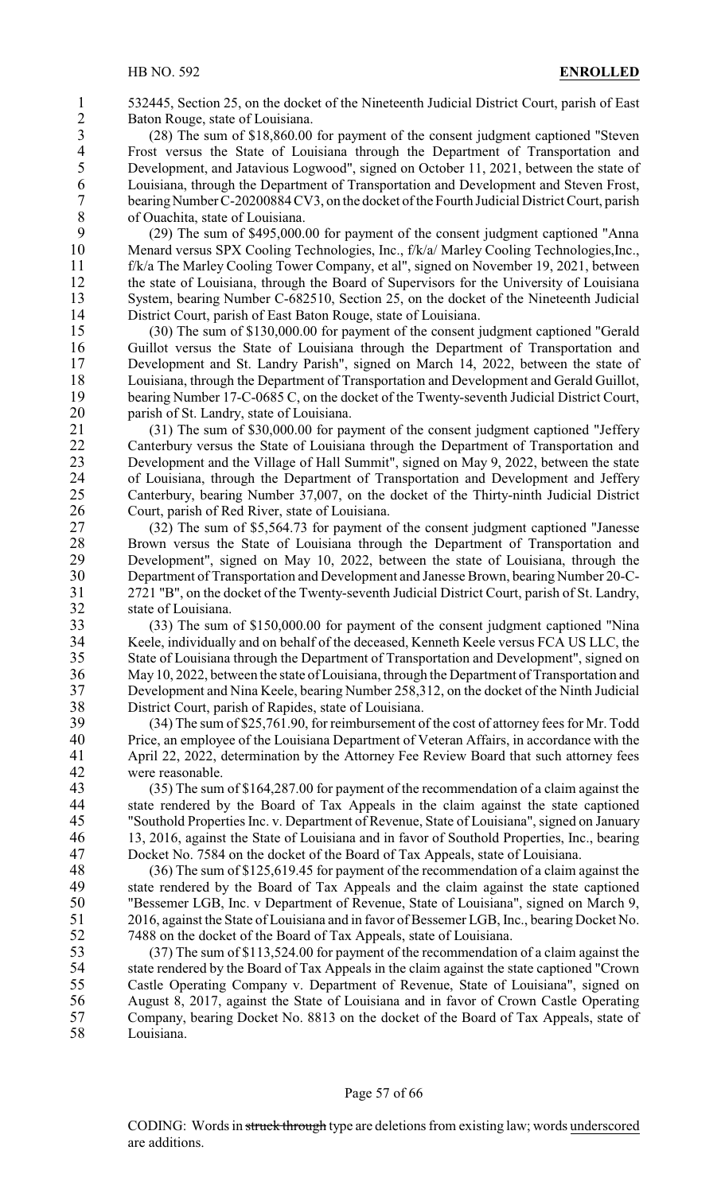532445, Section 25, on the docket of the Nineteenth Judicial District Court, parish of East Baton Rouge, state of Louisiana.

(28) The sum of $18,860.00 for payment of the consent judgment captioned "Steven Frost versus the State of Louisiana through the Department of Transportation and Development, and Jatavious Logwood", signed on October 11, 2021, between the state of Louisiana, through the Department of Transportation and Development and Steven Frost, bearing Number C-20200884 CV3, on the docket of the Fourth Judicial District Court, parish of Ouachita, state of Louisiana.

(29) The sum of $495,000.00 for payment of the consent judgment captioned "Anna Menard versus SPX Cooling Technologies, Inc., f/k/a/ Marley Cooling Technologies,Inc., f/k/a The Marley Cooling Tower Company, et al", signed on November 19, 2021, between the state of Louisiana, through the Board of Supervisors for the University of Louisiana System, bearing Number C-682510, Section 25, on the docket of the Nineteenth Judicial District Court, parish of East Baton Rouge, state of Louisiana.

(30) The sum of $130,000.00 for payment of the consent judgment captioned "Gerald Guillot versus the State of Louisiana through the Department of Transportation and Development and St. Landry Parish", signed on March 14, 2022, between the state of Louisiana, through the Department of Transportation and Development and Gerald Guillot, bearing Number 17-C-0685 C, on the docket of the Twenty-seventh Judicial District Court, parish of St. Landry, state of Louisiana.

(31) The sum of $30,000.00 for payment of the consent judgment captioned "Jeffery Canterbury versus the State of Louisiana through the Department of Transportation and Development and the Village of Hall Summit", signed on May 9, 2022, between the state of Louisiana, through the Department of Transportation and Development and Jeffery Canterbury, bearing Number 37,007, on the docket of the Thirty-ninth Judicial District Court, parish of Red River, state of Louisiana.

(32) The sum of $5,564.73 for payment of the consent judgment captioned "Janesse Brown versus the State of Louisiana through the Department of Transportation and Development", signed on May 10, 2022, between the state of Louisiana, through the Department of Transportation and Development and Janesse Brown, bearing Number 20-C-2721 "B", on the docket of the Twenty-seventh Judicial District Court, parish of St. Landry, state of Louisiana.

(33) The sum of $150,000.00 for payment of the consent judgment captioned "Nina Keele, individually and on behalf of the deceased, Kenneth Keele versus FCA US LLC, the State of Louisiana through the Department of Transportation and Development", signed on May 10, 2022, between the state of Louisiana, through the Department of Transportation and Development and Nina Keele, bearing Number 258,312, on the docket of the Ninth Judicial District Court, parish of Rapides, state of Louisiana.

(34) The sum of $25,761.90, for reimbursement of the cost of attorney fees for Mr. Todd Price, an employee of the Louisiana Department of Veteran Affairs, in accordance with the April 22, 2022, determination by the Attorney Fee Review Board that such attorney fees were reasonable.

(35) The sum of $164,287.00 for payment of the recommendation of a claim against the state rendered by the Board of Tax Appeals in the claim against the state captioned "Southold Properties Inc. v. Department of Revenue, State of Louisiana", signed on January 13, 2016, against the State of Louisiana and in favor of Southold Properties, Inc., bearing Docket No. 7584 on the docket of the Board of Tax Appeals, state of Louisiana.

(36) The sum of $125,619.45 for payment of the recommendation of a claim against the state rendered by the Board of Tax Appeals and the claim against the state captioned "Bessemer LGB, Inc. v Department of Revenue, State of Louisiana", signed on March 9, 2016, against the State of Louisiana and in favor of Bessemer LGB, Inc., bearing Docket No. 7488 on the docket of the Board of Tax Appeals, state of Louisiana.

(37) The sum of $113,524.00 for payment of the recommendation of a claim against the state rendered by the Board of Tax Appeals in the claim against the state captioned "Crown Castle Operating Company v. Department of Revenue, State of Louisiana", signed on August 8, 2017, against the State of Louisiana and in favor of Crown Castle Operating Company, bearing Docket No. 8813 on the docket of the Board of Tax Appeals, state of Louisiana.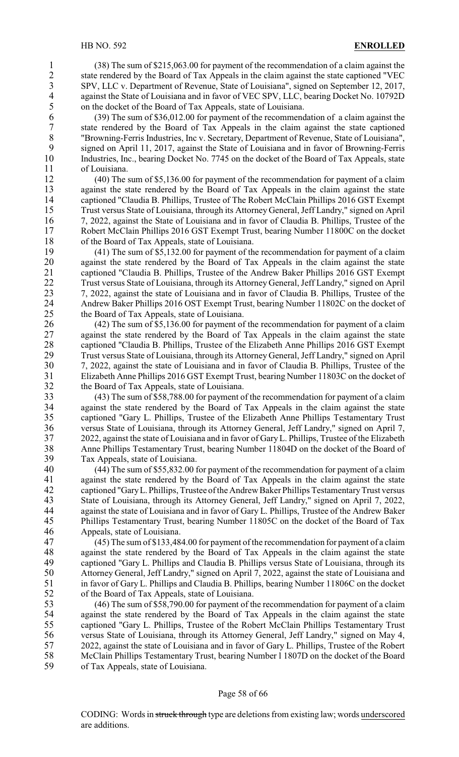(38) The sum of $215,063.00 for payment of the recommendation of a claim against the state rendered by the Board of Tax Appeals in the claim against the state captioned "VEC SPV, LLC v. Department of Revenue, State of Louisiana", signed on September 12, 2017, against the State of Louisiana and in favor of VEC SPV, LLC, bearing Docket No. 10792D on the docket of the Board of Tax Appeals, state of Louisiana.

(39) The sum of $36,012.00 for payment of the recommendation of a claim against the state rendered by the Board of Tax Appeals in the claim against the state captioned "Browning-Ferris Industries, Inc v. Secretary, Department of Revenue, State of Louisiana", signed on April 11, 2017, against the State of Louisiana and in favor of Browning-Ferris Industries, Inc., bearing Docket No. 7745 on the docket of the Board of Tax Appeals, state of Louisiana.

(40) The sum of $5,136.00 for payment of the recommendation for payment of a claim against the state rendered by the Board of Tax Appeals in the claim against the state captioned "Claudia B. Phillips, Trustee of The Robert McClain Phillips 2016 GST Exempt Trust versus State of Louisiana, through its Attorney General, Jeff Landry," signed on April 7, 2022, against the State of Louisiana and in favor of Claudia B. Phillips, Trustee of the Robert McClain Phillips 2016 GST Exempt Trust, bearing Number 11800C on the docket of the Board of Tax Appeals, state of Louisiana.

(41) The sum of $5,132.00 for payment of the recommendation for payment of a claim against the state rendered by the Board of Tax Appeals in the claim against the state captioned "Claudia B. Phillips, Trustee of the Andrew Baker Phillips 2016 GST Exempt Trust versus State of Louisiana, through its Attorney General, Jeff Landry," signed on April 7, 2022, against the state of Louisiana and in favor of Claudia B. Phillips, Trustee of the Andrew Baker Phillips 2016 OST Exempt Trust, bearing Number 11802C on the docket of the Board of Tax Appeals, state of Louisiana.

(42) The sum of $5,136.00 for payment of the recommendation for payment of a claim against the state rendered by the Board of Tax Appeals in the claim against the state captioned "Claudia B. Phillips, Trustee of the Elizabeth Anne Phillips 2016 GST Exempt Trust versus State of Louisiana, through its Attorney General, Jeff Landry," signed on April 7, 2022, against the state of Louisiana and in favor of Claudia B. Phillips, Trustee of the Elizabeth Anne Phillips 2016 GST Exempt Trust, bearing Number 11803C on the docket of the Board of Tax Appeals, state of Louisiana.

(43) The sum of $58,788.00 for payment of the recommendation for payment of a claim against the state rendered by the Board of Tax Appeals in the claim against the state captioned "Gary L. Phillips, Trustee of the Elizabeth Anne Phillips Testamentary Trust versus State of Louisiana, through its Attorney General, Jeff Landry," signed on April 7, 2022, against the state of Louisiana and in favor of Gary L. Phillips, Trustee of the Elizabeth Anne Phillips Testamentary Trust, bearing Number 11804D on the docket of the Board of Tax Appeals, state of Louisiana.

(44) The sum of $55,832.00 for payment of the recommendation for payment of a claim against the state rendered by the Board of Tax Appeals in the claim against the state captioned "Gary L. Phillips, Trustee of the Andrew Baker Phillips Testamentary Trust versus State of Louisiana, through its Attorney General, Jeff Landry," signed on April 7, 2022, against the state of Louisiana and in favor of Gary L. Phillips, Trustee of the Andrew Baker Phillips Testamentary Trust, bearing Number 11805C on the docket of the Board of Tax Appeals, state of Louisiana.

(45) The sum of $133,484.00 for payment of the recommendation for payment of a claim against the state rendered by the Board of Tax Appeals in the claim against the state captioned "Gary L. Phillips and Claudia B. Phillips versus State of Louisiana, through its Attorney General, Jeff Landry," signed on April 7, 2022, against the state of Louisiana and in favor of Gary L. Phillips and Claudia B. Phillips, bearing Number 11806C on the docket of the Board of Tax Appeals, state of Louisiana.

(46) The sum of $58,790.00 for payment of the recommendation for payment of a claim against the state rendered by the Board of Tax Appeals in the claim against the state captioned "Gary L. Phillips, Trustee of the Robert McClain Phillips Testamentary Trust versus State of Louisiana, through its Attorney General, Jeff Landry," signed on May 4, 2022, against the state of Louisiana and in favor of Gary L. Phillips, Trustee of the Robert McClain Phillips Testamentary Trust, bearing Number l 1807D on the docket of the Board of Tax Appeals, state of Louisiana.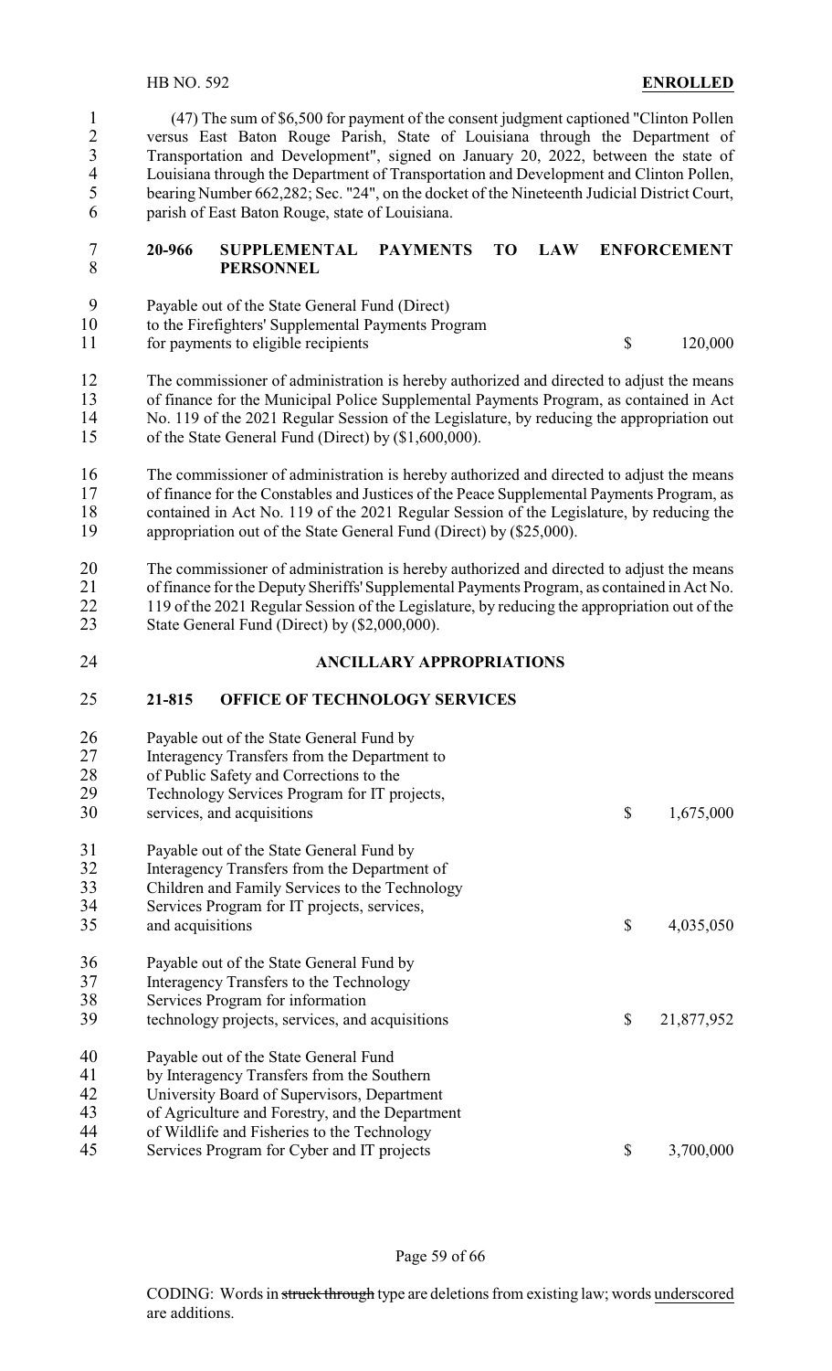(47) The sum of $6,500 for payment of the consent judgment captioned "Clinton Pollen versus East Baton Rouge Parish, State of Louisiana through the Department of Transportation and Development", signed on January 20, 2022, between the state of Louisiana through the Department of Transportation and Development and Clinton Pollen, bearing Number 662,282; Sec. "24", on the docket of the Nineteenth Judicial District Court, parish of East Baton Rouge, state of Louisiana.

**20-966 SUPPLEMENTAL PAYMENTS TO LAW ENFORCEMENT PERSONNEL**

Payable out of the State General Fund (Direct) to the Firefighters' Supplemental Payments Program for payments to eligible recipients $ 120,000

The commissioner of administration is hereby authorized and directed to adjust the means of finance for the Municipal Police Supplemental Payments Program, as contained in Act No. 119 of the 2021 Regular Session of the Legislature, by reducing the appropriation out of the State General Fund (Direct) by ($1,600,000).

The commissioner of administration is hereby authorized and directed to adjust the means of finance for the Constables and Justices of the Peace Supplemental Payments Program, as contained in Act No. 119 of the 2021 Regular Session of the Legislature, by reducing the appropriation out of the State General Fund (Direct) by ($25,000).

The commissioner of administration is hereby authorized and directed to adjust the means of finance for the Deputy Sheriffs' Supplemental Payments Program, as contained in Act No. 119 of the 2021 Regular Session of the Legislature, by reducing the appropriation out of the State General Fund (Direct) by ($2,000,000).

**ANCILLARY APPROPRIATIONS**

**21-815 OFFICE OF TECHNOLOGY SERVICES**

Payable out of the State General Fund by Interagency Transfers from the Department to of Public Safety and Corrections to the Technology Services Program for IT projects, services, and acquisitions $ 1,675,000

Payable out of the State General Fund by Interagency Transfers from the Department of Children and Family Services to the Technology Services Program for IT projects, services, and acquisitions $ 4,035,050

Payable out of the State General Fund by Interagency Transfers to the Technology Services Program for information technology projects, services, and acquisitions $ 21,877,952

Payable out of the State General Fund by Interagency Transfers from the Southern University Board of Supervisors, Department of Agriculture and Forestry, and the Department of Wildlife and Fisheries to the Technology Services Program for Cyber and IT projects $ 3,700,000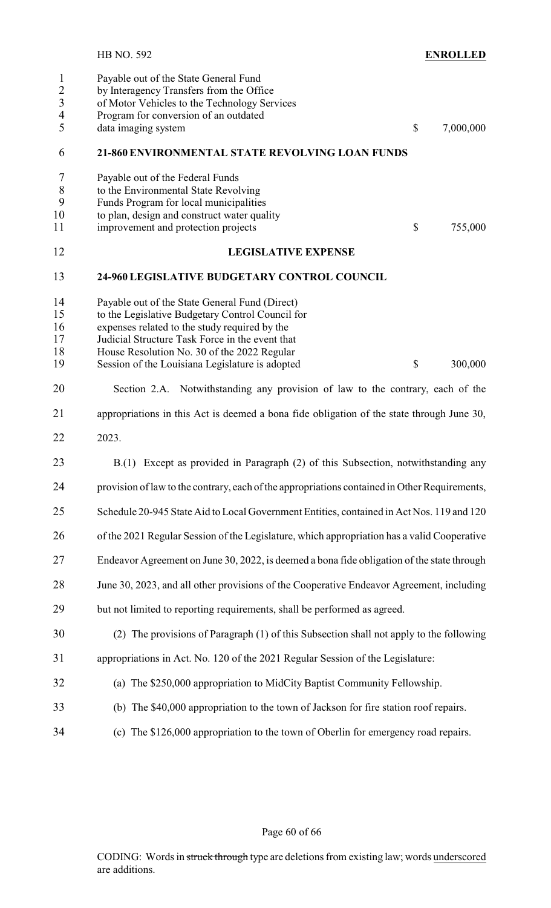Payable out of the State General Fund
by Interagency Transfers from the Office
of Motor Vehicles to the Technology Services
Program for conversion of an outdated
data imaging system $ 7,000,000

**21-860 ENVIRONMENTAL STATE REVOLVING LOAN FUNDS**

Payable out of the Federal Funds
to the Environmental State Revolving
Funds Program for local municipalities
to plan, design and construct water quality
improvement and protection projects $ 755,000

**LEGISLATIVE EXPENSE**

**24-960 LEGISLATIVE BUDGETARY CONTROL COUNCIL**

Payable out of the State General Fund (Direct)
to the Legislative Budgetary Control Council for
expenses related to the study required by the
Judicial Structure Task Force in the event that
House Resolution No. 30 of the 2022 Regular
Session of the Louisiana Legislature is adopted $ 300,000

Section 2.A. Notwithstanding any provision of law to the contrary, each of the appropriations in this Act is deemed a bona fide obligation of the state through June 30, 2023.

B.(1) Except as provided in Paragraph (2) of this Subsection, notwithstanding any provision of law to the contrary, each of the appropriations contained in Other Requirements, Schedule 20-945 State Aid to Local Government Entities, contained in Act Nos. 119 and 120 of the 2021 Regular Session of the Legislature, which appropriation has a valid Cooperative Endeavor Agreement on June 30, 2022, is deemed a bona fide obligation of the state through June 30, 2023, and all other provisions of the Cooperative Endeavor Agreement, including but not limited to reporting requirements, shall be performed as agreed.

(2) The provisions of Paragraph (1) of this Subsection shall not apply to the following appropriations in Act. No. 120 of the 2021 Regular Session of the Legislature:

(a) The $250,000 appropriation to MidCity Baptist Community Fellowship.

(b) The $40,000 appropriation to the town of Jackson for fire station roof repairs.

(c) The $126,000 appropriation to the town of Oberlin for emergency road repairs.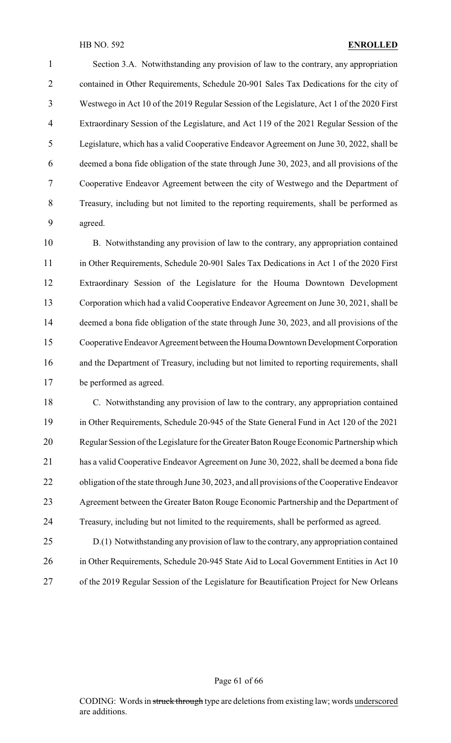Section 3.A. Notwithstanding any provision of law to the contrary, any appropriation contained in Other Requirements, Schedule 20-901 Sales Tax Dedications for the city of Westwego in Act 10 of the 2019 Regular Session of the Legislature, Act 1 of the 2020 First Extraordinary Session of the Legislature, and Act 119 of the 2021 Regular Session of the Legislature, which has a valid Cooperative Endeavor Agreement on June 30, 2022, shall be deemed a bona fide obligation of the state through June 30, 2023, and all provisions of the Cooperative Endeavor Agreement between the city of Westwego and the Department of Treasury, including but not limited to the reporting requirements, shall be performed as agreed.

B. Notwithstanding any provision of law to the contrary, any appropriation contained in Other Requirements, Schedule 20-901 Sales Tax Dedications in Act 1 of the 2020 First Extraordinary Session of the Legislature for the Houma Downtown Development Corporation which had a valid Cooperative Endeavor Agreement on June 30, 2021, shall be deemed a bona fide obligation of the state through June 30, 2023, and all provisions of the Cooperative Endeavor Agreement between the Houma Downtown Development Corporation and the Department of Treasury, including but not limited to reporting requirements, shall be performed as agreed.

C. Notwithstanding any provision of law to the contrary, any appropriation contained in Other Requirements, Schedule 20-945 of the State General Fund in Act 120 of the 2021 Regular Session of the Legislature for the Greater Baton Rouge Economic Partnership which has a valid Cooperative Endeavor Agreement on June 30, 2022, shall be deemed a bona fide obligation of the state through June 30, 2023, and all provisions of the Cooperative Endeavor Agreement between the Greater Baton Rouge Economic Partnership and the Department of Treasury, including but not limited to the requirements, shall be performed as agreed.

D.(1) Notwithstanding any provision of law to the contrary, any appropriation contained in Other Requirements, Schedule 20-945 State Aid to Local Government Entities in Act 10 of the 2019 Regular Session of the Legislature for Beautification Project for New Orleans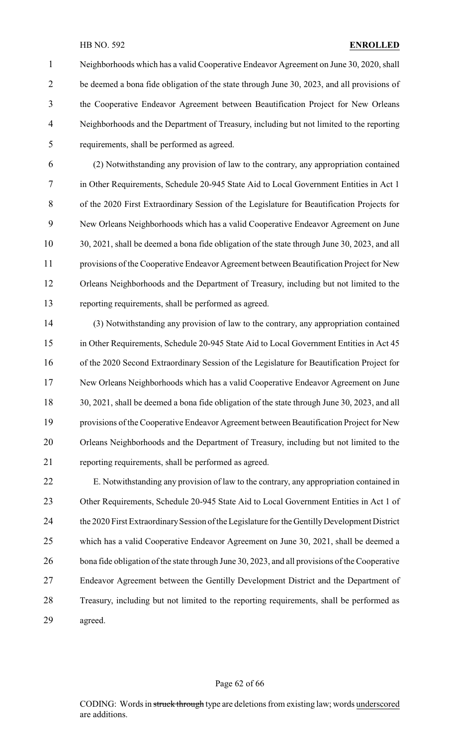Neighborhoods which has a valid Cooperative Endeavor Agreement on June 30, 2020, shall be deemed a bona fide obligation of the state through June 30, 2023, and all provisions of the Cooperative Endeavor Agreement between Beautification Project for New Orleans Neighborhoods and the Department of Treasury, including but not limited to the reporting requirements, shall be performed as agreed.

(2) Notwithstanding any provision of law to the contrary, any appropriation contained in Other Requirements, Schedule 20-945 State Aid to Local Government Entities in Act 1 of the 2020 First Extraordinary Session of the Legislature for Beautification Projects for New Orleans Neighborhoods which has a valid Cooperative Endeavor Agreement on June 30, 2021, shall be deemed a bona fide obligation of the state through June 30, 2023, and all provisions of the Cooperative Endeavor Agreement between Beautification Project for New Orleans Neighborhoods and the Department of Treasury, including but not limited to the reporting requirements, shall be performed as agreed.

(3) Notwithstanding any provision of law to the contrary, any appropriation contained in Other Requirements, Schedule 20-945 State Aid to Local Government Entities in Act 45 of the 2020 Second Extraordinary Session of the Legislature for Beautification Project for New Orleans Neighborhoods which has a valid Cooperative Endeavor Agreement on June 30, 2021, shall be deemed a bona fide obligation of the state through June 30, 2023, and all provisions of the Cooperative Endeavor Agreement between Beautification Project for New Orleans Neighborhoods and the Department of Treasury, including but not limited to the reporting requirements, shall be performed as agreed.

E. Notwithstanding any provision of law to the contrary, any appropriation contained in Other Requirements, Schedule 20-945 State Aid to Local Government Entities in Act 1 of the 2020 First Extraordinary Session of the Legislature for the Gentilly Development District which has a valid Cooperative Endeavor Agreement on June 30, 2021, shall be deemed a bona fide obligation of the state through June 30, 2023, and all provisions of the Cooperative Endeavor Agreement between the Gentilly Development District and the Department of Treasury, including but not limited to the reporting requirements, shall be performed as agreed.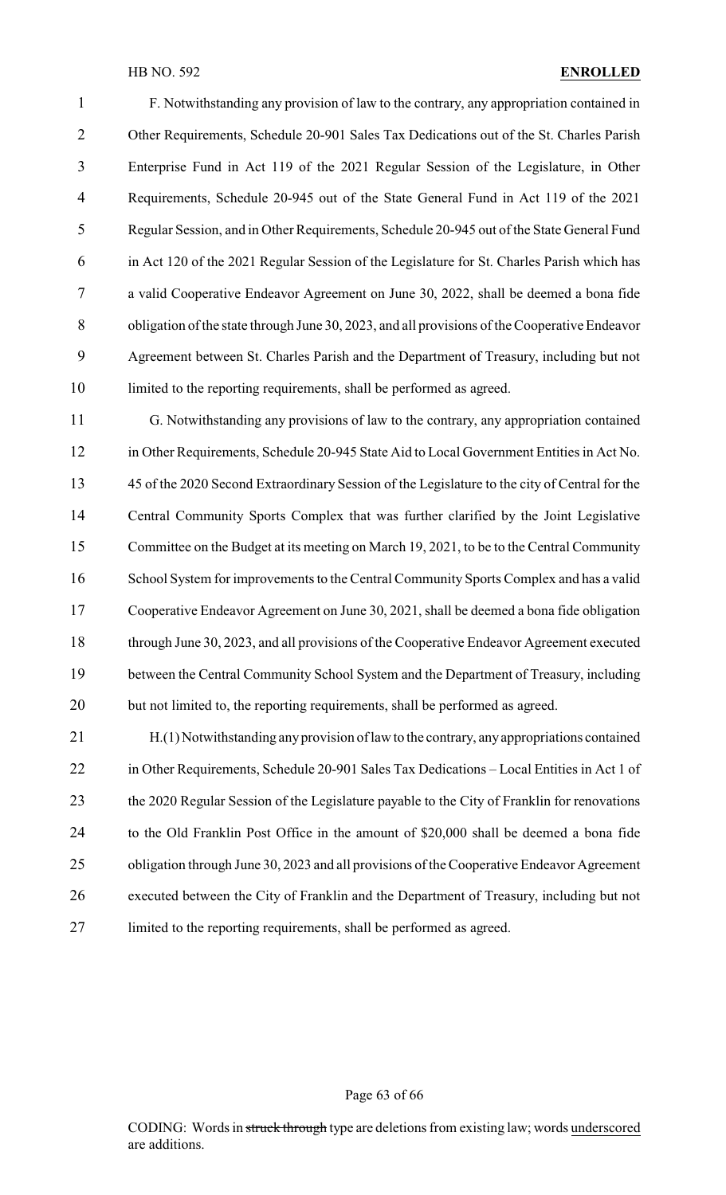F. Notwithstanding any provision of law to the contrary, any appropriation contained in Other Requirements, Schedule 20-901 Sales Tax Dedications out of the St. Charles Parish Enterprise Fund in Act 119 of the 2021 Regular Session of the Legislature, in Other Requirements, Schedule 20-945 out of the State General Fund in Act 119 of the 2021 Regular Session, and in Other Requirements, Schedule 20-945 out of the State General Fund in Act 120 of the 2021 Regular Session of the Legislature for St. Charles Parish which has a valid Cooperative Endeavor Agreement on June 30, 2022, shall be deemed a bona fide obligation of the state through June 30, 2023, and all provisions of the Cooperative Endeavor Agreement between St. Charles Parish and the Department of Treasury, including but not limited to the reporting requirements, shall be performed as agreed.

G. Notwithstanding any provisions of law to the contrary, any appropriation contained in Other Requirements, Schedule 20-945 State Aid to Local Government Entities in Act No. 45 of the 2020 Second Extraordinary Session of the Legislature to the city of Central for the Central Community Sports Complex that was further clarified by the Joint Legislative Committee on the Budget at its meeting on March 19, 2021, to be to the Central Community School System for improvements to the Central Community Sports Complex and has a valid Cooperative Endeavor Agreement on June 30, 2021, shall be deemed a bona fide obligation through June 30, 2023, and all provisions of the Cooperative Endeavor Agreement executed between the Central Community School System and the Department of Treasury, including but not limited to, the reporting requirements, shall be performed as agreed.

H.(1) Notwithstanding any provision of law to the contrary, any appropriations contained in Other Requirements, Schedule 20-901 Sales Tax Dedications – Local Entities in Act 1 of the 2020 Regular Session of the Legislature payable to the City of Franklin for renovations to the Old Franklin Post Office in the amount of $20,000 shall be deemed a bona fide obligation through June 30, 2023 and all provisions of the Cooperative Endeavor Agreement executed between the City of Franklin and the Department of Treasury, including but not limited to the reporting requirements, shall be performed as agreed.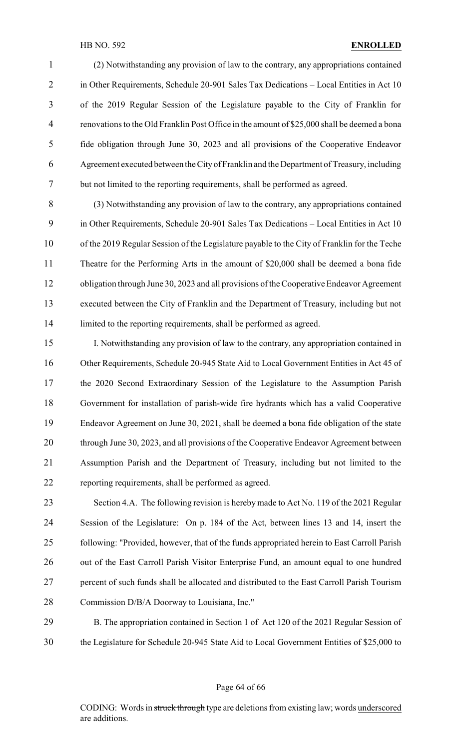(2) Notwithstanding any provision of law to the contrary, any appropriations contained in Other Requirements, Schedule 20-901 Sales Tax Dedications – Local Entities in Act 10 of the 2019 Regular Session of the Legislature payable to the City of Franklin for renovations to the Old Franklin Post Office in the amount of $25,000 shall be deemed a bona fide obligation through June 30, 2023 and all provisions of the Cooperative Endeavor Agreement executed between the City of Franklin and the Department of Treasury, including but not limited to the reporting requirements, shall be performed as agreed.

(3) Notwithstanding any provision of law to the contrary, any appropriations contained in Other Requirements, Schedule 20-901 Sales Tax Dedications – Local Entities in Act 10 of the 2019 Regular Session of the Legislature payable to the City of Franklin for the Teche Theatre for the Performing Arts in the amount of $20,000 shall be deemed a bona fide obligation through June 30, 2023 and all provisions of the Cooperative Endeavor Agreement executed between the City of Franklin and the Department of Treasury, including but not limited to the reporting requirements, shall be performed as agreed.

I. Notwithstanding any provision of law to the contrary, any appropriation contained in Other Requirements, Schedule 20-945 State Aid to Local Government Entities in Act 45 of the 2020 Second Extraordinary Session of the Legislature to the Assumption Parish Government for installation of parish-wide fire hydrants which has a valid Cooperative Endeavor Agreement on June 30, 2021, shall be deemed a bona fide obligation of the state through June 30, 2023, and all provisions of the Cooperative Endeavor Agreement between Assumption Parish and the Department of Treasury, including but not limited to the reporting requirements, shall be performed as agreed.

Section 4.A. The following revision is hereby made to Act No. 119 of the 2021 Regular Session of the Legislature: On p. 184 of the Act, between lines 13 and 14, insert the following: "Provided, however, that of the funds appropriated herein to East Carroll Parish out of the East Carroll Parish Visitor Enterprise Fund, an amount equal to one hundred percent of such funds shall be allocated and distributed to the East Carroll Parish Tourism Commission D/B/A Doorway to Louisiana, Inc."

B. The appropriation contained in Section 1 of Act 120 of the 2021 Regular Session of the Legislature for Schedule 20-945 State Aid to Local Government Entities of $25,000 to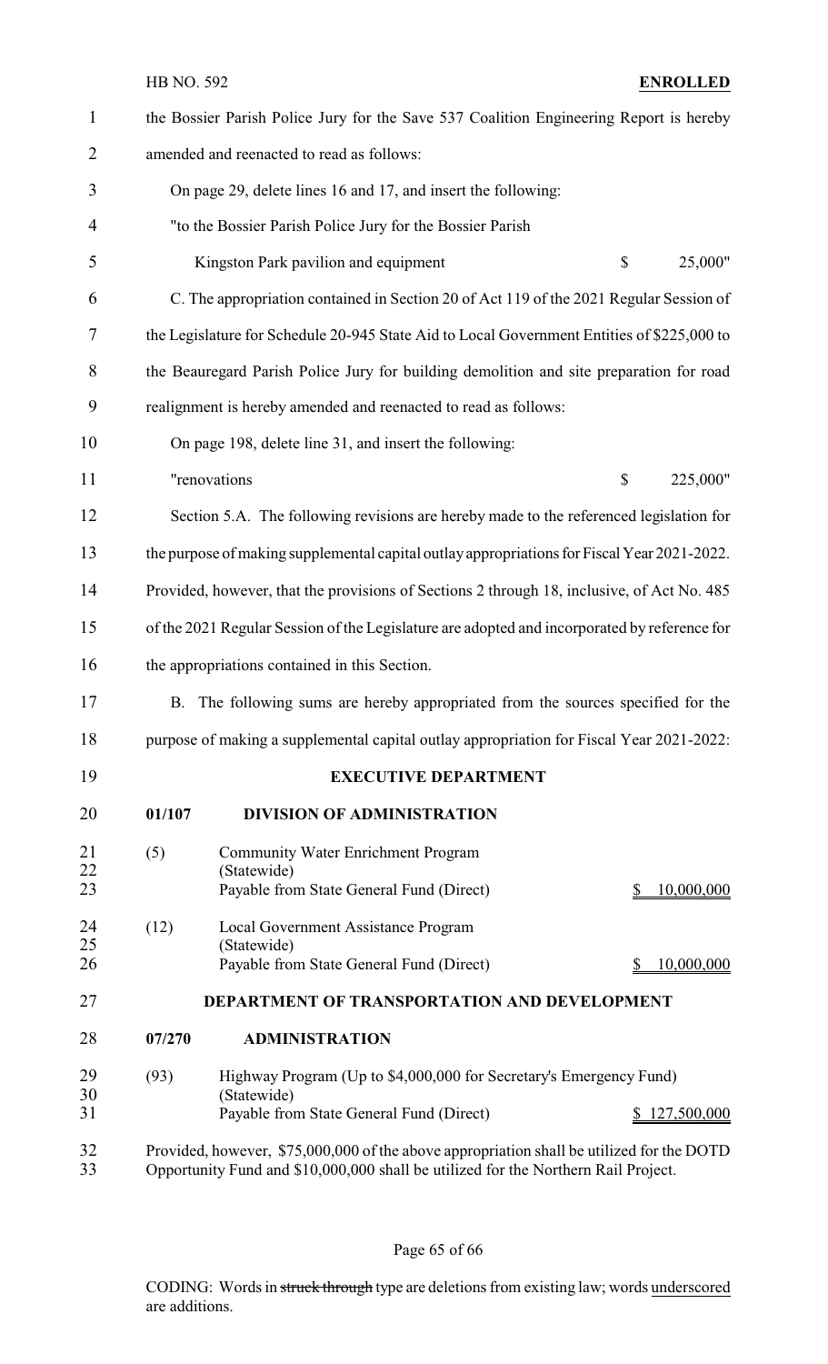the Bossier Parish Police Jury for the Save 537 Coalition Engineering Report is hereby amended and reenacted to read as follows:

On page 29, delete lines 16 and 17, and insert the following:

"to the Bossier Parish Police Jury for the Bossier Parish

Kingston Park pavilion and equipment $ 25,000"

C. The appropriation contained in Section 20 of Act 119 of the 2021 Regular Session of the Legislature for Schedule 20-945 State Aid to Local Government Entities of $225,000 to the Beauregard Parish Police Jury for building demolition and site preparation for road realignment is hereby amended and reenacted to read as follows:

On page 198, delete line 31, and insert the following:

"renovations $ 225,000"

Section 5.A. The following revisions are hereby made to the referenced legislation for the purpose of making supplemental capital outlay appropriations for Fiscal Year 2021-2022. Provided, however, that the provisions of Sections 2 through 18, inclusive, of Act No. 485 of the 2021 Regular Session of the Legislature are adopted and incorporated by reference for the appropriations contained in this Section.

B. The following sums are hereby appropriated from the sources specified for the purpose of making a supplemental capital outlay appropriation for Fiscal Year 2021-2022:

**EXECUTIVE DEPARTMENT**

**01/107 DIVISION OF ADMINISTRATION**

(5) Community Water Enrichment Program
(Statewide)
Payable from State General Fund (Direct) $ 10,000,000

(12) Local Government Assistance Program
(Statewide)
Payable from State General Fund (Direct) $ 10,000,000

**DEPARTMENT OF TRANSPORTATION AND DEVELOPMENT**

**07/270 ADMINISTRATION**

(93) Highway Program (Up to $4,000,000 for Secretary's Emergency Fund)
(Statewide)
Payable from State General Fund (Direct) $ 127,500,000

Provided, however, $75,000,000 of the above appropriation shall be utilized for the DOTD Opportunity Fund and $10,000,000 shall be utilized for the Northern Rail Project.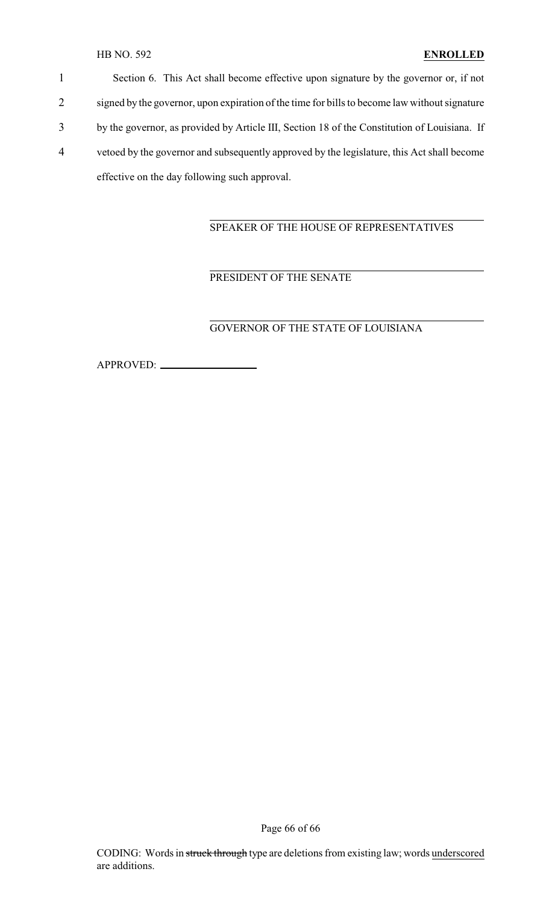Section 6. This Act shall become effective upon signature by the governor or, if not signed by the governor, upon expiration of the time for bills to become law without signature by the governor, as provided by Article III, Section 18 of the Constitution of Louisiana. If vetoed by the governor and subsequently approved by the legislature, this Act shall become effective on the day following such approval.

SPEAKER OF THE HOUSE OF REPRESENTATIVES

PRESIDENT OF THE SENATE

GOVERNOR OF THE STATE OF LOUISIANA

APPROVED: \_\_\_\_\_\_\_\_\_\_\_\_\_\_\_\_\_\_

CODING: Words in ~~struck through~~ type are deletions from existing law; words underscored are additions.